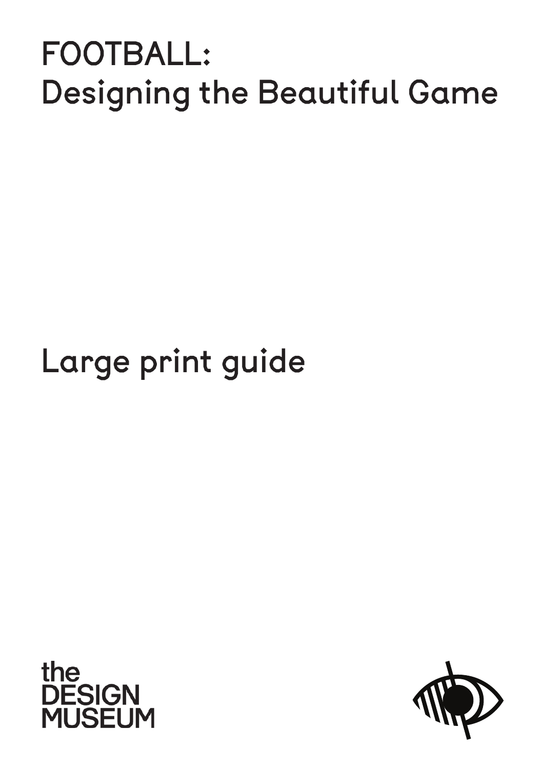# FOOTBALL:
# Designing the Beautiful Game

Large print guide

the DESIGN MUSEUM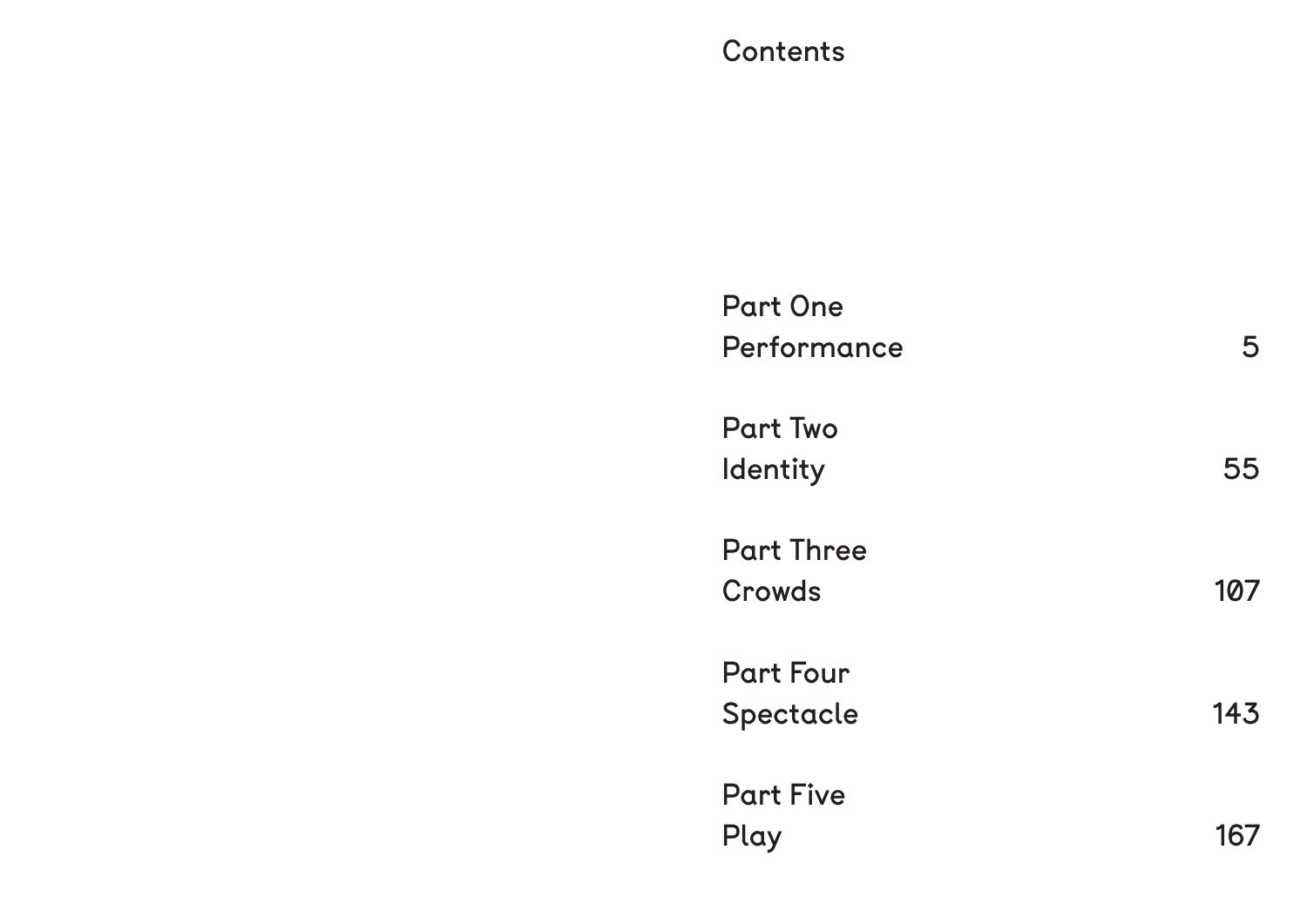# Contents

| | |
|---|---|
| Part One<br>Performance | 5 |
| Part Two<br>Identity | 55 |
| Part Three<br>Crowds | 107 |
| Part Four<br>Spectacle | 143 |
| Part Five<br>Play | 167 |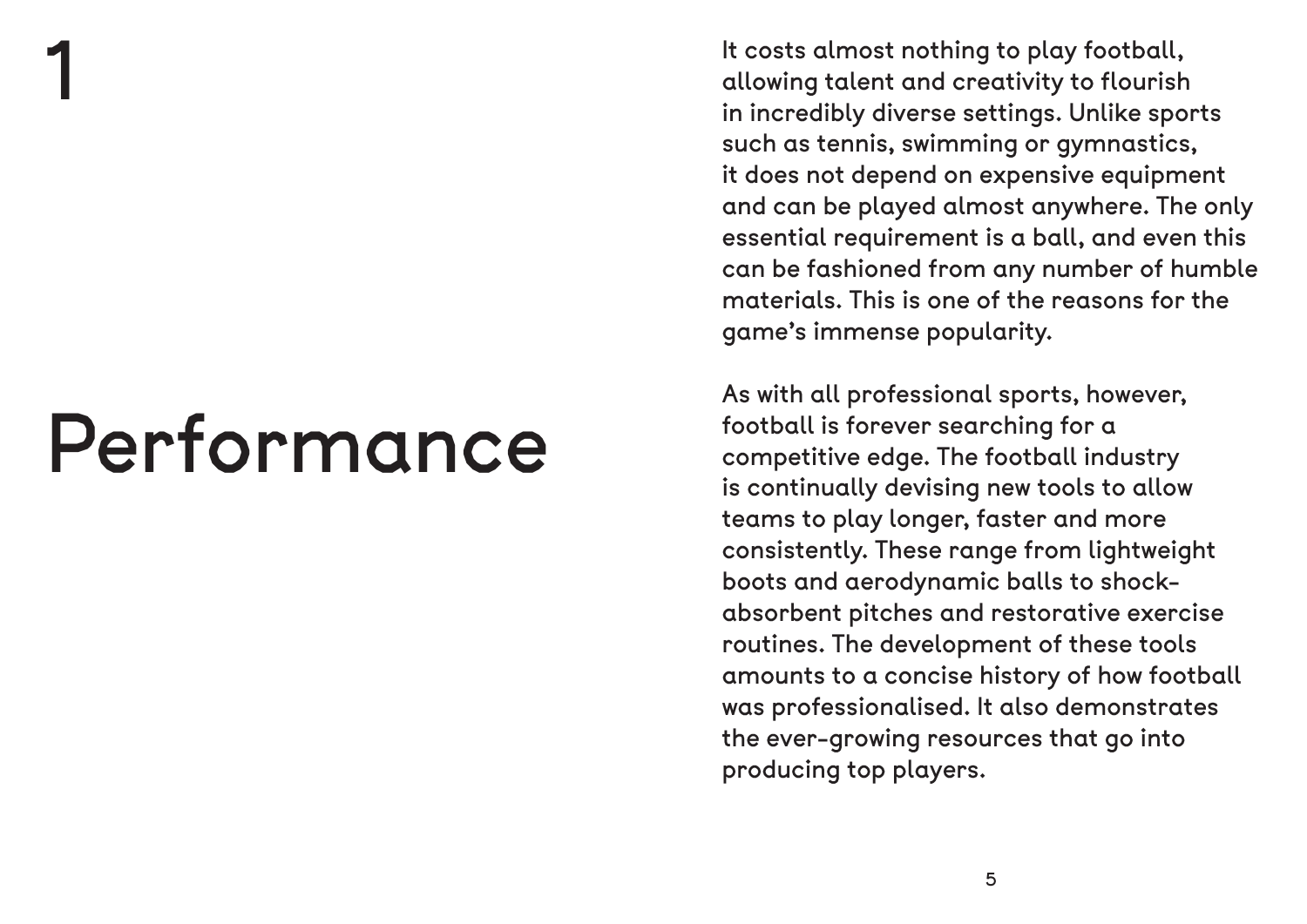# 1

# Performance

It costs almost nothing to play football, allowing talent and creativity to flourish in incredibly diverse settings. Unlike sports such as tennis, swimming or gymnastics, it does not depend on expensive equipment and can be played almost anywhere. The only essential requirement is a ball, and even this can be fashioned from any number of humble materials. This is one of the reasons for the game's immense popularity.

As with all professional sports, however, football is forever searching for a competitive edge. The football industry is continually devising new tools to allow teams to play longer, faster and more consistently. These range from lightweight boots and aerodynamic balls to shock-absorbent pitches and restorative exercise routines. The development of these tools amounts to a concise history of how football was professionalised. It also demonstrates the ever-growing resources that go into producing top players.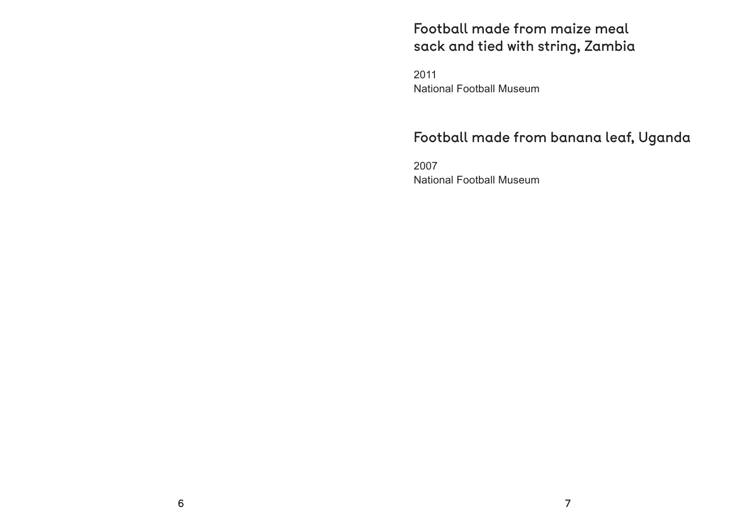## Football made from maize meal sack and tied with string, Zambia

2011
National Football Museum

## Football made from banana leaf, Uganda

2007
National Football Museum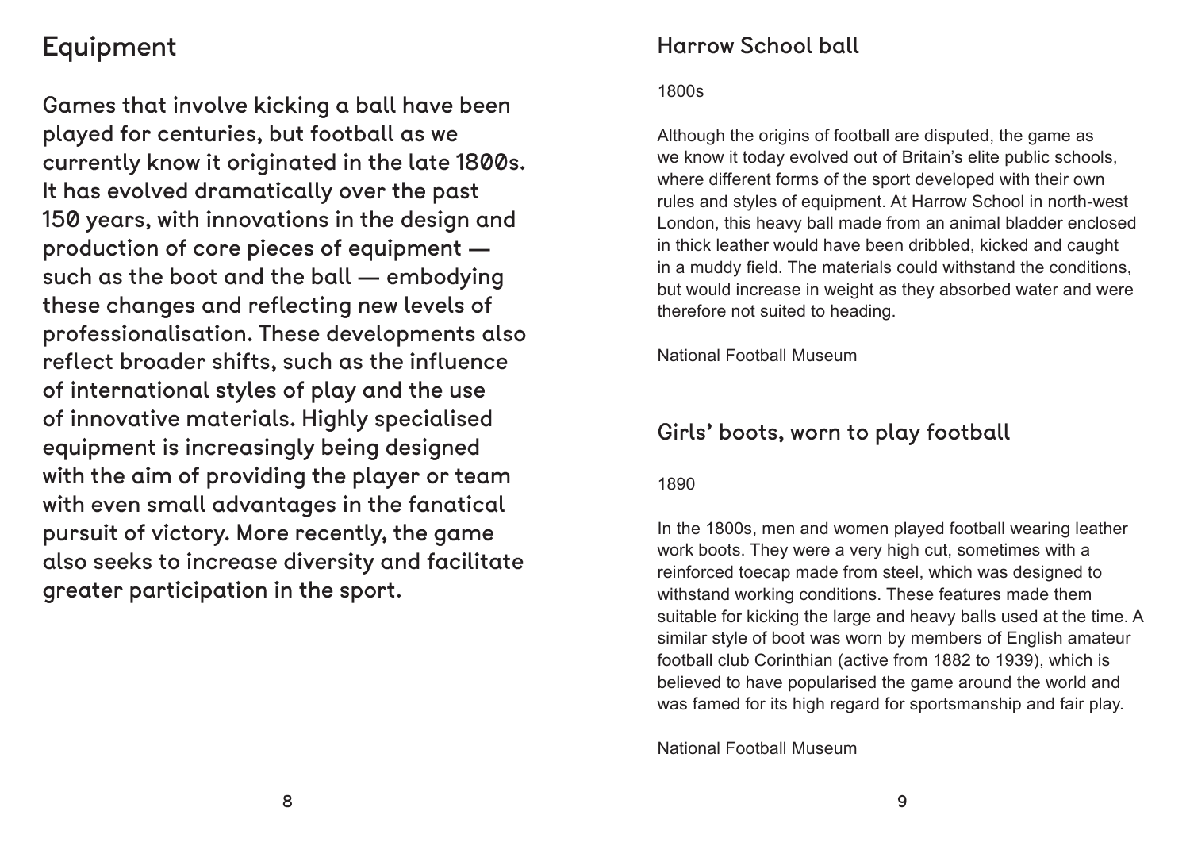## Equipment

Games that involve kicking a ball have been played for centuries, but football as we currently know it originated in the late 1800s. It has evolved dramatically over the past 150 years, with innovations in the design and production of core pieces of equipment — such as the boot and the ball — embodying these changes and reflecting new levels of professionalisation. These developments also reflect broader shifts, such as the influence of international styles of play and the use of innovative materials. Highly specialised equipment is increasingly being designed with the aim of providing the player or team with even small advantages in the fanatical pursuit of victory. More recently, the game also seeks to increase diversity and facilitate greater participation in the sport.

### Harrow School ball

1800s

Although the origins of football are disputed, the game as we know it today evolved out of Britain's elite public schools, where different forms of the sport developed with their own rules and styles of equipment. At Harrow School in north-west London, this heavy ball made from an animal bladder enclosed in thick leather would have been dribbled, kicked and caught in a muddy field. The materials could withstand the conditions, but would increase in weight as they absorbed water and were therefore not suited to heading.

National Football Museum

### Girls' boots, worn to play football

1890

In the 1800s, men and women played football wearing leather work boots. They were a very high cut, sometimes with a reinforced toecap made from steel, which was designed to withstand working conditions. These features made them suitable for kicking the large and heavy balls used at the time. A similar style of boot was worn by members of English amateur football club Corinthian (active from 1882 to 1939), which is believed to have popularised the game around the world and was famed for its high regard for sportsmanship and fair play.

National Football Museum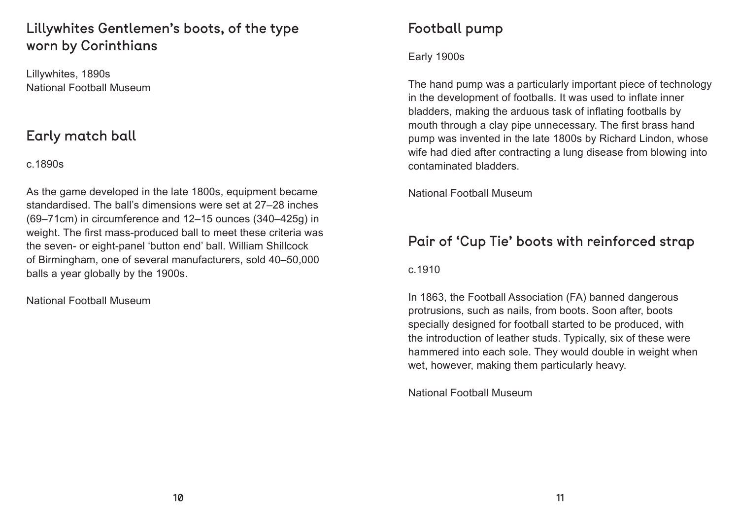## Lillywhites Gentlemen's boots, of the type worn by Corinthians

Lillywhites, 1890s
National Football Museum

## Early match ball

c.1890s

As the game developed in the late 1800s, equipment became standardised. The ball's dimensions were set at 27–28 inches (69–71cm) in circumference and 12–15 ounces (340–425g) in weight. The first mass-produced ball to meet these criteria was the seven- or eight-panel 'button end' ball. William Shillcock of Birmingham, one of several manufacturers, sold 40–50,000 balls a year globally by the 1900s.

National Football Museum

## Football pump

Early 1900s

The hand pump was a particularly important piece of technology in the development of footballs. It was used to inflate inner bladders, making the arduous task of inflating footballs by mouth through a clay pipe unnecessary. The first brass hand pump was invented in the late 1800s by Richard Lindon, whose wife had died after contracting a lung disease from blowing into contaminated bladders.

National Football Museum

## Pair of 'Cup Tie' boots with reinforced strap

c.1910

In 1863, the Football Association (FA) banned dangerous protrusions, such as nails, from boots. Soon after, boots specially designed for football started to be produced, with the introduction of leather studs. Typically, six of these were hammered into each sole. They would double in weight when wet, however, making them particularly heavy.

National Football Museum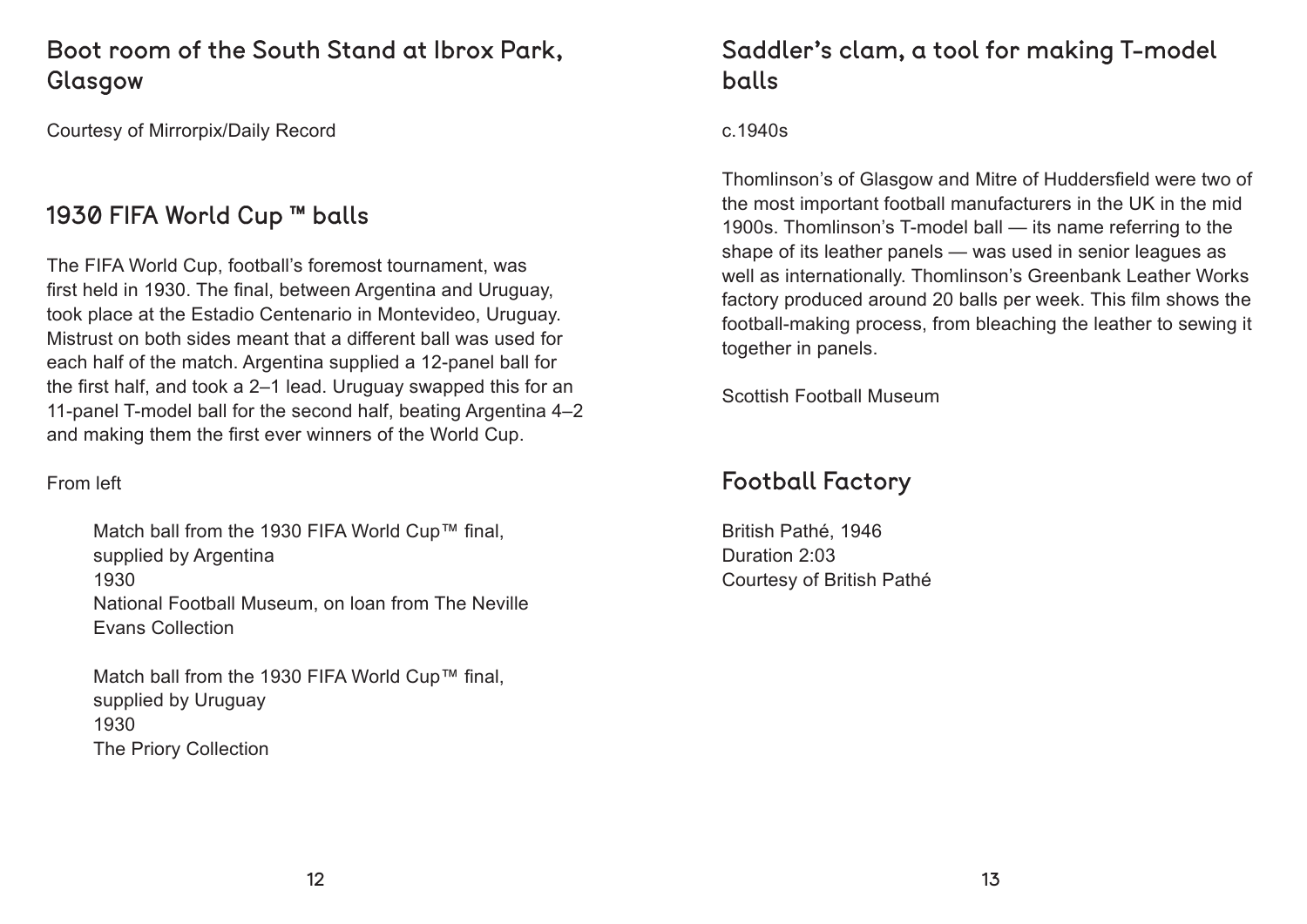## Boot room of the South Stand at Ibrox Park, Glasgow

Courtesy of Mirrorpix/Daily Record

## 1930 FIFA World Cup ™ balls

The FIFA World Cup, football's foremost tournament, was first held in 1930. The final, between Argentina and Uruguay, took place at the Estadio Centenario in Montevideo, Uruguay. Mistrust on both sides meant that a different ball was used for each half of the match. Argentina supplied a 12-panel ball for the first half, and took a 2–1 lead. Uruguay swapped this for an 11-panel T-model ball for the second half, beating Argentina 4–2 and making them the first ever winners of the World Cup.

From left

> Match ball from the 1930 FIFA World Cup™ final, supplied by Argentina
> 1930
> National Football Museum, on loan from The Neville Evans Collection

> Match ball from the 1930 FIFA World Cup™ final, supplied by Uruguay
> 1930
> The Priory Collection

## Saddler's clam, a tool for making T-model balls

c.1940s

Thomlinson's of Glasgow and Mitre of Huddersfield were two of the most important football manufacturers in the UK in the mid 1900s. Thomlinson's T-model ball — its name referring to the shape of its leather panels — was used in senior leagues as well as internationally. Thomlinson's Greenbank Leather Works factory produced around 20 balls per week. This film shows the football-making process, from bleaching the leather to sewing it together in panels.

Scottish Football Museum

## Football Factory

British Pathé, 1946
Duration 2:03
Courtesy of British Pathé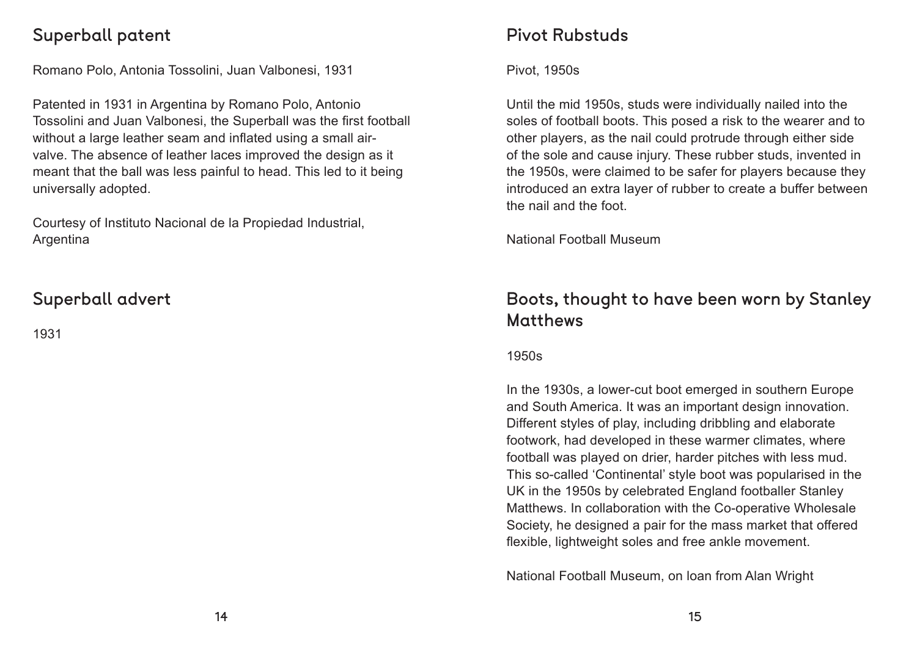## Superball patent

Romano Polo, Antonia Tossolini, Juan Valbonesi, 1931

Patented in 1931 in Argentina by Romano Polo, Antonio Tossolini and Juan Valbonesi, the Superball was the first football without a large leather seam and inflated using a small air-valve. The absence of leather laces improved the design as it meant that the ball was less painful to head. This led to it being universally adopted.

Courtesy of Instituto Nacional de la Propiedad Industrial, Argentina

## Superball advert

1931

## Pivot Rubstuds

Pivot, 1950s

Until the mid 1950s, studs were individually nailed into the soles of football boots. This posed a risk to the wearer and to other players, as the nail could protrude through either side of the sole and cause injury. These rubber studs, invented in the 1950s, were claimed to be safer for players because they introduced an extra layer of rubber to create a buffer between the nail and the foot.

National Football Museum

## Boots, thought to have been worn by Stanley Matthews

1950s

In the 1930s, a lower-cut boot emerged in southern Europe and South America. It was an important design innovation. Different styles of play, including dribbling and elaborate footwork, had developed in these warmer climates, where football was played on drier, harder pitches with less mud. This so-called 'Continental' style boot was popularised in the UK in the 1950s by celebrated England footballer Stanley Matthews. In collaboration with the Co-operative Wholesale Society, he designed a pair for the mass market that offered flexible, lightweight soles and free ankle movement.

National Football Museum, on loan from Alan Wright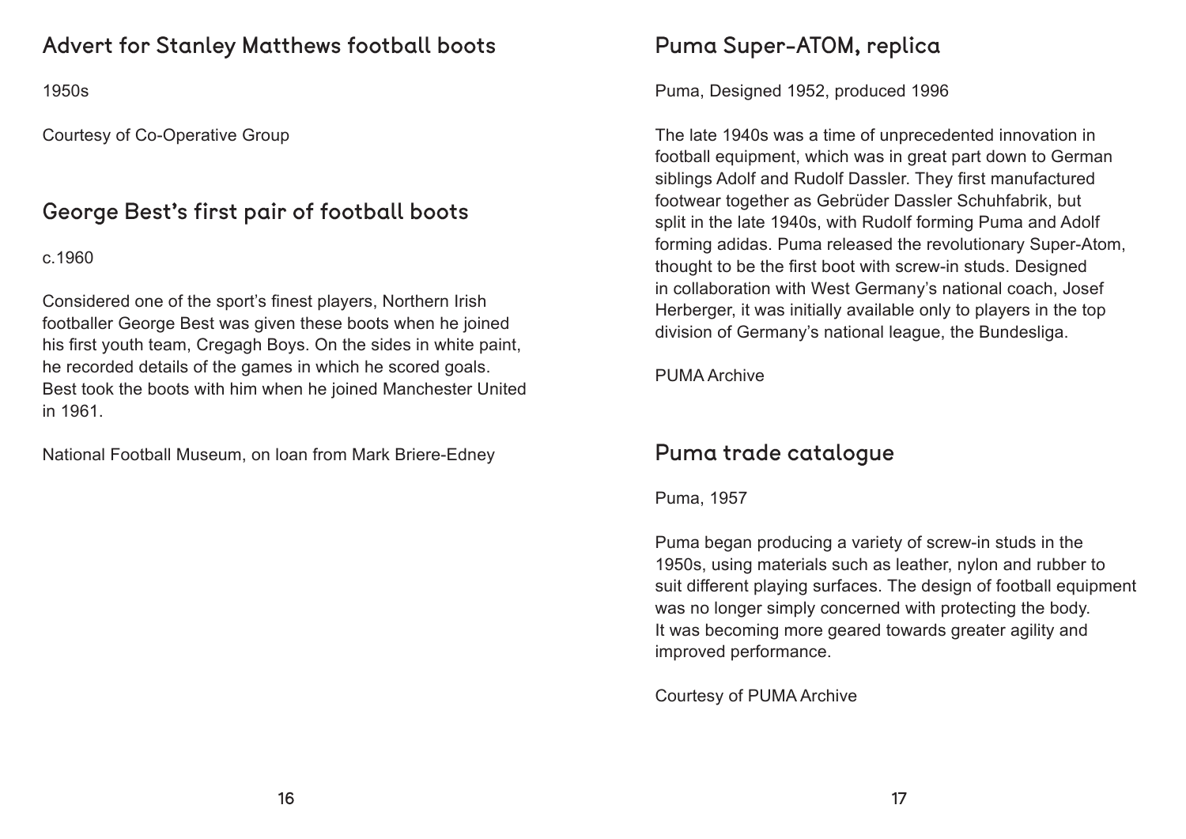## Advert for Stanley Matthews football boots

1950s

Courtesy of Co-Operative Group

## George Best's first pair of football boots

c.1960

Considered one of the sport's finest players, Northern Irish footballer George Best was given these boots when he joined his first youth team, Cregagh Boys. On the sides in white paint, he recorded details of the games in which he scored goals. Best took the boots with him when he joined Manchester United in 1961.

National Football Museum, on loan from Mark Briere-Edney

## Puma Super-ATOM, replica

Puma, Designed 1952, produced 1996

The late 1940s was a time of unprecedented innovation in football equipment, which was in great part down to German siblings Adolf and Rudolf Dassler. They first manufactured footwear together as Gebrüder Dassler Schuhfabrik, but split in the late 1940s, with Rudolf forming Puma and Adolf forming adidas. Puma released the revolutionary Super-Atom, thought to be the first boot with screw-in studs. Designed in collaboration with West Germany's national coach, Josef Herberger, it was initially available only to players in the top division of Germany's national league, the Bundesliga.

PUMA Archive

## Puma trade catalogue

Puma, 1957

Puma began producing a variety of screw-in studs in the 1950s, using materials such as leather, nylon and rubber to suit different playing surfaces. The design of football equipment was no longer simply concerned with protecting the body. It was becoming more geared towards greater agility and improved performance.

Courtesy of PUMA Archive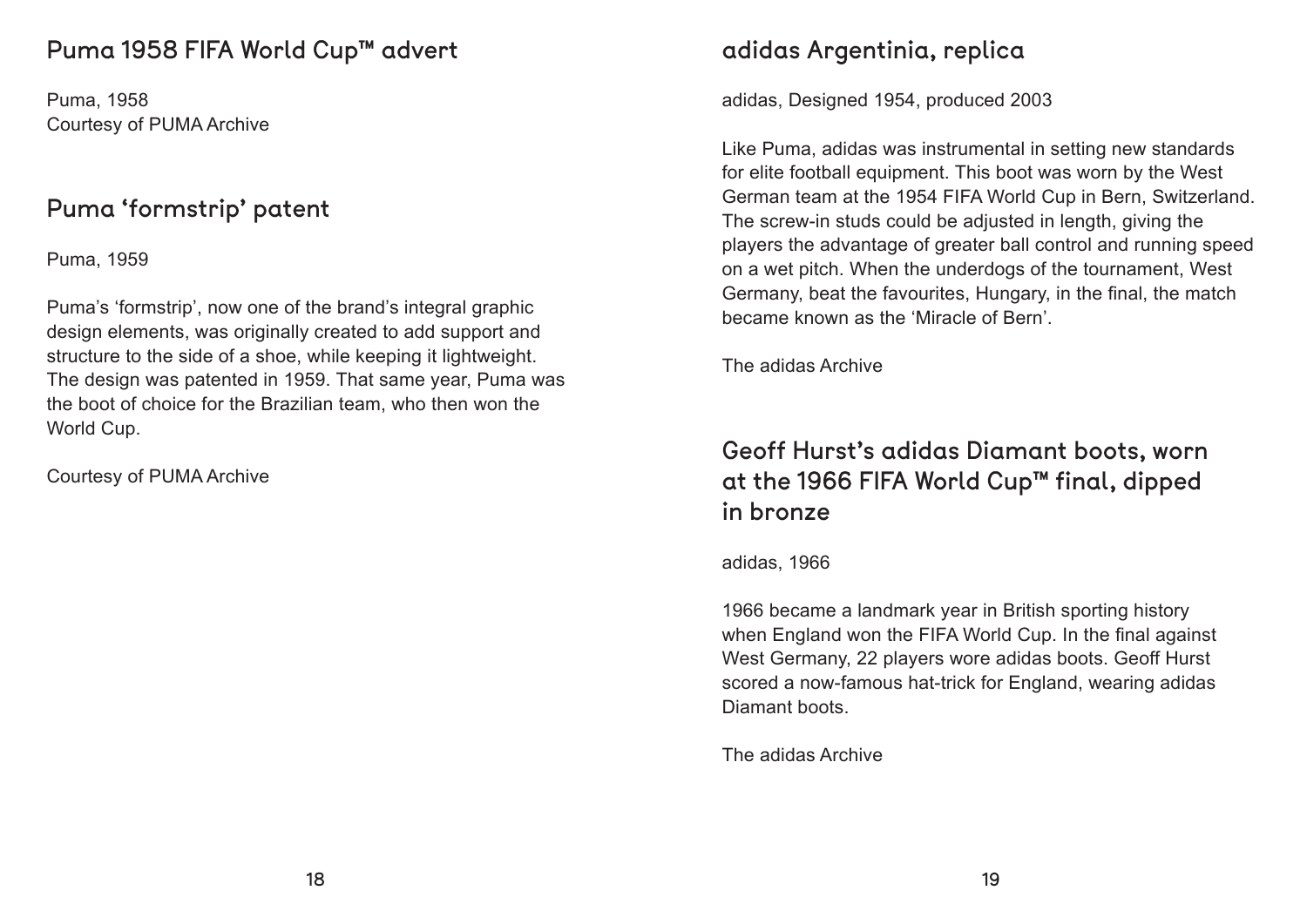## Puma 1958 FIFA World Cup™ advert

Puma, 1958
Courtesy of PUMA Archive

## Puma 'formstrip' patent

Puma, 1959

Puma's 'formstrip', now one of the brand's integral graphic design elements, was originally created to add support and structure to the side of a shoe, while keeping it lightweight. The design was patented in 1959. That same year, Puma was the boot of choice for the Brazilian team, who then won the World Cup.

Courtesy of PUMA Archive

## adidas Argentinia, replica

adidas, Designed 1954, produced 2003

Like Puma, adidas was instrumental in setting new standards for elite football equipment. This boot was worn by the West German team at the 1954 FIFA World Cup in Bern, Switzerland. The screw-in studs could be adjusted in length, giving the players the advantage of greater ball control and running speed on a wet pitch. When the underdogs of the tournament, West Germany, beat the favourites, Hungary, in the final, the match became known as the 'Miracle of Bern'.

The adidas Archive

## Geoff Hurst's adidas Diamant boots, worn at the 1966 FIFA World Cup™ final, dipped in bronze

adidas, 1966

1966 became a landmark year in British sporting history when England won the FIFA World Cup. In the final against West Germany, 22 players wore adidas boots. Geoff Hurst scored a now-famous hat-trick for England, wearing adidas Diamant boots.

The adidas Archive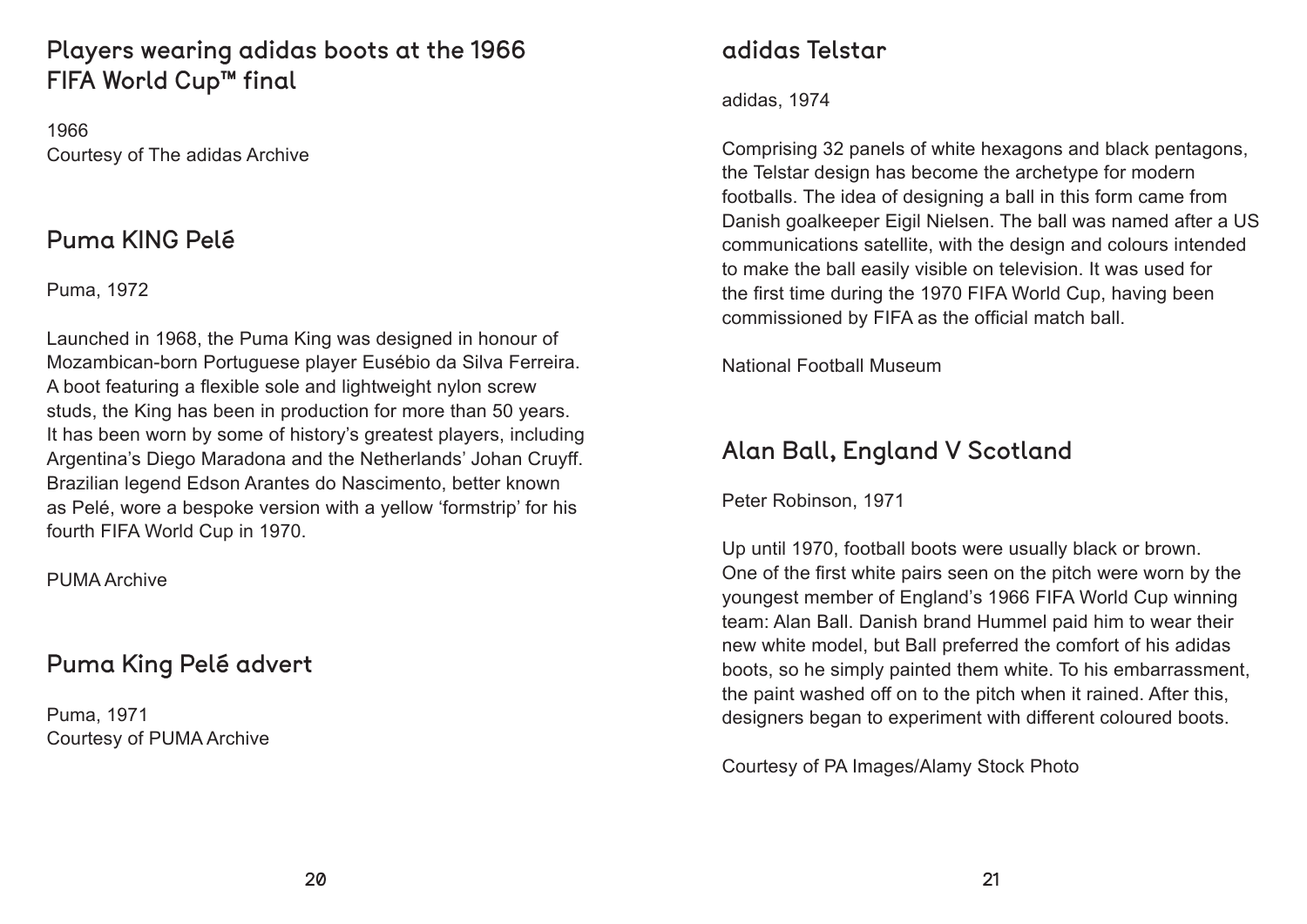## Players wearing adidas boots at the 1966 FIFA World Cup™ final

1966
Courtesy of The adidas Archive

## Puma KING Pelé

Puma, 1972

Launched in 1968, the Puma King was designed in honour of Mozambican-born Portuguese player Eusébio da Silva Ferreira. A boot featuring a flexible sole and lightweight nylon screw studs, the King has been in production for more than 50 years. It has been worn by some of history's greatest players, including Argentina's Diego Maradona and the Netherlands' Johan Cruyff. Brazilian legend Edson Arantes do Nascimento, better known as Pelé, wore a bespoke version with a yellow 'formstrip' for his fourth FIFA World Cup in 1970.

PUMA Archive

## Puma King Pelé advert

Puma, 1971
Courtesy of PUMA Archive

## adidas Telstar

adidas, 1974

Comprising 32 panels of white hexagons and black pentagons, the Telstar design has become the archetype for modern footballs. The idea of designing a ball in this form came from Danish goalkeeper Eigil Nielsen. The ball was named after a US communications satellite, with the design and colours intended to make the ball easily visible on television. It was used for the first time during the 1970 FIFA World Cup, having been commissioned by FIFA as the official match ball.

National Football Museum

## Alan Ball, England V Scotland

Peter Robinson, 1971

Up until 1970, football boots were usually black or brown. One of the first white pairs seen on the pitch were worn by the youngest member of England's 1966 FIFA World Cup winning team: Alan Ball. Danish brand Hummel paid him to wear their new white model, but Ball preferred the comfort of his adidas boots, so he simply painted them white. To his embarrassment, the paint washed off on to the pitch when it rained. After this, designers began to experiment with different coloured boots.

Courtesy of PA Images/Alamy Stock Photo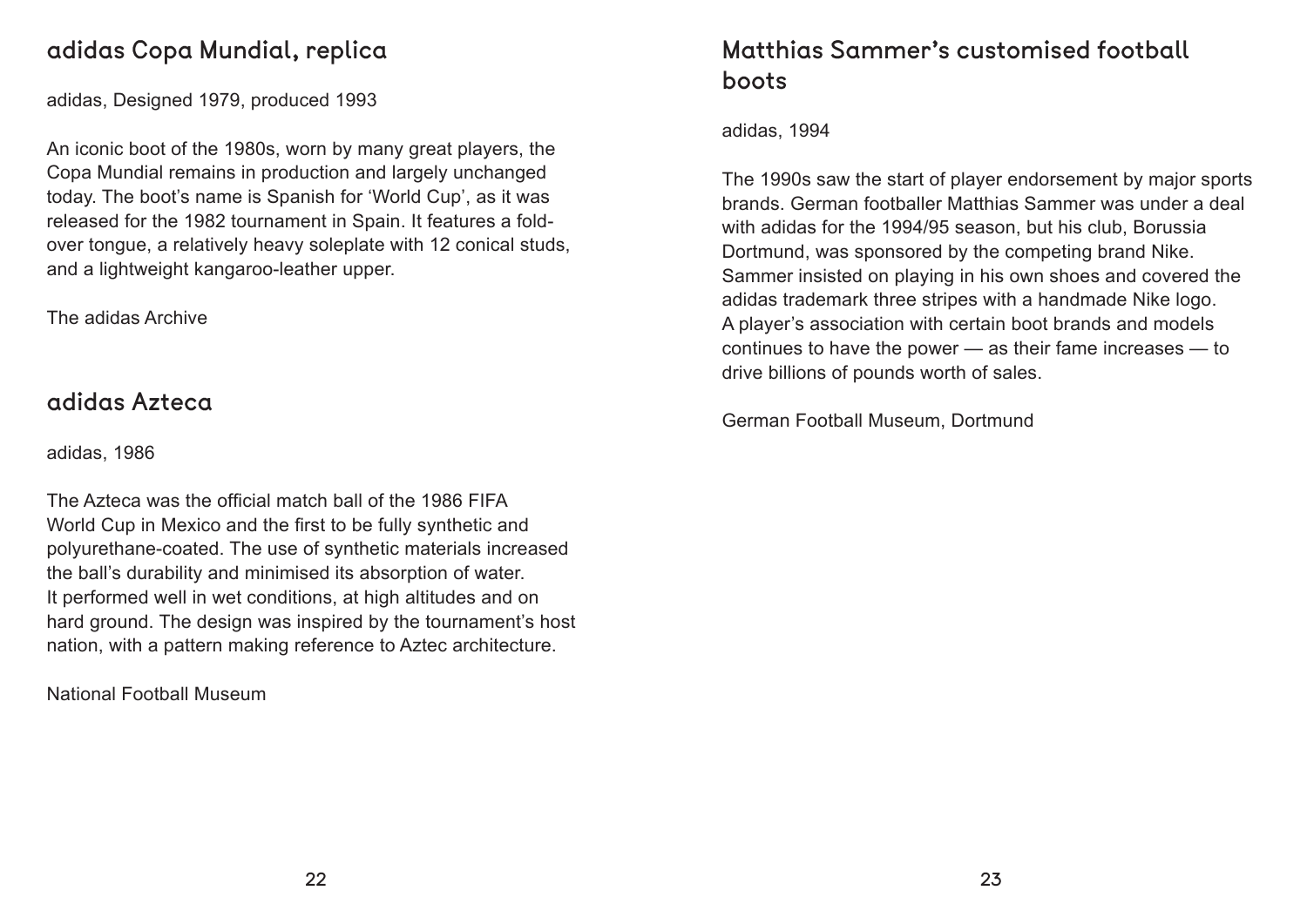## adidas Copa Mundial, replica

adidas, Designed 1979, produced 1993

An iconic boot of the 1980s, worn by many great players, the Copa Mundial remains in production and largely unchanged today. The boot's name is Spanish for 'World Cup', as it was released for the 1982 tournament in Spain. It features a fold-over tongue, a relatively heavy soleplate with 12 conical studs, and a lightweight kangaroo-leather upper.

The adidas Archive

## adidas Azteca

adidas, 1986

The Azteca was the official match ball of the 1986 FIFA World Cup in Mexico and the first to be fully synthetic and polyurethane-coated. The use of synthetic materials increased the ball's durability and minimised its absorption of water. It performed well in wet conditions, at high altitudes and on hard ground. The design was inspired by the tournament's host nation, with a pattern making reference to Aztec architecture.

National Football Museum

## Matthias Sammer's customised football boots

adidas, 1994

The 1990s saw the start of player endorsement by major sports brands. German footballer Matthias Sammer was under a deal with adidas for the 1994/95 season, but his club, Borussia Dortmund, was sponsored by the competing brand Nike. Sammer insisted on playing in his own shoes and covered the adidas trademark three stripes with a handmade Nike logo. A player's association with certain boot brands and models continues to have the power — as their fame increases — to drive billions of pounds worth of sales.

German Football Museum, Dortmund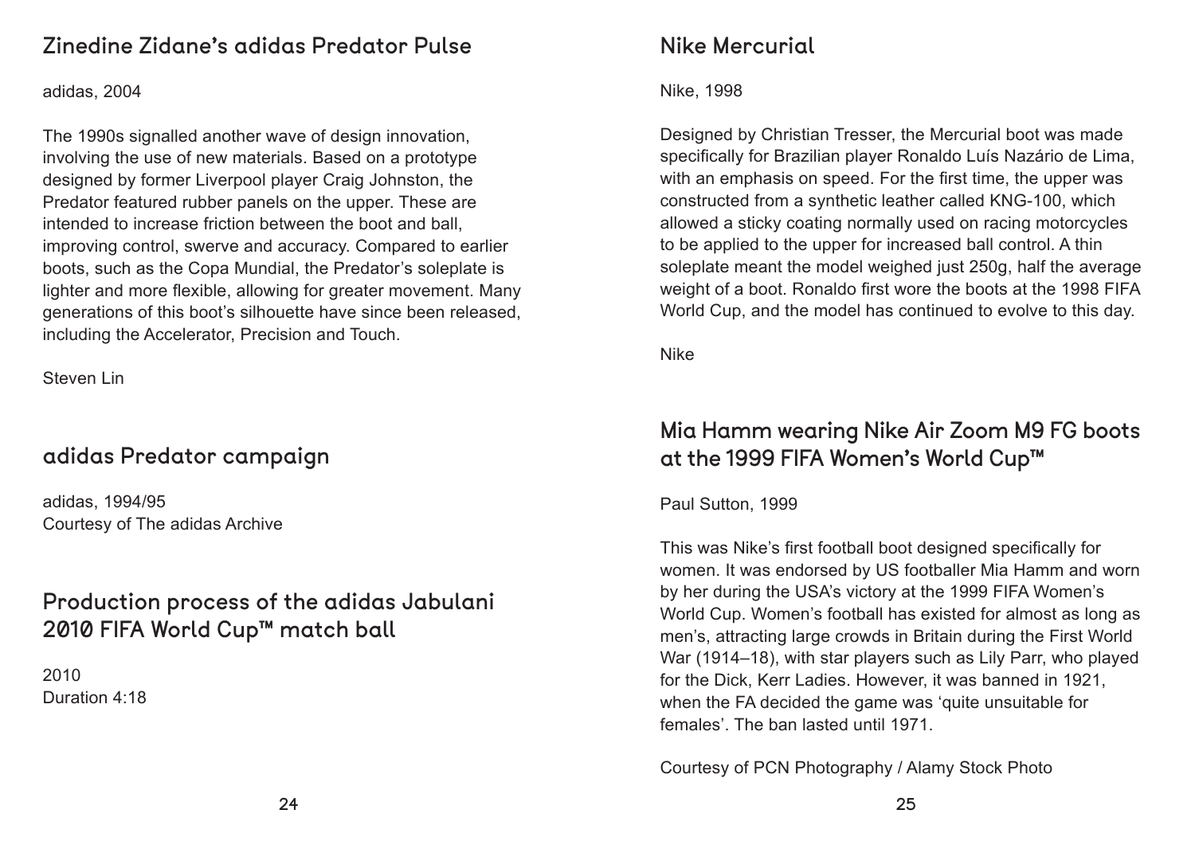## Zinedine Zidane's adidas Predator Pulse

adidas, 2004

The 1990s signalled another wave of design innovation, involving the use of new materials. Based on a prototype designed by former Liverpool player Craig Johnston, the Predator featured rubber panels on the upper. These are intended to increase friction between the boot and ball, improving control, swerve and accuracy. Compared to earlier boots, such as the Copa Mundial, the Predator's soleplate is lighter and more flexible, allowing for greater movement. Many generations of this boot's silhouette have since been released, including the Accelerator, Precision and Touch.

Steven Lin

## adidas Predator campaign

adidas, 1994/95
Courtesy of The adidas Archive

## Production process of the adidas Jabulani 2010 FIFA World Cup™ match ball

2010
Duration 4:18

## Nike Mercurial

Nike, 1998

Designed by Christian Tresser, the Mercurial boot was made specifically for Brazilian player Ronaldo Luís Nazário de Lima, with an emphasis on speed. For the first time, the upper was constructed from a synthetic leather called KNG-100, which allowed a sticky coating normally used on racing motorcycles to be applied to the upper for increased ball control. A thin soleplate meant the model weighed just 250g, half the average weight of a boot. Ronaldo first wore the boots at the 1998 FIFA World Cup, and the model has continued to evolve to this day.

Nike

## Mia Hamm wearing Nike Air Zoom M9 FG boots at the 1999 FIFA Women's World Cup™

Paul Sutton, 1999

This was Nike's first football boot designed specifically for women. It was endorsed by US footballer Mia Hamm and worn by her during the USA's victory at the 1999 FIFA Women's World Cup. Women's football has existed for almost as long as men's, attracting large crowds in Britain during the First World War (1914–18), with star players such as Lily Parr, who played for the Dick, Kerr Ladies. However, it was banned in 1921, when the FA decided the game was 'quite unsuitable for females'. The ban lasted until 1971.

Courtesy of PCN Photography / Alamy Stock Photo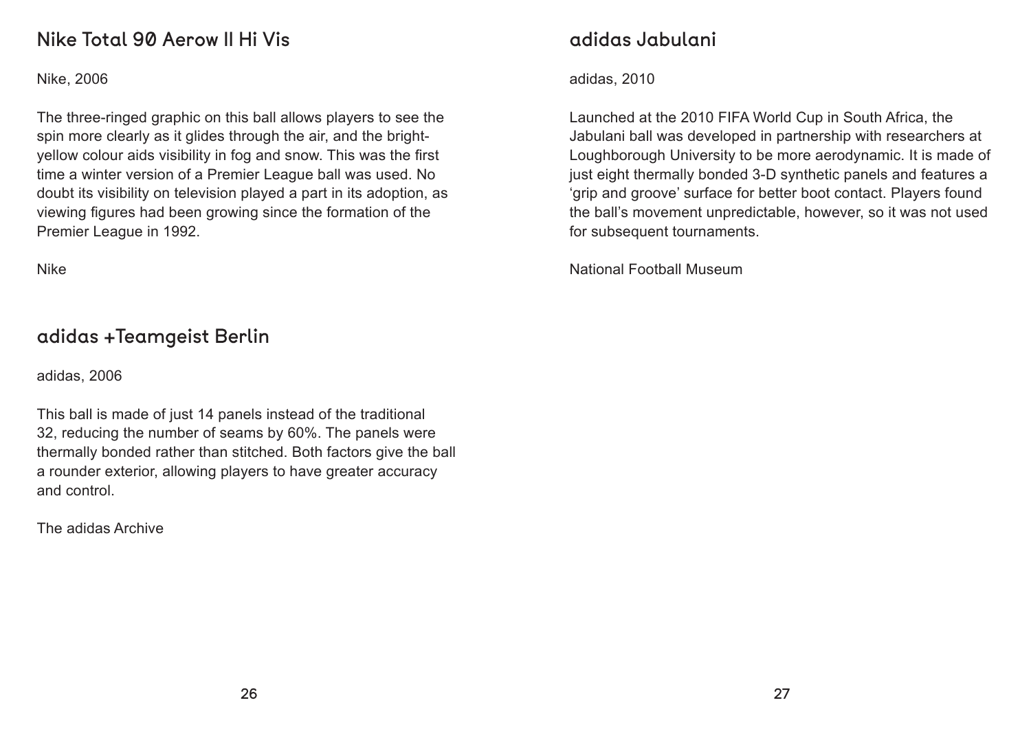## Nike Total 90 Aerow II Hi Vis

Nike, 2006

The three-ringed graphic on this ball allows players to see the spin more clearly as it glides through the air, and the bright-yellow colour aids visibility in fog and snow. This was the first time a winter version of a Premier League ball was used. No doubt its visibility on television played a part in its adoption, as viewing figures had been growing since the formation of the Premier League in 1992.

Nike

## adidas +Teamgeist Berlin

adidas, 2006

This ball is made of just 14 panels instead of the traditional 32, reducing the number of seams by 60%. The panels were thermally bonded rather than stitched. Both factors give the ball a rounder exterior, allowing players to have greater accuracy and control.

The adidas Archive

## adidas Jabulani

adidas, 2010

Launched at the 2010 FIFA World Cup in South Africa, the Jabulani ball was developed in partnership with researchers at Loughborough University to be more aerodynamic. It is made of just eight thermally bonded 3-D synthetic panels and features a 'grip and groove' surface for better boot contact. Players found the ball's movement unpredictable, however, so it was not used for subsequent tournaments.

National Football Museum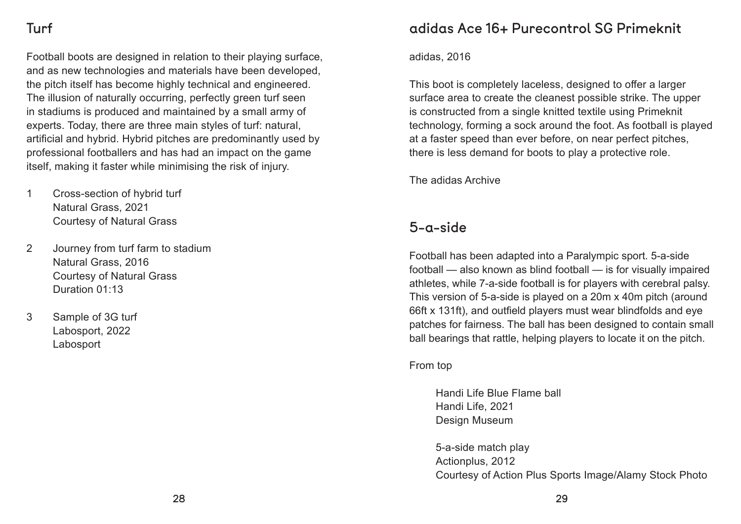## Turf

Football boots are designed in relation to their playing surface, and as new technologies and materials have been developed, the pitch itself has become highly technical and engineered. The illusion of naturally occurring, perfectly green turf seen in stadiums is produced and maintained by a small army of experts. Today, there are three main styles of turf: natural, artificial and hybrid. Hybrid pitches are predominantly used by professional footballers and has had an impact on the game itself, making it faster while minimising the risk of injury.

1. Cross-section of hybrid turf
   Natural Grass, 2021
   Courtesy of Natural Grass

2. Journey from turf farm to stadium
   Natural Grass, 2016
   Courtesy of Natural Grass
   Duration 01:13

3. Sample of 3G turf
   Labosport, 2022
   Labosport

## adidas Ace 16+ Purecontrol SG Primeknit

adidas, 2016

This boot is completely laceless, designed to offer a larger surface area to create the cleanest possible strike. The upper is constructed from a single knitted textile using Primeknit technology, forming a sock around the foot. As football is played at a faster speed than ever before, on near perfect pitches, there is less demand for boots to play a protective role.

The adidas Archive

## 5-a-side

Football has been adapted into a Paralympic sport. 5-a-side football — also known as blind football — is for visually impaired athletes, while 7-a-side football is for players with cerebral palsy. This version of 5-a-side is played on a 20m x 40m pitch (around 66ft x 131ft), and outfield players must wear blindfolds and eye patches for fairness. The ball has been designed to contain small ball bearings that rattle, helping players to locate it on the pitch.

From top

Handi Life Blue Flame ball
Handi Life, 2021
Design Museum

5-a-side match play
Actionplus, 2012
Courtesy of Action Plus Sports Image/Alamy Stock Photo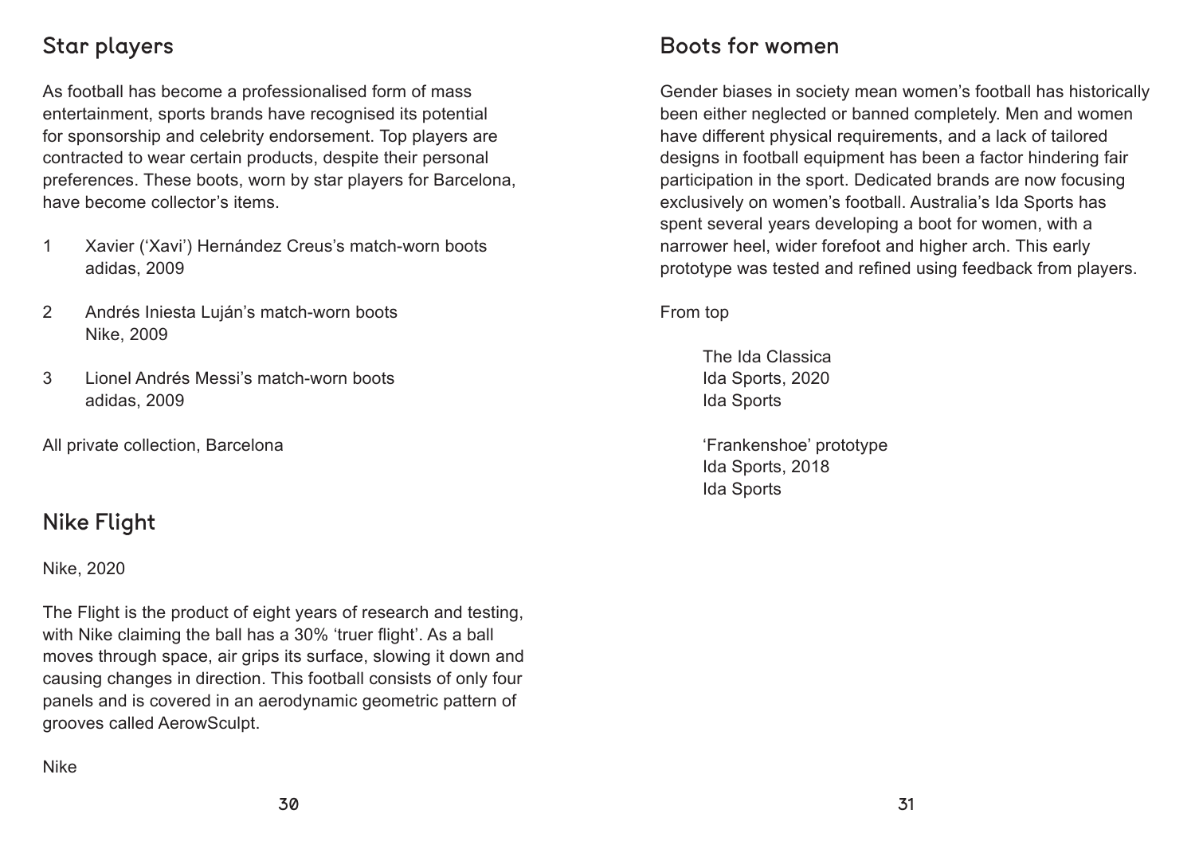## Star players

As football has become a professionalised form of mass entertainment, sports brands have recognised its potential for sponsorship and celebrity endorsement. Top players are contracted to wear certain products, despite their personal preferences. These boots, worn by star players for Barcelona, have become collector's items.

1 Xavier ('Xavi') Hernández Creus's match-worn boots
adidas, 2009

2 Andrés Iniesta Luján's match-worn boots
Nike, 2009

3 Lionel Andrés Messi's match-worn boots
adidas, 2009

All private collection, Barcelona

## Nike Flight

Nike, 2020

The Flight is the product of eight years of research and testing, with Nike claiming the ball has a 30% 'truer flight'. As a ball moves through space, air grips its surface, slowing it down and causing changes in direction. This football consists of only four panels and is covered in an aerodynamic geometric pattern of grooves called AerowSculpt.

Nike

## Boots for women

Gender biases in society mean women's football has historically been either neglected or banned completely. Men and women have different physical requirements, and a lack of tailored designs in football equipment has been a factor hindering fair participation in the sport. Dedicated brands are now focusing exclusively on women's football. Australia's Ida Sports has spent several years developing a boot for women, with a narrower heel, wider forefoot and higher arch. This early prototype was tested and refined using feedback from players.

From top

The Ida Classica
Ida Sports, 2020
Ida Sports

'Frankenshoe' prototype
Ida Sports, 2018
Ida Sports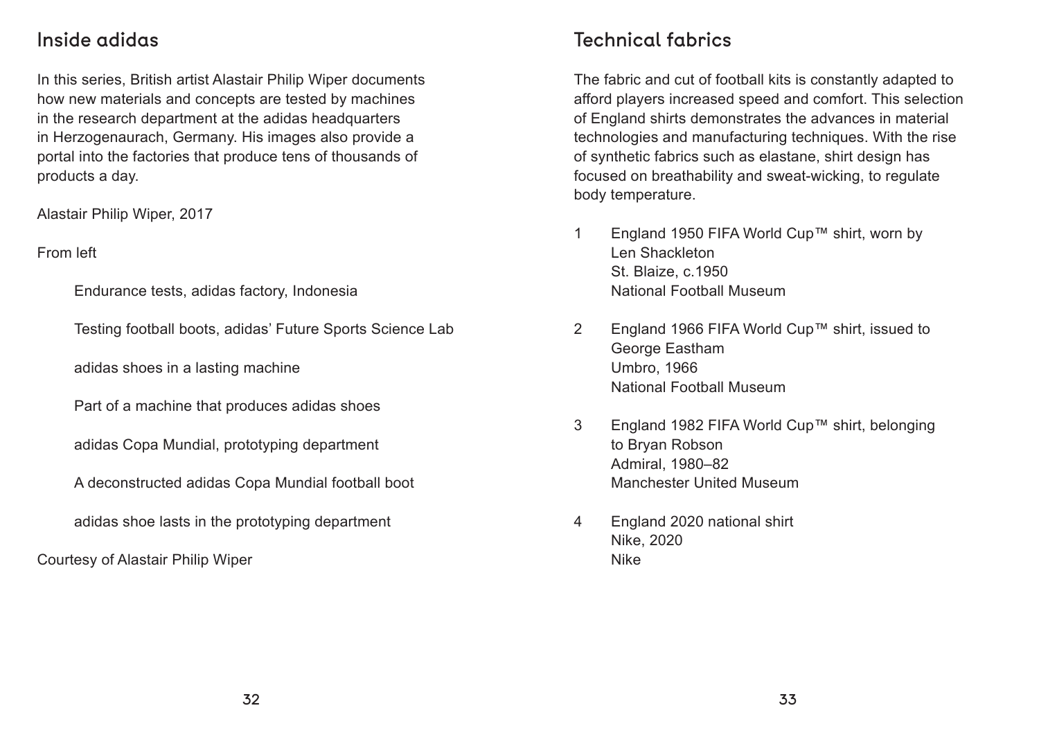## Inside adidas

In this series, British artist Alastair Philip Wiper documents how new materials and concepts are tested by machines in the research department at the adidas headquarters in Herzogenaurach, Germany. His images also provide a portal into the factories that produce tens of thousands of products a day.

Alastair Philip Wiper, 2017

From left

Endurance tests, adidas factory, Indonesia

Testing football boots, adidas' Future Sports Science Lab

adidas shoes in a lasting machine

Part of a machine that produces adidas shoes

adidas Copa Mundial, prototyping department

A deconstructed adidas Copa Mundial football boot

adidas shoe lasts in the prototyping department

Courtesy of Alastair Philip Wiper

## Technical fabrics

The fabric and cut of football kits is constantly adapted to afford players increased speed and comfort. This selection of England shirts demonstrates the advances in material technologies and manufacturing techniques. With the rise of synthetic fabrics such as elastane, shirt design has focused on breathability and sweat-wicking, to regulate body temperature.

1. England 1950 FIFA World Cup™ shirt, worn by Len Shackleton
   St. Blaize, c.1950
   National Football Museum

2. England 1966 FIFA World Cup™ shirt, issued to George Eastham
   Umbro, 1966
   National Football Museum

3. England 1982 FIFA World Cup™ shirt, belonging to Bryan Robson
   Admiral, 1980–82
   Manchester United Museum

4. England 2020 national shirt
   Nike, 2020
   Nike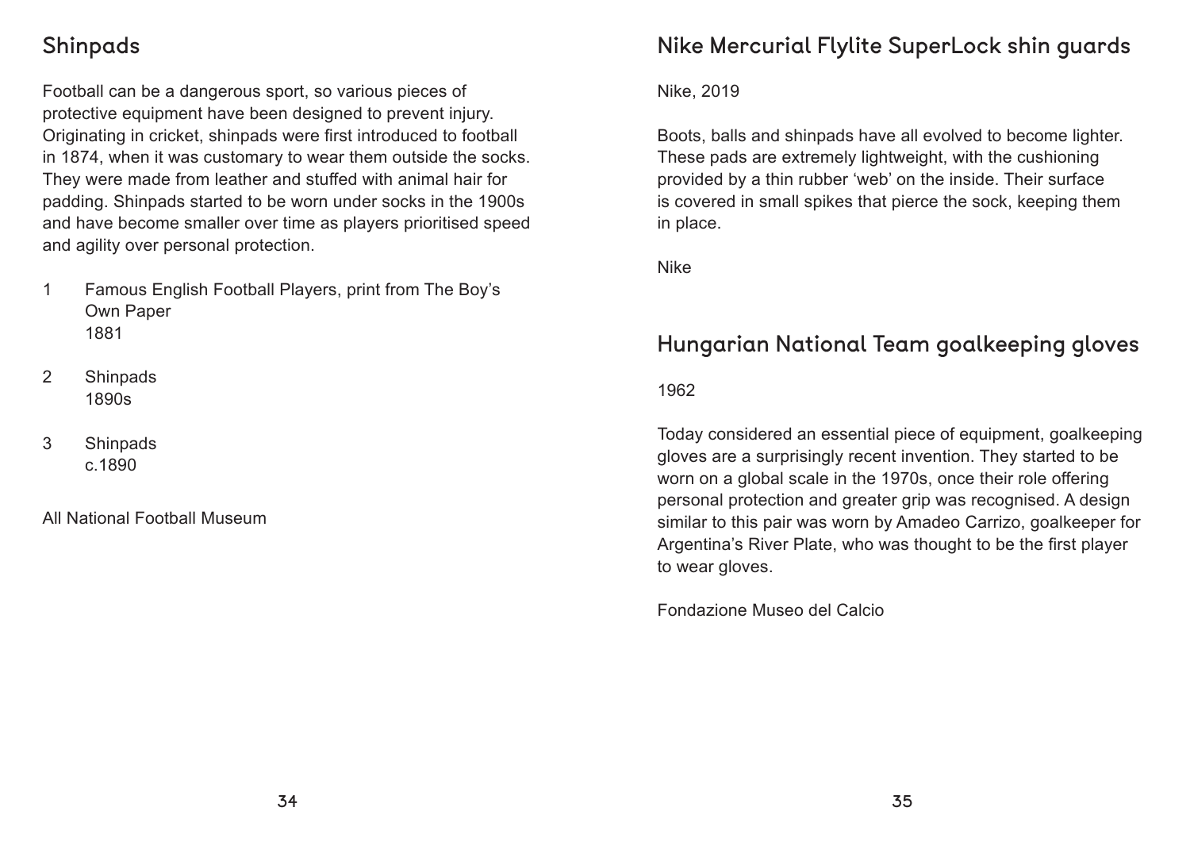## Shinpads

Football can be a dangerous sport, so various pieces of protective equipment have been designed to prevent injury. Originating in cricket, shinpads were first introduced to football in 1874, when it was customary to wear them outside the socks. They were made from leather and stuffed with animal hair for padding. Shinpads started to be worn under socks in the 1900s and have become smaller over time as players prioritised speed and agility over personal protection.

1 Famous English Football Players, print from The Boy's Own Paper
1881

2 Shinpads
1890s

3 Shinpads
c.1890

All National Football Museum

## Nike Mercurial Flylite SuperLock shin guards

Nike, 2019

Boots, balls and shinpads have all evolved to become lighter. These pads are extremely lightweight, with the cushioning provided by a thin rubber 'web' on the inside. Their surface is covered in small spikes that pierce the sock, keeping them in place.

Nike

## Hungarian National Team goalkeeping gloves

1962

Today considered an essential piece of equipment, goalkeeping gloves are a surprisingly recent invention. They started to be worn on a global scale in the 1970s, once their role offering personal protection and greater grip was recognised. A design similar to this pair was worn by Amadeo Carrizo, goalkeeper for Argentina's River Plate, who was thought to be the first player to wear gloves.

Fondazione Museo del Calcio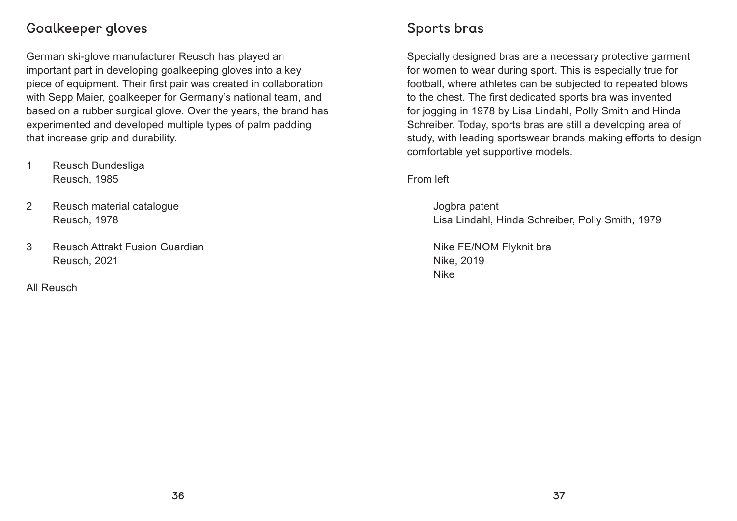## Goalkeeper gloves

German ski-glove manufacturer Reusch has played an important part in developing goalkeeping gloves into a key piece of equipment. Their first pair was created in collaboration with Sepp Maier, goalkeeper for Germany's national team, and based on a rubber surgical glove. Over the years, the brand has experimented and developed multiple types of palm padding that increase grip and durability.

1 Reusch Bundesliga
Reusch, 1985

2 Reusch material catalogue
Reusch, 1978

3 Reusch Attrakt Fusion Guardian
Reusch, 2021

All Reusch

## Sports bras

Specially designed bras are a necessary protective garment for women to wear during sport. This is especially true for football, where athletes can be subjected to repeated blows to the chest. The first dedicated sports bra was invented for jogging in 1978 by Lisa Lindahl, Polly Smith and Hinda Schreiber. Today, sports bras are still a developing area of study, with leading sportswear brands making efforts to design comfortable yet supportive models.

From left

Jogbra patent
Lisa Lindahl, Hinda Schreiber, Polly Smith, 1979

Nike FE/NOM Flyknit bra
Nike, 2019
Nike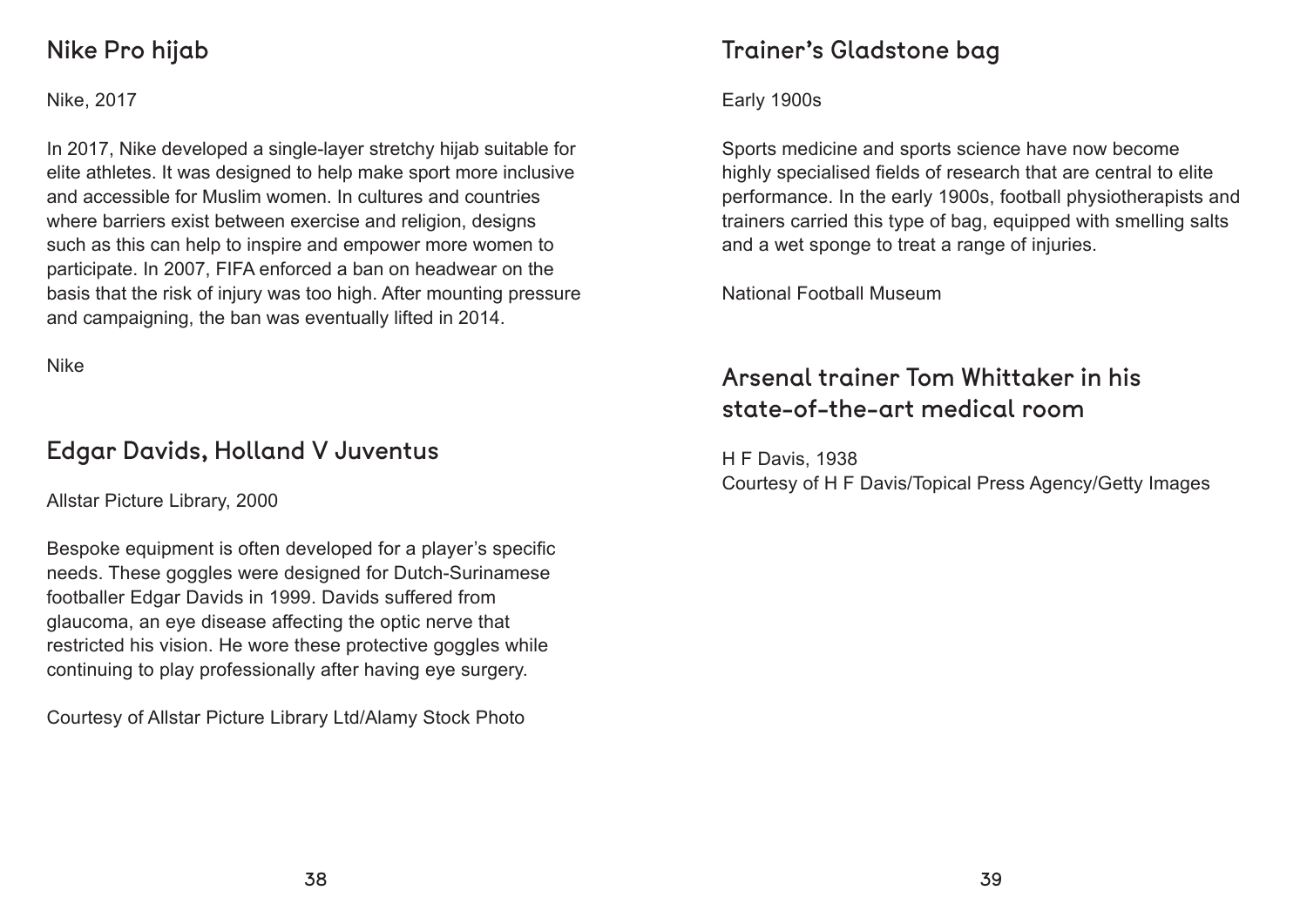## Nike Pro hijab

Nike, 2017

In 2017, Nike developed a single-layer stretchy hijab suitable for elite athletes. It was designed to help make sport more inclusive and accessible for Muslim women. In cultures and countries where barriers exist between exercise and religion, designs such as this can help to inspire and empower more women to participate. In 2007, FIFA enforced a ban on headwear on the basis that the risk of injury was too high. After mounting pressure and campaigning, the ban was eventually lifted in 2014.

Nike

## Edgar Davids, Holland V Juventus

Allstar Picture Library, 2000

Bespoke equipment is often developed for a player's specific needs. These goggles were designed for Dutch-Surinamese footballer Edgar Davids in 1999. Davids suffered from glaucoma, an eye disease affecting the optic nerve that restricted his vision. He wore these protective goggles while continuing to play professionally after having eye surgery.

Courtesy of Allstar Picture Library Ltd/Alamy Stock Photo

## Trainer's Gladstone bag

Early 1900s

Sports medicine and sports science have now become highly specialised fields of research that are central to elite performance. In the early 1900s, football physiotherapists and trainers carried this type of bag, equipped with smelling salts and a wet sponge to treat a range of injuries.

National Football Museum

## Arsenal trainer Tom Whittaker in his state-of-the-art medical room

H F Davis, 1938
Courtesy of H F Davis/Topical Press Agency/Getty Images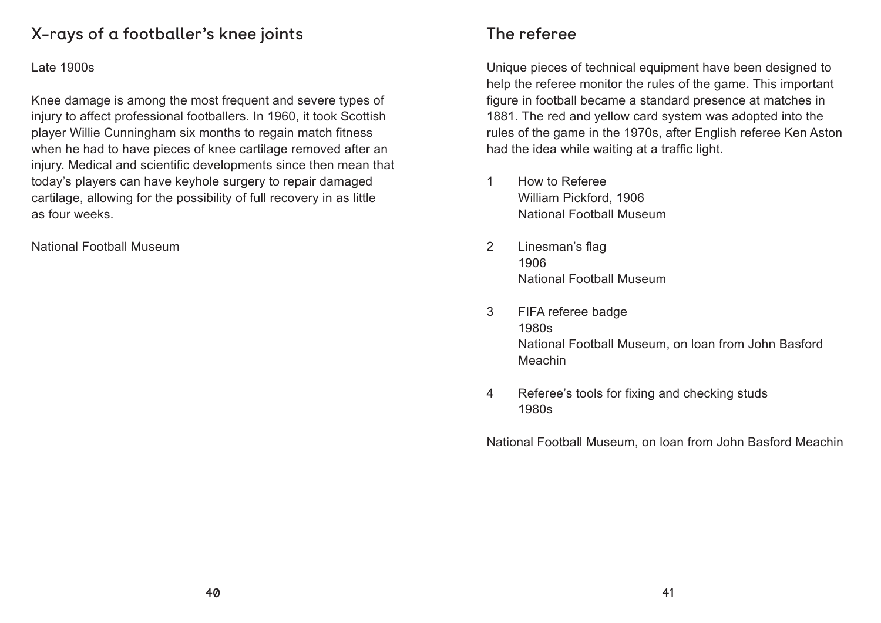## X-rays of a footballer's knee joints

Late 1900s

Knee damage is among the most frequent and severe types of injury to affect professional footballers. In 1960, it took Scottish player Willie Cunningham six months to regain match fitness when he had to have pieces of knee cartilage removed after an injury. Medical and scientific developments since then mean that today's players can have keyhole surgery to repair damaged cartilage, allowing for the possibility of full recovery in as little as four weeks.

National Football Museum

## The referee

Unique pieces of technical equipment have been designed to help the referee monitor the rules of the game. This important figure in football became a standard presence at matches in 1881. The red and yellow card system was adopted into the rules of the game in the 1970s, after English referee Ken Aston had the idea while waiting at a traffic light.

1. How to Referee  
   William Pickford, 1906  
   National Football Museum

2. Linesman's flag  
   1906  
   National Football Museum

3. FIFA referee badge  
   1980s  
   National Football Museum, on loan from John Basford Meachin

4. Referee's tools for fixing and checking studs  
   1980s

National Football Museum, on loan from John Basford Meachin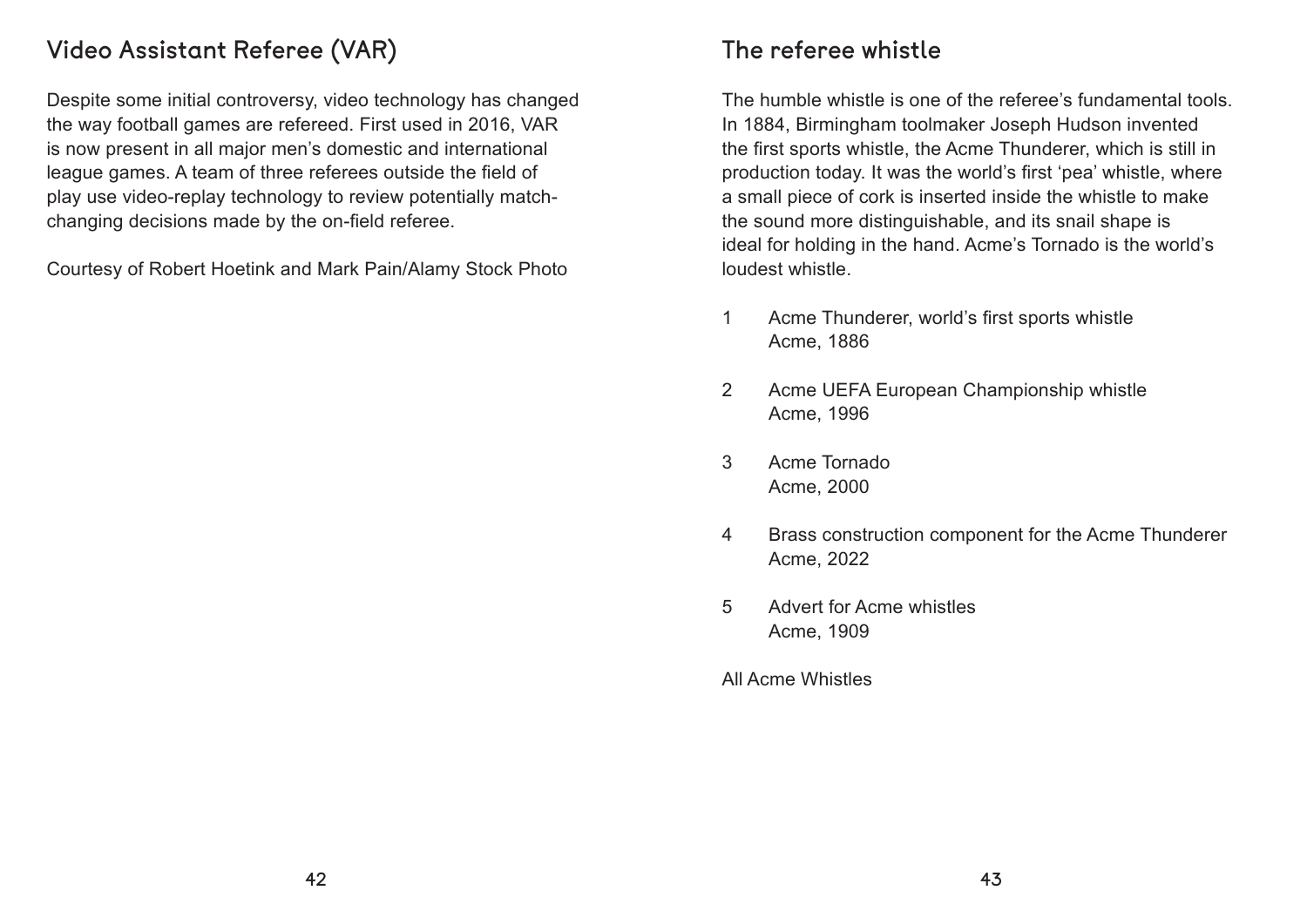## Video Assistant Referee (VAR)

Despite some initial controversy, video technology has changed the way football games are refereed. First used in 2016, VAR is now present in all major men's domestic and international league games. A team of three referees outside the field of play use video-replay technology to review potentially match-changing decisions made by the on-field referee.

Courtesy of Robert Hoetink and Mark Pain/Alamy Stock Photo

## The referee whistle

The humble whistle is one of the referee's fundamental tools. In 1884, Birmingham toolmaker Joseph Hudson invented the first sports whistle, the Acme Thunderer, which is still in production today. It was the world's first 'pea' whistle, where a small piece of cork is inserted inside the whistle to make the sound more distinguishable, and its snail shape is ideal for holding in the hand. Acme's Tornado is the world's loudest whistle.

1. Acme Thunderer, world's first sports whistle
   Acme, 1886

2. Acme UEFA European Championship whistle
   Acme, 1996

3. Acme Tornado
   Acme, 2000

4. Brass construction component for the Acme Thunderer
   Acme, 2022

5. Advert for Acme whistles
   Acme, 1909

All Acme Whistles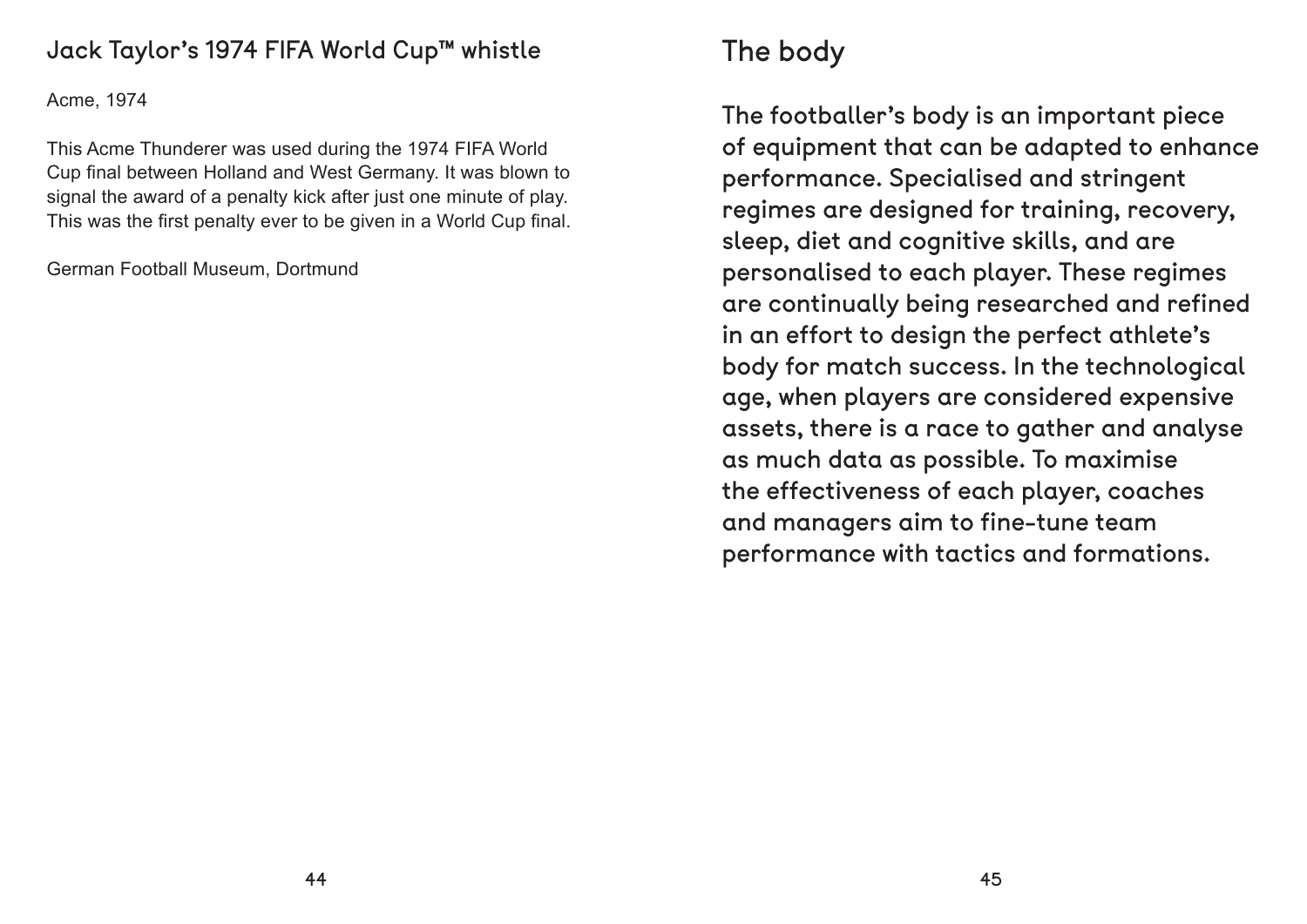### Jack Taylor's 1974 FIFA World Cup™ whistle

Acme, 1974

This Acme Thunderer was used during the 1974 FIFA World Cup final between Holland and West Germany. It was blown to signal the award of a penalty kick after just one minute of play. This was the first penalty ever to be given in a World Cup final.

German Football Museum, Dortmund

## The body

The footballer's body is an important piece of equipment that can be adapted to enhance performance. Specialised and stringent regimes are designed for training, recovery, sleep, diet and cognitive skills, and are personalised to each player. These regimes are continually being researched and refined in an effort to design the perfect athlete's body for match success. In the technological age, when players are considered expensive assets, there is a race to gather and analyse as much data as possible. To maximise the effectiveness of each player, coaches and managers aim to fine-tune team performance with tactics and formations.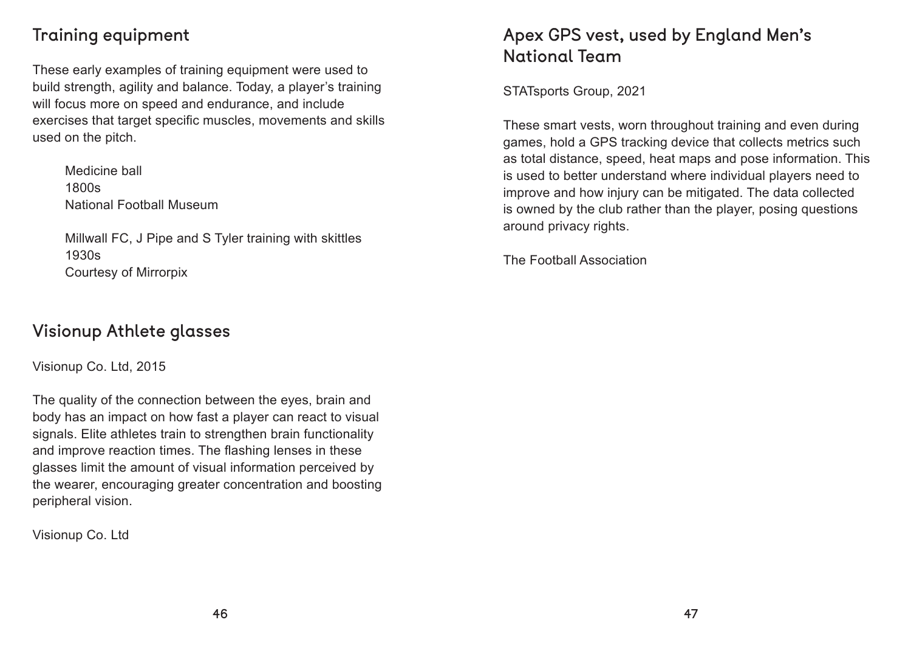## Training equipment

These early examples of training equipment were used to build strength, agility and balance. Today, a player's training will focus more on speed and endurance, and include exercises that target specific muscles, movements and skills used on the pitch.

> Medicine ball
> 1800s
> National Football Museum

> Millwall FC, J Pipe and S Tyler training with skittles
> 1930s
> Courtesy of Mirrorpix

## Visionup Athlete glasses

Visionup Co. Ltd, 2015

The quality of the connection between the eyes, brain and body has an impact on how fast a player can react to visual signals. Elite athletes train to strengthen brain functionality and improve reaction times. The flashing lenses in these glasses limit the amount of visual information perceived by the wearer, encouraging greater concentration and boosting peripheral vision.

Visionup Co. Ltd

## Apex GPS vest, used by England Men's National Team

STATsports Group, 2021

These smart vests, worn throughout training and even during games, hold a GPS tracking device that collects metrics such as total distance, speed, heat maps and pose information. This is used to better understand where individual players need to improve and how injury can be mitigated. The data collected is owned by the club rather than the player, posing questions around privacy rights.

The Football Association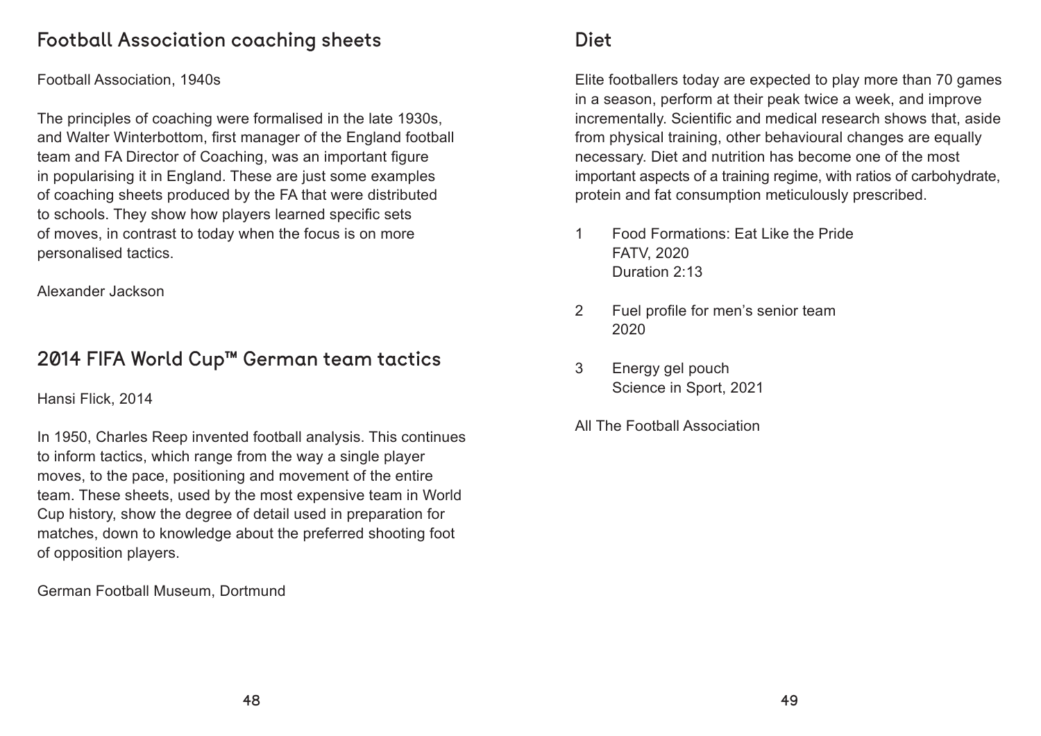## Football Association coaching sheets

Football Association, 1940s

The principles of coaching were formalised in the late 1930s, and Walter Winterbottom, first manager of the England football team and FA Director of Coaching, was an important figure in popularising it in England. These are just some examples of coaching sheets produced by the FA that were distributed to schools. They show how players learned specific sets of moves, in contrast to today when the focus is on more personalised tactics.

Alexander Jackson

## 2014 FIFA World Cup™ German team tactics

Hansi Flick, 2014

In 1950, Charles Reep invented football analysis. This continues to inform tactics, which range from the way a single player moves, to the pace, positioning and movement of the entire team. These sheets, used by the most expensive team in World Cup history, show the degree of detail used in preparation for matches, down to knowledge about the preferred shooting foot of opposition players.

German Football Museum, Dortmund

## Diet

Elite footballers today are expected to play more than 70 games in a season, perform at their peak twice a week, and improve incrementally. Scientific and medical research shows that, aside from physical training, other behavioural changes are equally necessary. Diet and nutrition has become one of the most important aspects of a training regime, with ratios of carbohydrate, protein and fat consumption meticulously prescribed.

1. Food Formations: Eat Like the Pride
   FATV, 2020
   Duration 2:13

2. Fuel profile for men's senior team
   2020

3. Energy gel pouch
   Science in Sport, 2021

All The Football Association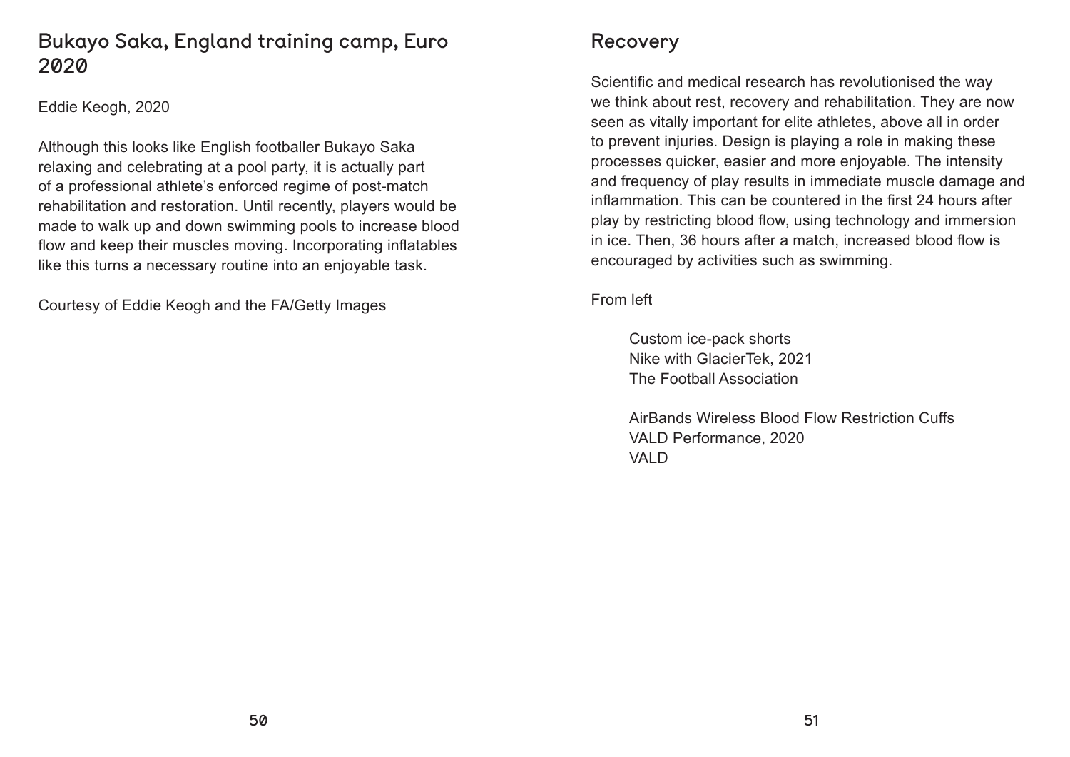## Bukayo Saka, England training camp, Euro 2020

Eddie Keogh, 2020

Although this looks like English footballer Bukayo Saka relaxing and celebrating at a pool party, it is actually part of a professional athlete's enforced regime of post-match rehabilitation and restoration. Until recently, players would be made to walk up and down swimming pools to increase blood flow and keep their muscles moving. Incorporating inflatables like this turns a necessary routine into an enjoyable task.

Courtesy of Eddie Keogh and the FA/Getty Images

## Recovery

Scientific and medical research has revolutionised the way we think about rest, recovery and rehabilitation. They are now seen as vitally important for elite athletes, above all in order to prevent injuries. Design is playing a role in making these processes quicker, easier and more enjoyable. The intensity and frequency of play results in immediate muscle damage and inflammation. This can be countered in the first 24 hours after play by restricting blood flow, using technology and immersion in ice. Then, 36 hours after a match, increased blood flow is encouraged by activities such as swimming.

From left

Custom ice-pack shorts
Nike with GlacierTek, 2021
The Football Association

AirBands Wireless Blood Flow Restriction Cuffs
VALD Performance, 2020
VALD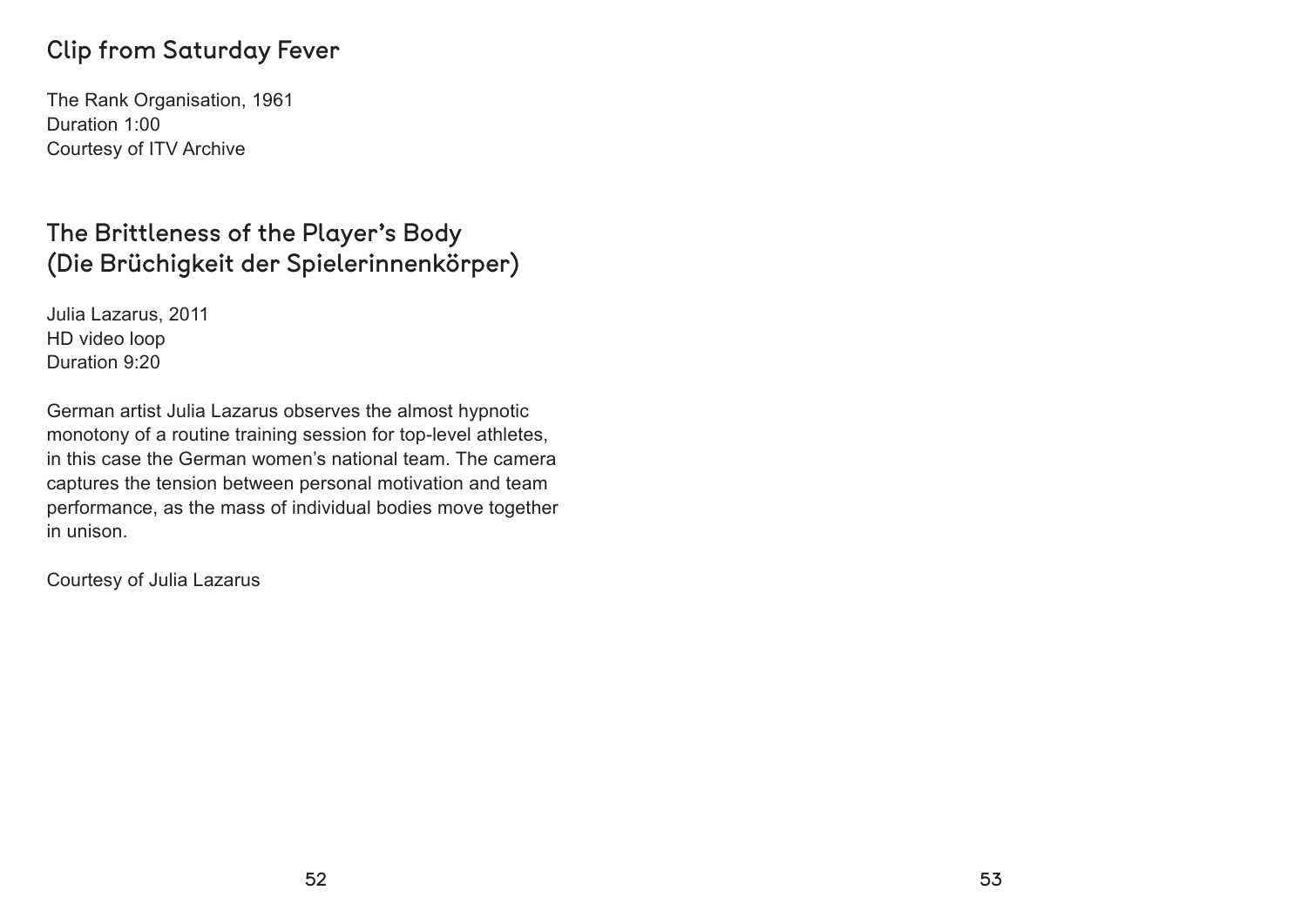## Clip from Saturday Fever

The Rank Organisation, 1961
Duration 1:00
Courtesy of ITV Archive

## The Brittleness of the Player's Body (Die Brüchigkeit der Spielerinnenkörper)

Julia Lazarus, 2011
HD video loop
Duration 9:20

German artist Julia Lazarus observes the almost hypnotic monotony of a routine training session for top-level athletes, in this case the German women's national team. The camera captures the tension between personal motivation and team performance, as the mass of individual bodies move together in unison.

Courtesy of Julia Lazarus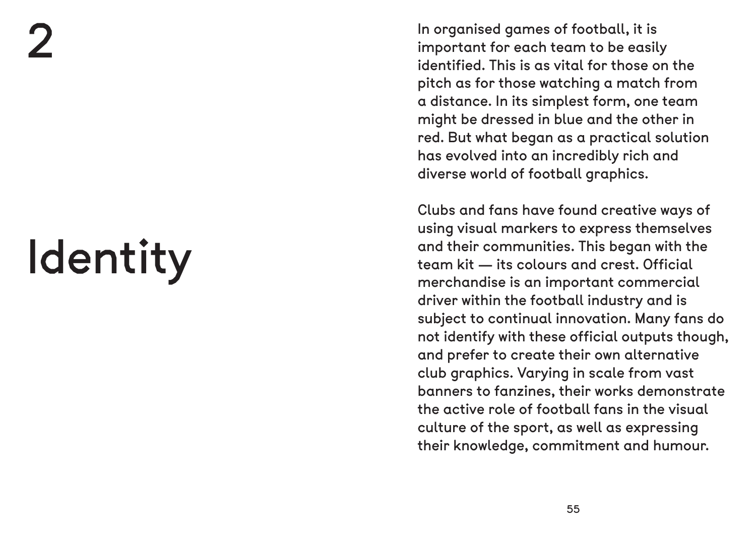# 2

# Identity

In organised games of football, it is important for each team to be easily identified. This is as vital for those on the pitch as for those watching a match from a distance. In its simplest form, one team might be dressed in blue and the other in red. But what began as a practical solution has evolved into an incredibly rich and diverse world of football graphics.

Clubs and fans have found creative ways of using visual markers to express themselves and their communities. This began with the team kit — its colours and crest. Official merchandise is an important commercial driver within the football industry and is subject to continual innovation. Many fans do not identify with these official outputs though, and prefer to create their own alternative club graphics. Varying in scale from vast banners to fanzines, their works demonstrate the active role of football fans in the visual culture of the sport, as well as expressing their knowledge, commitment and humour.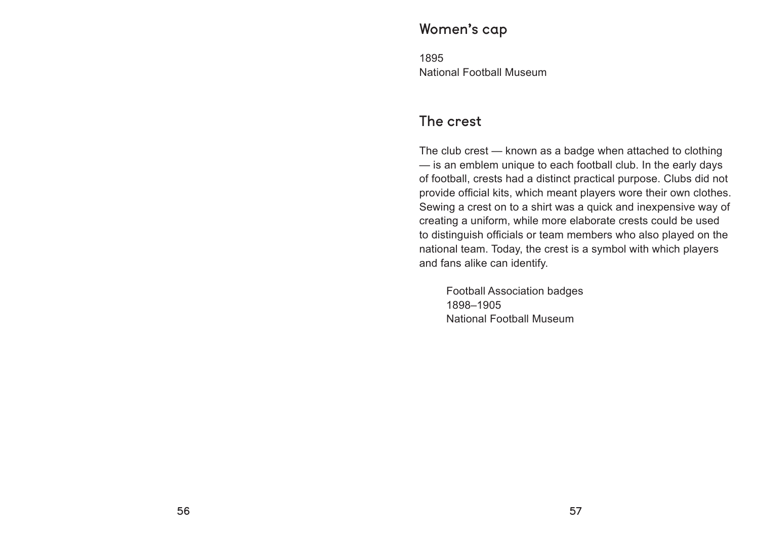## Women's cap

1895
National Football Museum

## The crest

The club crest — known as a badge when attached to clothing — is an emblem unique to each football club. In the early days of football, crests had a distinct practical purpose. Clubs did not provide official kits, which meant players wore their own clothes. Sewing a crest on to a shirt was a quick and inexpensive way of creating a uniform, while more elaborate crests could be used to distinguish officials or team members who also played on the national team. Today, the crest is a symbol with which players and fans alike can identify.

Football Association badges
1898–1905
National Football Museum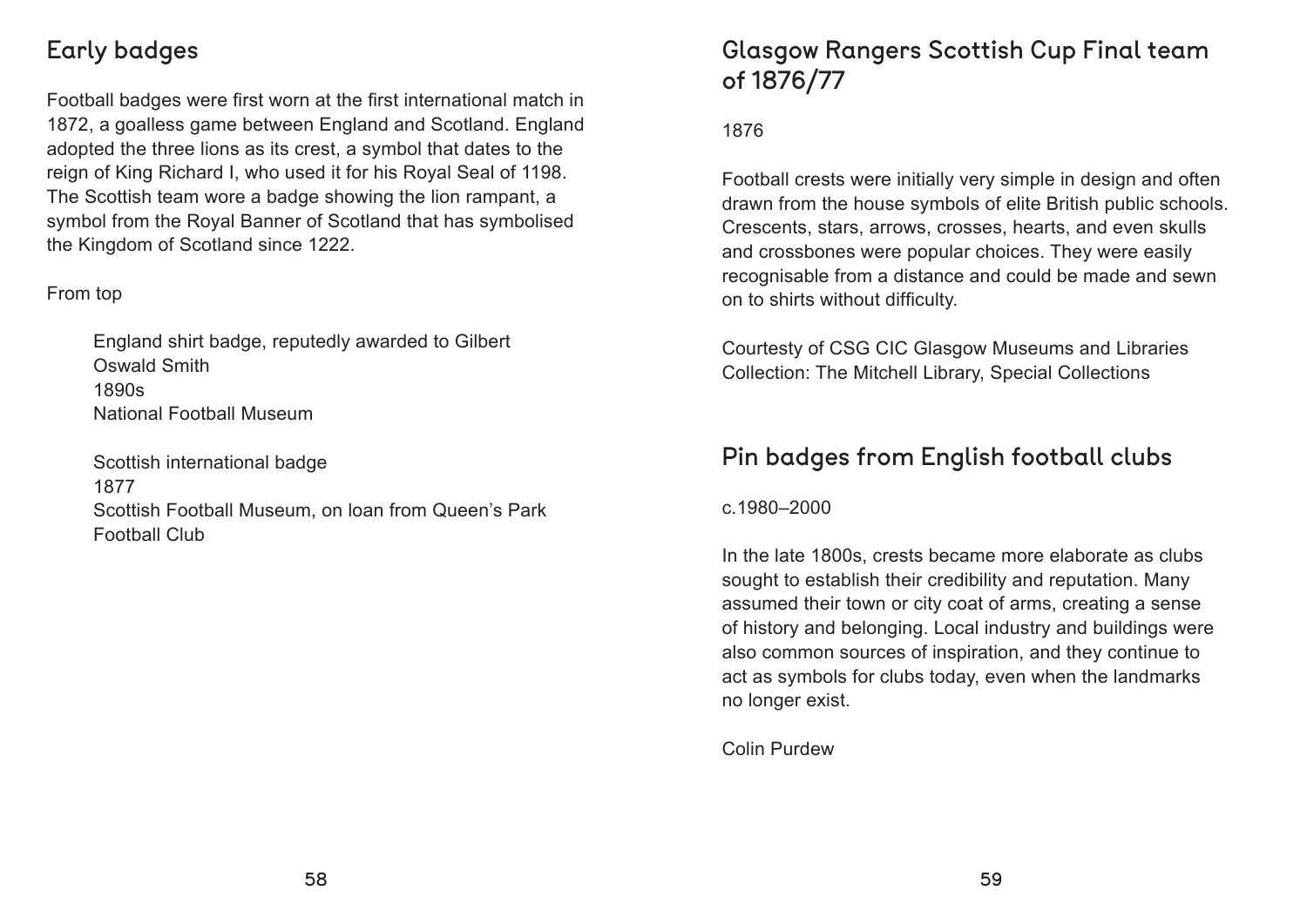## Early badges

Football badges were first worn at the first international match in 1872, a goalless game between England and Scotland. England adopted the three lions as its crest, a symbol that dates to the reign of King Richard I, who used it for his Royal Seal of 1198. The Scottish team wore a badge showing the lion rampant, a symbol from the Royal Banner of Scotland that has symbolised the Kingdom of Scotland since 1222.

From top

England shirt badge, reputedly awarded to Gilbert Oswald Smith
1890s
National Football Museum

Scottish international badge
1877
Scottish Football Museum, on loan from Queen's Park Football Club

## Glasgow Rangers Scottish Cup Final team of 1876/77

1876

Football crests were initially very simple in design and often drawn from the house symbols of elite British public schools. Crescents, stars, arrows, crosses, hearts, and even skulls and crossbones were popular choices. They were easily recognisable from a distance and could be made and sewn on to shirts without difficulty.

Courtesty of CSG CIC Glasgow Museums and Libraries Collection: The Mitchell Library, Special Collections

## Pin badges from English football clubs

c.1980–2000

In the late 1800s, crests became more elaborate as clubs sought to establish their credibility and reputation. Many assumed their town or city coat of arms, creating a sense of history and belonging. Local industry and buildings were also common sources of inspiration, and they continue to act as symbols for clubs today, even when the landmarks no longer exist.

Colin Purdew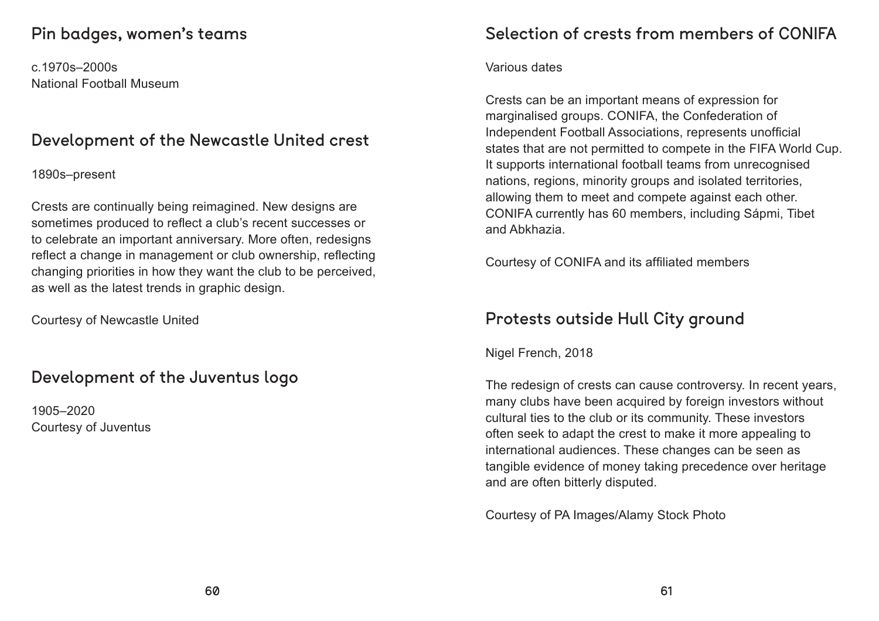## Pin badges, women's teams

c.1970s–2000s
National Football Museum

## Development of the Newcastle United crest

1890s–present

Crests are continually being reimagined. New designs are sometimes produced to reflect a club's recent successes or to celebrate an important anniversary. More often, redesigns reflect a change in management or club ownership, reflecting changing priorities in how they want the club to be perceived, as well as the latest trends in graphic design.

Courtesy of Newcastle United

## Development of the Juventus logo

1905–2020
Courtesy of Juventus

## Selection of crests from members of CONIFA

Various dates

Crests can be an important means of expression for marginalised groups. CONIFA, the Confederation of Independent Football Associations, represents unofficial states that are not permitted to compete in the FIFA World Cup. It supports international football teams from unrecognised nations, regions, minority groups and isolated territories, allowing them to meet and compete against each other. CONIFA currently has 60 members, including Sápmi, Tibet and Abkhazia.

Courtesy of CONIFA and its affiliated members

## Protests outside Hull City ground

Nigel French, 2018

The redesign of crests can cause controversy. In recent years, many clubs have been acquired by foreign investors without cultural ties to the club or its community. These investors often seek to adapt the crest to make it more appealing to international audiences. These changes can be seen as tangible evidence of money taking precedence over heritage and are often bitterly disputed.

Courtesy of PA Images/Alamy Stock Photo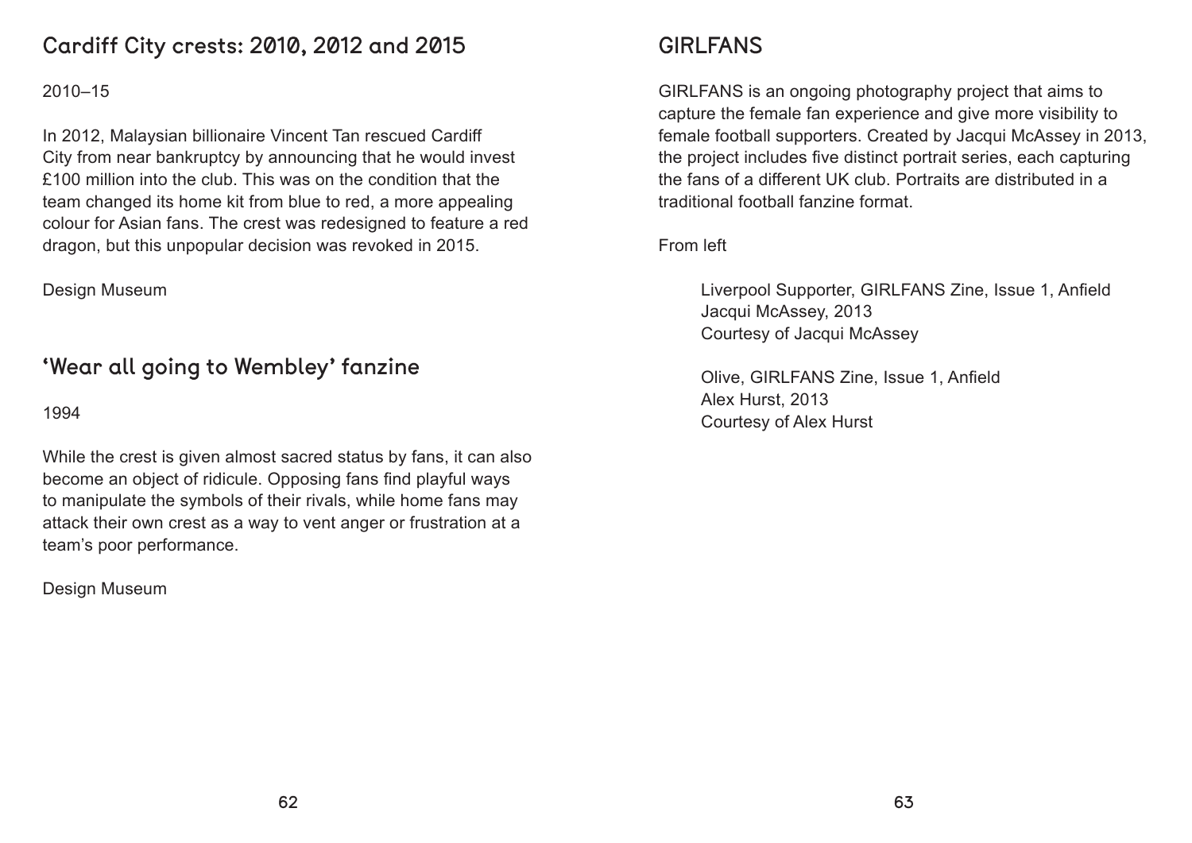## Cardiff City crests: 2010, 2012 and 2015

2010–15

In 2012, Malaysian billionaire Vincent Tan rescued Cardiff City from near bankruptcy by announcing that he would invest £100 million into the club. This was on the condition that the team changed its home kit from blue to red, a more appealing colour for Asian fans. The crest was redesigned to feature a red dragon, but this unpopular decision was revoked in 2015.

Design Museum

## 'Wear all going to Wembley' fanzine

1994

While the crest is given almost sacred status by fans, it can also become an object of ridicule. Opposing fans find playful ways to manipulate the symbols of their rivals, while home fans may attack their own crest as a way to vent anger or frustration at a team's poor performance.

Design Museum

## GIRLFANS

GIRLFANS is an ongoing photography project that aims to capture the female fan experience and give more visibility to female football supporters. Created by Jacqui McAssey in 2013, the project includes five distinct portrait series, each capturing the fans of a different UK club. Portraits are distributed in a traditional football fanzine format.

From left

Liverpool Supporter, GIRLFANS Zine, Issue 1, Anfield
Jacqui McAssey, 2013
Courtesy of Jacqui McAssey

Olive, GIRLFANS Zine, Issue 1, Anfield
Alex Hurst, 2013
Courtesy of Alex Hurst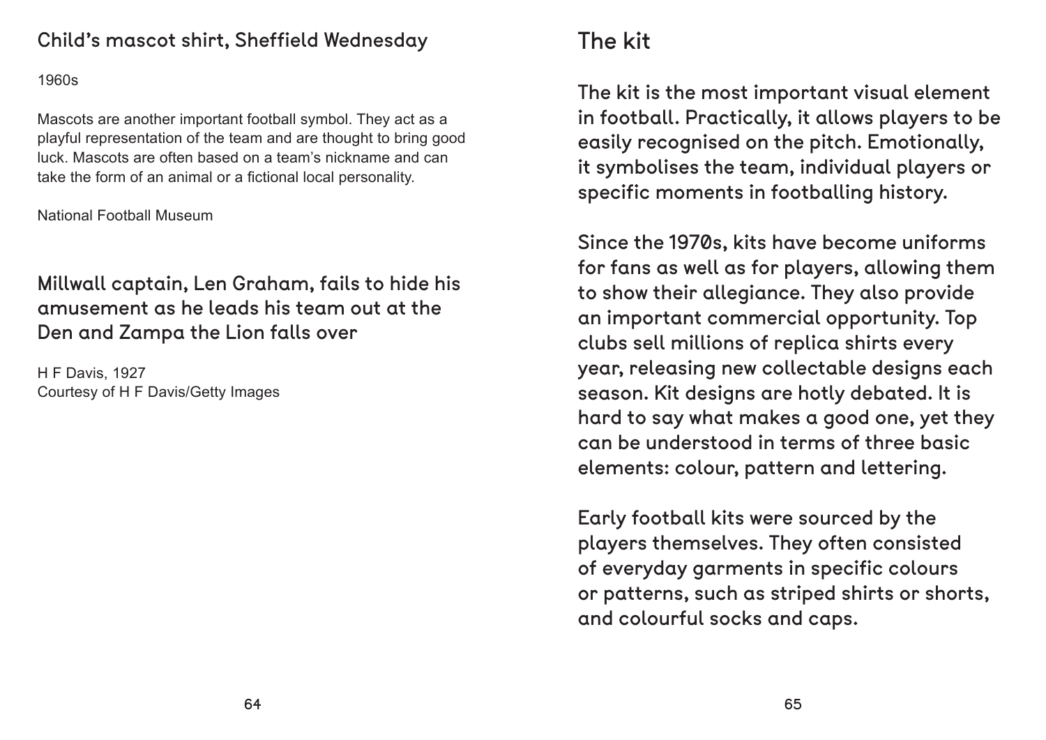## Child's mascot shirt, Sheffield Wednesday

1960s

Mascots are another important football symbol. They act as a playful representation of the team and are thought to bring good luck. Mascots are often based on a team's nickname and can take the form of an animal or a fictional local personality.

National Football Museum

## Millwall captain, Len Graham, fails to hide his amusement as he leads his team out at the Den and Zampa the Lion falls over

H F Davis, 1927
Courtesy of H F Davis/Getty Images

# The kit

The kit is the most important visual element in football. Practically, it allows players to be easily recognised on the pitch. Emotionally, it symbolises the team, individual players or specific moments in footballing history.

Since the 1970s, kits have become uniforms for fans as well as for players, allowing them to show their allegiance. They also provide an important commercial opportunity. Top clubs sell millions of replica shirts every year, releasing new collectable designs each season. Kit designs are hotly debated. It is hard to say what makes a good one, yet they can be understood in terms of three basic elements: colour, pattern and lettering.

Early football kits were sourced by the players themselves. They often consisted of everyday garments in specific colours or patterns, such as striped shirts or shorts, and colourful socks and caps.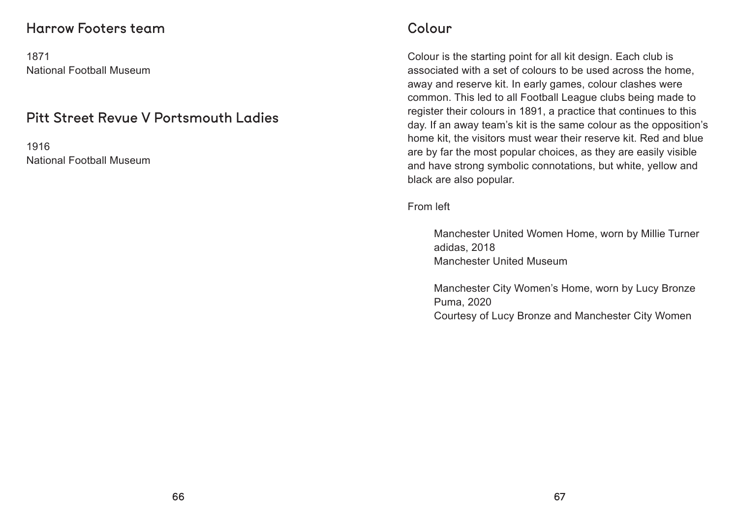## Harrow Footers team

1871
National Football Museum

## Pitt Street Revue V Portsmouth Ladies

1916
National Football Museum

## Colour

Colour is the starting point for all kit design. Each club is associated with a set of colours to be used across the home, away and reserve kit. In early games, colour clashes were common. This led to all Football League clubs being made to register their colours in 1891, a practice that continues to this day. If an away team's kit is the same colour as the opposition's home kit, the visitors must wear their reserve kit. Red and blue are by far the most popular choices, as they are easily visible and have strong symbolic connotations, but white, yellow and black are also popular.

From left

> Manchester United Women Home, worn by Millie Turner
> adidas, 2018
> Manchester United Museum

> Manchester City Women's Home, worn by Lucy Bronze
> Puma, 2020
> Courtesy of Lucy Bronze and Manchester City Women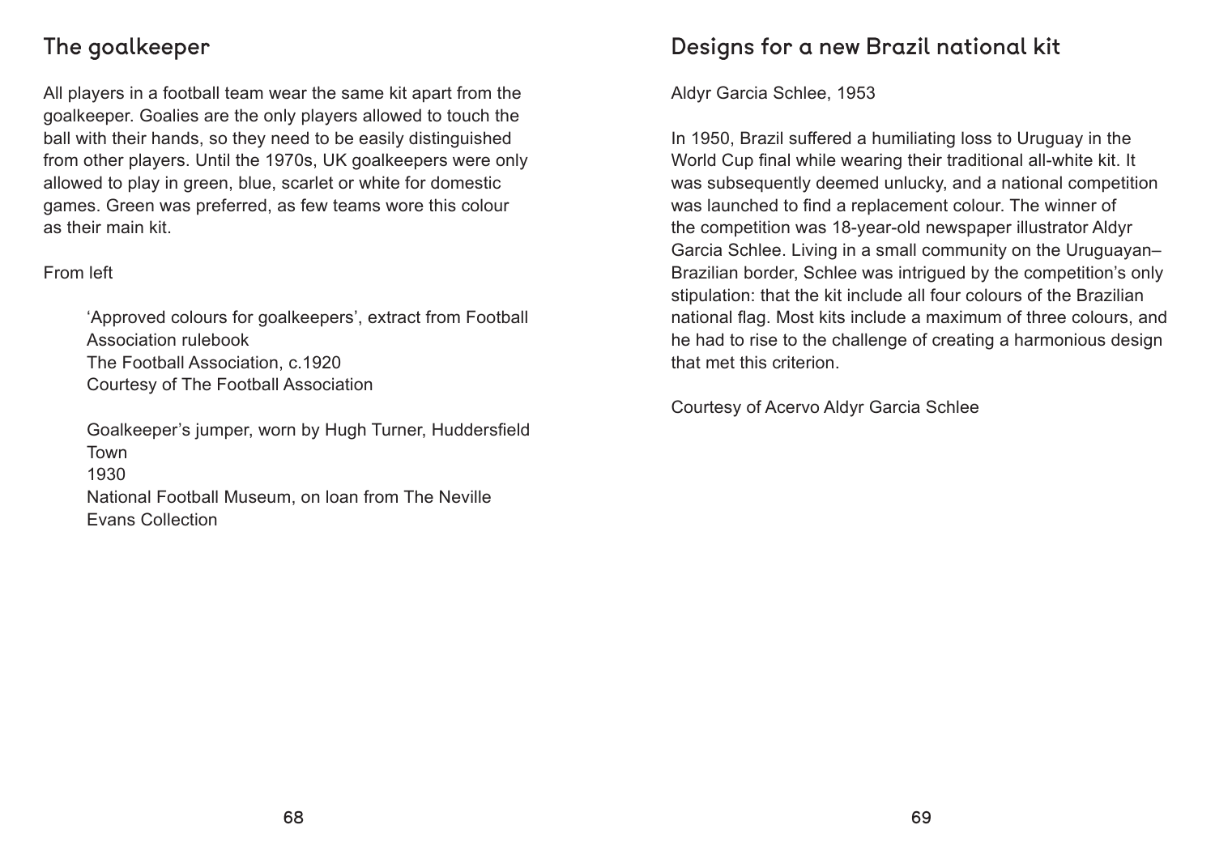## The goalkeeper

All players in a football team wear the same kit apart from the goalkeeper. Goalies are the only players allowed to touch the ball with their hands, so they need to be easily distinguished from other players. Until the 1970s, UK goalkeepers were only allowed to play in green, blue, scarlet or white for domestic games. Green was preferred, as few teams wore this colour as their main kit.

From left

> 'Approved colours for goalkeepers', extract from Football Association rulebook
> The Football Association, c.1920
> Courtesy of The Football Association
>
> Goalkeeper's jumper, worn by Hugh Turner, Huddersfield Town
> 1930
> National Football Museum, on loan from The Neville Evans Collection

## Designs for a new Brazil national kit

Aldyr Garcia Schlee, 1953

In 1950, Brazil suffered a humiliating loss to Uruguay in the World Cup final while wearing their traditional all-white kit. It was subsequently deemed unlucky, and a national competition was launched to find a replacement colour. The winner of the competition was 18-year-old newspaper illustrator Aldyr Garcia Schlee. Living in a small community on the Uruguayan–Brazilian border, Schlee was intrigued by the competition's only stipulation: that the kit include all four colours of the Brazilian national flag. Most kits include a maximum of three colours, and he had to rise to the challenge of creating a harmonious design that met this criterion.

Courtesy of Acervo Aldyr Garcia Schlee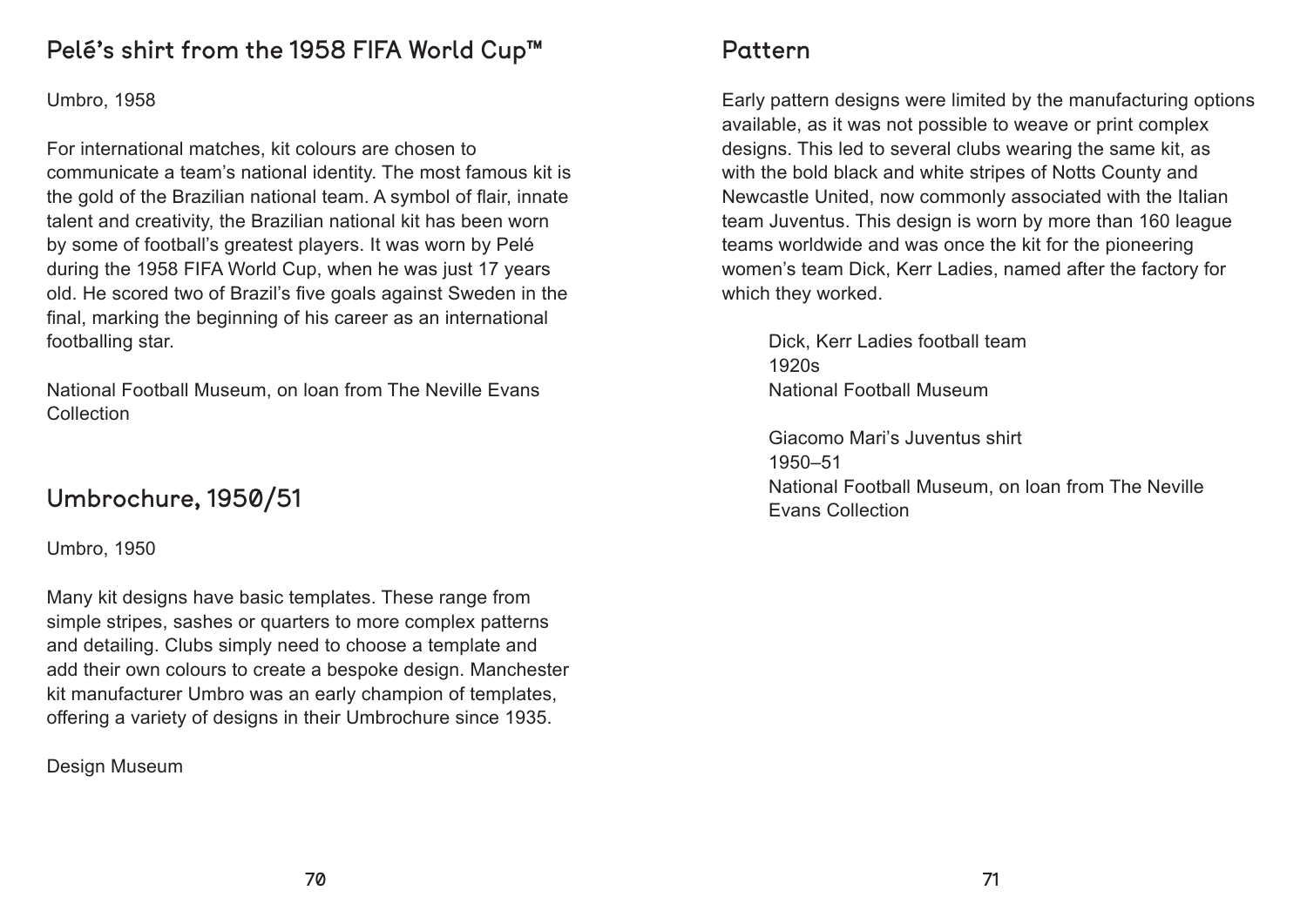## Pelé's shirt from the 1958 FIFA World Cup™

Umbro, 1958

For international matches, kit colours are chosen to communicate a team's national identity. The most famous kit is the gold of the Brazilian national team. A symbol of flair, innate talent and creativity, the Brazilian national kit has been worn by some of football's greatest players. It was worn by Pelé during the 1958 FIFA World Cup, when he was just 17 years old. He scored two of Brazil's five goals against Sweden in the final, marking the beginning of his career as an international footballing star.

National Football Museum, on loan from The Neville Evans Collection

## Umbrochure, 1950/51

Umbro, 1950

Many kit designs have basic templates. These range from simple stripes, sashes or quarters to more complex patterns and detailing. Clubs simply need to choose a template and add their own colours to create a bespoke design. Manchester kit manufacturer Umbro was an early champion of templates, offering a variety of designs in their Umbrochure since 1935.

Design Museum

## Pattern

Early pattern designs were limited by the manufacturing options available, as it was not possible to weave or print complex designs. This led to several clubs wearing the same kit, as with the bold black and white stripes of Notts County and Newcastle United, now commonly associated with the Italian team Juventus. This design is worn by more than 160 league teams worldwide and was once the kit for the pioneering women's team Dick, Kerr Ladies, named after the factory for which they worked.

Dick, Kerr Ladies football team
1920s
National Football Museum

Giacomo Mari's Juventus shirt
1950–51
National Football Museum, on loan from The Neville Evans Collection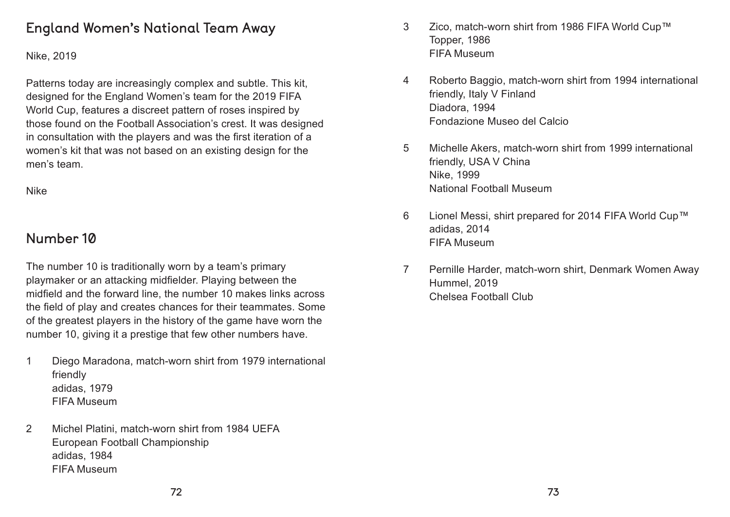## England Women's National Team Away

Nike, 2019

Patterns today are increasingly complex and subtle. This kit, designed for the England Women's team for the 2019 FIFA World Cup, features a discreet pattern of roses inspired by those found on the Football Association's crest. It was designed in consultation with the players and was the first iteration of a women's kit that was not based on an existing design for the men's team.

Nike

## Number 10

The number 10 is traditionally worn by a team's primary playmaker or an attacking midfielder. Playing between the midfield and the forward line, the number 10 makes links across the field of play and creates chances for their teammates. Some of the greatest players in the history of the game have worn the number 10, giving it a prestige that few other numbers have.

1. Diego Maradona, match-worn shirt from 1979 international friendly
   adidas, 1979
   FIFA Museum

2. Michel Platini, match-worn shirt from 1984 UEFA European Football Championship
   adidas, 1984
   FIFA Museum

3. Zico, match-worn shirt from 1986 FIFA World Cup™
   Topper, 1986
   FIFA Museum

4. Roberto Baggio, match-worn shirt from 1994 international friendly, Italy V Finland
   Diadora, 1994
   Fondazione Museo del Calcio

5. Michelle Akers, match-worn shirt from 1999 international friendly, USA V China
   Nike, 1999
   National Football Museum

6. Lionel Messi, shirt prepared for 2014 FIFA World Cup™
   adidas, 2014
   FIFA Museum

7. Pernille Harder, match-worn shirt, Denmark Women Away
   Hummel, 2019
   Chelsea Football Club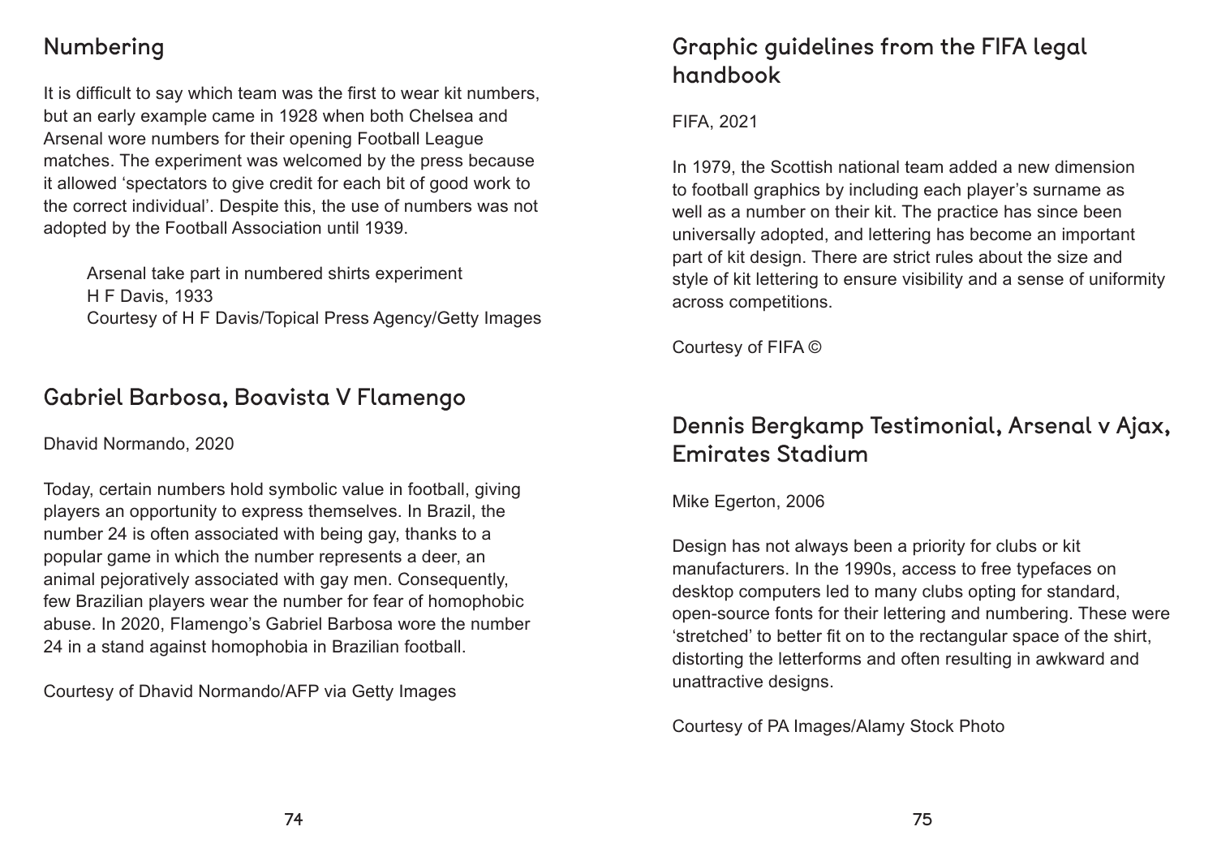## Numbering

It is difficult to say which team was the first to wear kit numbers, but an early example came in 1928 when both Chelsea and Arsenal wore numbers for their opening Football League matches. The experiment was welcomed by the press because it allowed 'spectators to give credit for each bit of good work to the correct individual'. Despite this, the use of numbers was not adopted by the Football Association until 1939.

> Arsenal take part in numbered shirts experiment
> H F Davis, 1933
> Courtesy of H F Davis/Topical Press Agency/Getty Images

## Gabriel Barbosa, Boavista V Flamengo

Dhavid Normando, 2020

Today, certain numbers hold symbolic value in football, giving players an opportunity to express themselves. In Brazil, the number 24 is often associated with being gay, thanks to a popular game in which the number represents a deer, an animal pejoratively associated with gay men. Consequently, few Brazilian players wear the number for fear of homophobic abuse. In 2020, Flamengo's Gabriel Barbosa wore the number 24 in a stand against homophobia in Brazilian football.

Courtesy of Dhavid Normando/AFP via Getty Images

## Graphic guidelines from the FIFA legal handbook

FIFA, 2021

In 1979, the Scottish national team added a new dimension to football graphics by including each player's surname as well as a number on their kit. The practice has since been universally adopted, and lettering has become an important part of kit design. There are strict rules about the size and style of kit lettering to ensure visibility and a sense of uniformity across competitions.

Courtesy of FIFA ©

## Dennis Bergkamp Testimonial, Arsenal v Ajax, Emirates Stadium

Mike Egerton, 2006

Design has not always been a priority for clubs or kit manufacturers. In the 1990s, access to free typefaces on desktop computers led to many clubs opting for standard, open-source fonts for their lettering and numbering. These were 'stretched' to better fit on to the rectangular space of the shirt, distorting the letterforms and often resulting in awkward and unattractive designs.

Courtesy of PA Images/Alamy Stock Photo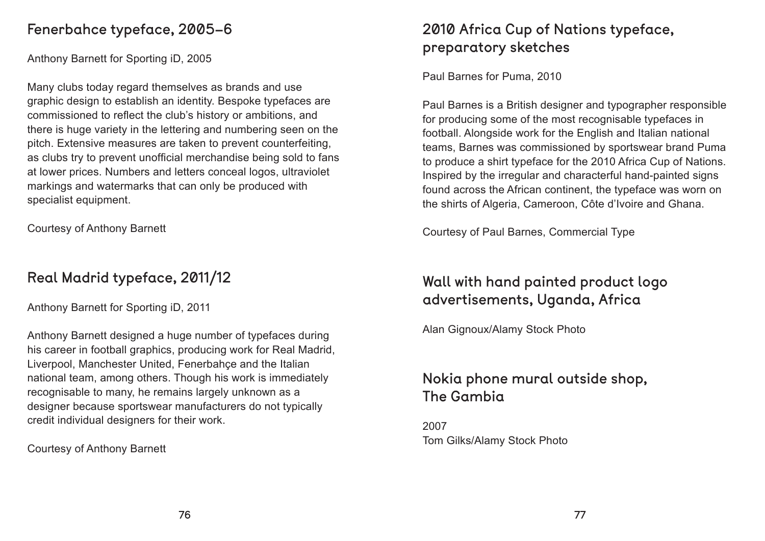## Fenerbahce typeface, 2005–6

Anthony Barnett for Sporting iD, 2005

Many clubs today regard themselves as brands and use graphic design to establish an identity. Bespoke typefaces are commissioned to reflect the club's history or ambitions, and there is huge variety in the lettering and numbering seen on the pitch. Extensive measures are taken to prevent counterfeiting, as clubs try to prevent unofficial merchandise being sold to fans at lower prices. Numbers and letters conceal logos, ultraviolet markings and watermarks that can only be produced with specialist equipment.

Courtesy of Anthony Barnett

## Real Madrid typeface, 2011/12

Anthony Barnett for Sporting iD, 2011

Anthony Barnett designed a huge number of typefaces during his career in football graphics, producing work for Real Madrid, Liverpool, Manchester United, Fenerbahçe and the Italian national team, among others. Though his work is immediately recognisable to many, he remains largely unknown as a designer because sportswear manufacturers do not typically credit individual designers for their work.

Courtesy of Anthony Barnett

## 2010 Africa Cup of Nations typeface, preparatory sketches

Paul Barnes for Puma, 2010

Paul Barnes is a British designer and typographer responsible for producing some of the most recognisable typefaces in football. Alongside work for the English and Italian national teams, Barnes was commissioned by sportswear brand Puma to produce a shirt typeface for the 2010 Africa Cup of Nations. Inspired by the irregular and characterful hand-painted signs found across the African continent, the typeface was worn on the shirts of Algeria, Cameroon, Côte d'Ivoire and Ghana.

Courtesy of Paul Barnes, Commercial Type

## Wall with hand painted product logo advertisements, Uganda, Africa

Alan Gignoux/Alamy Stock Photo

## Nokia phone mural outside shop, The Gambia

2007
Tom Gilks/Alamy Stock Photo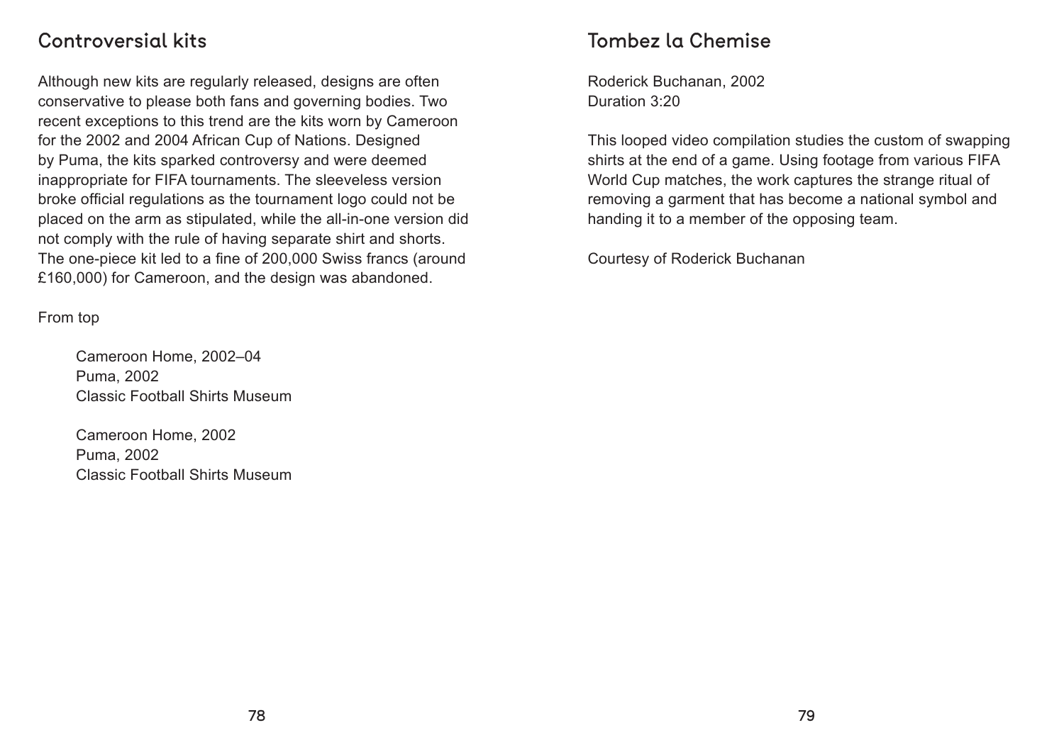## Controversial kits

Although new kits are regularly released, designs are often conservative to please both fans and governing bodies. Two recent exceptions to this trend are the kits worn by Cameroon for the 2002 and 2004 African Cup of Nations. Designed by Puma, the kits sparked controversy and were deemed inappropriate for FIFA tournaments. The sleeveless version broke official regulations as the tournament logo could not be placed on the arm as stipulated, while the all-in-one version did not comply with the rule of having separate shirt and shorts. The one-piece kit led to a fine of 200,000 Swiss francs (around £160,000) for Cameroon, and the design was abandoned.

From top

Cameroon Home, 2002–04
Puma, 2002
Classic Football Shirts Museum

Cameroon Home, 2002
Puma, 2002
Classic Football Shirts Museum

## Tombez la Chemise

Roderick Buchanan, 2002
Duration 3:20

This looped video compilation studies the custom of swapping shirts at the end of a game. Using footage from various FIFA World Cup matches, the work captures the strange ritual of removing a garment that has become a national symbol and handing it to a member of the opposing team.

Courtesy of Roderick Buchanan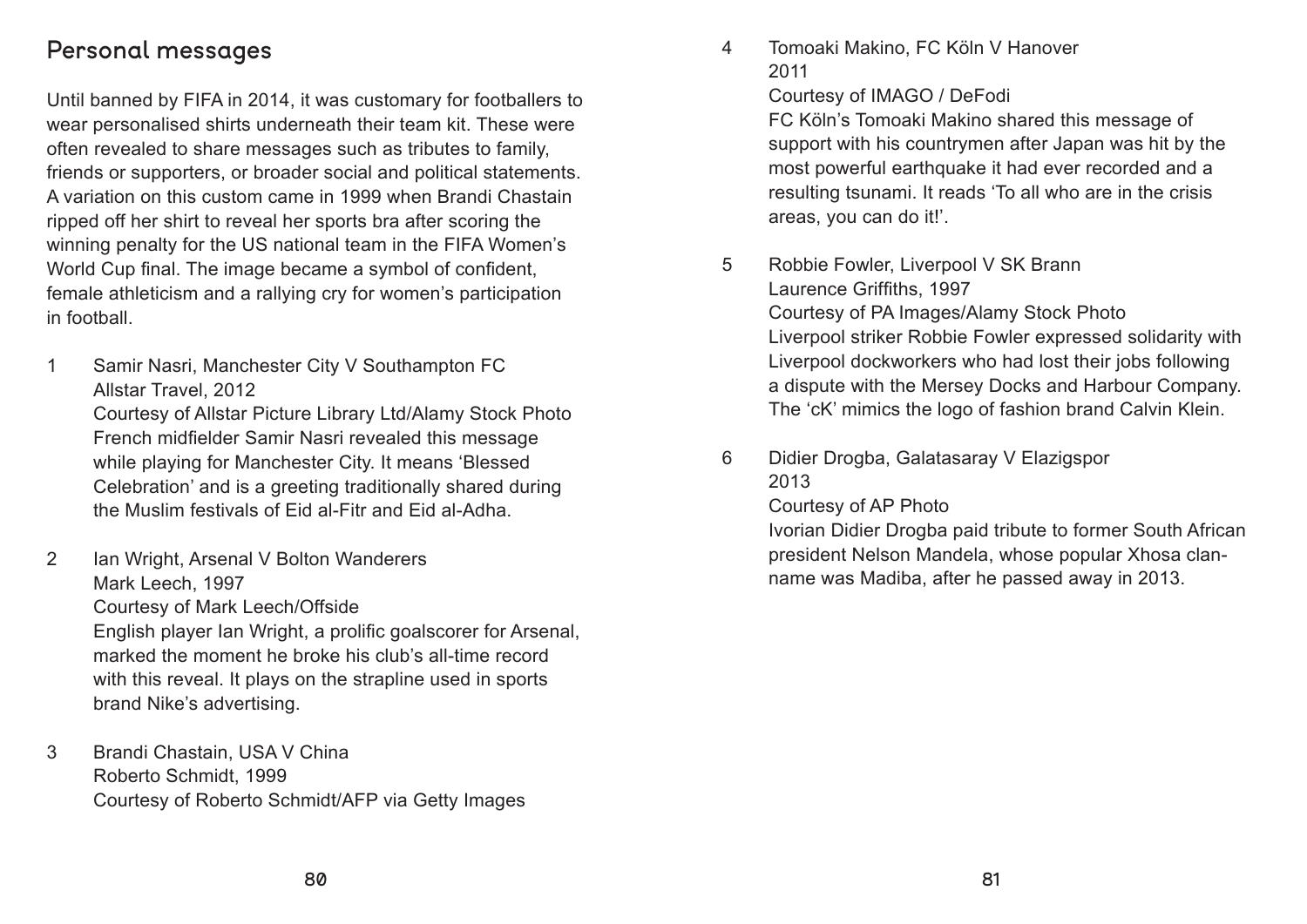## Personal messages

Until banned by FIFA in 2014, it was customary for footballers to wear personalised shirts underneath their team kit. These were often revealed to share messages such as tributes to family, friends or supporters, or broader social and political statements. A variation on this custom came in 1999 when Brandi Chastain ripped off her shirt to reveal her sports bra after scoring the winning penalty for the US national team in the FIFA Women's World Cup final. The image became a symbol of confident, female athleticism and a rallying cry for women's participation in football.

1. Samir Nasri, Manchester City V Southampton FC  
   Allstar Travel, 2012  
   Courtesy of Allstar Picture Library Ltd/Alamy Stock Photo  
   French midfielder Samir Nasri revealed this message while playing for Manchester City. It means 'Blessed Celebration' and is a greeting traditionally shared during the Muslim festivals of Eid al-Fitr and Eid al-Adha.

2. Ian Wright, Arsenal V Bolton Wanderers  
   Mark Leech, 1997  
   Courtesy of Mark Leech/Offside  
   English player Ian Wright, a prolific goalscorer for Arsenal, marked the moment he broke his club's all-time record with this reveal. It plays on the strapline used in sports brand Nike's advertising.

3. Brandi Chastain, USA V China  
   Roberto Schmidt, 1999  
   Courtesy of Roberto Schmidt/AFP via Getty Images

4. Tomoaki Makino, FC Köln V Hanover  
   2011  
   Courtesy of IMAGO / DeFodi  
   FC Köln's Tomoaki Makino shared this message of support with his countrymen after Japan was hit by the most powerful earthquake it had ever recorded and a resulting tsunami. It reads 'To all who are in the crisis areas, you can do it!'.

5. Robbie Fowler, Liverpool V SK Brann  
   Laurence Griffiths, 1997  
   Courtesy of PA Images/Alamy Stock Photo  
   Liverpool striker Robbie Fowler expressed solidarity with Liverpool dockworkers who had lost their jobs following a dispute with the Mersey Docks and Harbour Company. The 'cK' mimics the logo of fashion brand Calvin Klein.

6. Didier Drogba, Galatasaray V Elazigspor  
   2013  
   Courtesy of AP Photo  
   Ivorian Didier Drogba paid tribute to former South African president Nelson Mandela, whose popular Xhosa clan-name was Madiba, after he passed away in 2013.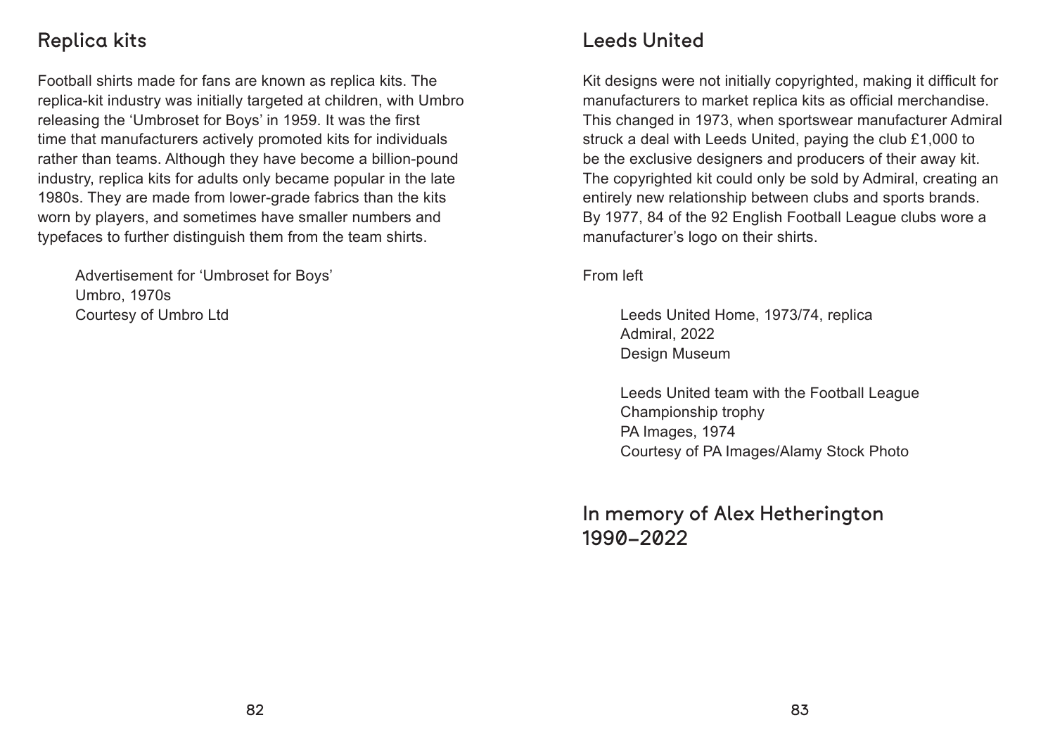## Replica kits

Football shirts made for fans are known as replica kits. The replica-kit industry was initially targeted at children, with Umbro releasing the 'Umbroset for Boys' in 1959. It was the first time that manufacturers actively promoted kits for individuals rather than teams. Although they have become a billion-pound industry, replica kits for adults only became popular in the late 1980s. They are made from lower-grade fabrics than the kits worn by players, and sometimes have smaller numbers and typefaces to further distinguish them from the team shirts.

Advertisement for 'Umbroset for Boys'
Umbro, 1970s
Courtesy of Umbro Ltd

## Leeds United

Kit designs were not initially copyrighted, making it difficult for manufacturers to market replica kits as official merchandise. This changed in 1973, when sportswear manufacturer Admiral struck a deal with Leeds United, paying the club £1,000 to be the exclusive designers and producers of their away kit. The copyrighted kit could only be sold by Admiral, creating an entirely new relationship between clubs and sports brands. By 1977, 84 of the 92 English Football League clubs wore a manufacturer's logo on their shirts.

From left

Leeds United Home, 1973/74, replica
Admiral, 2022
Design Museum

Leeds United team with the Football League Championship trophy
PA Images, 1974
Courtesy of PA Images/Alamy Stock Photo

## In memory of Alex Hetherington 1990–2022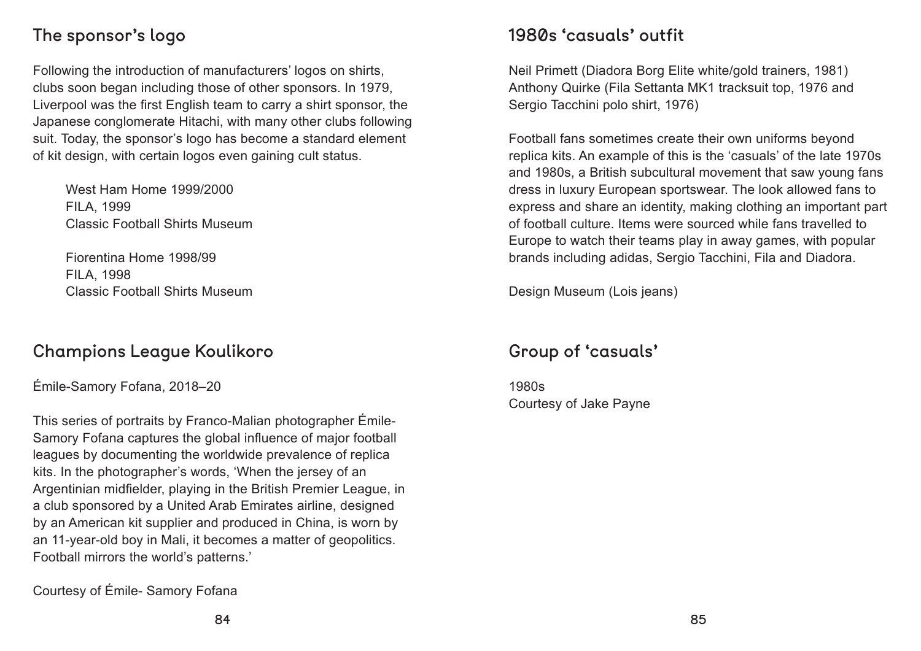## The sponsor's logo

Following the introduction of manufacturers' logos on shirts, clubs soon began including those of other sponsors. In 1979, Liverpool was the first English team to carry a shirt sponsor, the Japanese conglomerate Hitachi, with many other clubs following suit. Today, the sponsor's logo has become a standard element of kit design, with certain logos even gaining cult status.

West Ham Home 1999/2000
FILA, 1999
Classic Football Shirts Museum

Fiorentina Home 1998/99
FILA, 1998
Classic Football Shirts Museum

## Champions League Koulikoro

Émile-Samory Fofana, 2018–20

This series of portraits by Franco-Malian photographer Émile-Samory Fofana captures the global influence of major football leagues by documenting the worldwide prevalence of replica kits. In the photographer's words, 'When the jersey of an Argentinian midfielder, playing in the British Premier League, in a club sponsored by a United Arab Emirates airline, designed by an American kit supplier and produced in China, is worn by an 11-year-old boy in Mali, it becomes a matter of geopolitics. Football mirrors the world's patterns.'

Courtesy of Émile- Samory Fofana

## 1980s 'casuals' outfit

Neil Primett (Diadora Borg Elite white/gold trainers, 1981)
Anthony Quirke (Fila Settanta MK1 tracksuit top, 1976 and Sergio Tacchini polo shirt, 1976)

Football fans sometimes create their own uniforms beyond replica kits. An example of this is the 'casuals' of the late 1970s and 1980s, a British subcultural movement that saw young fans dress in luxury European sportswear. The look allowed fans to express and share an identity, making clothing an important part of football culture. Items were sourced while fans travelled to Europe to watch their teams play in away games, with popular brands including adidas, Sergio Tacchini, Fila and Diadora.

Design Museum (Lois jeans)

## Group of 'casuals'

1980s
Courtesy of Jake Payne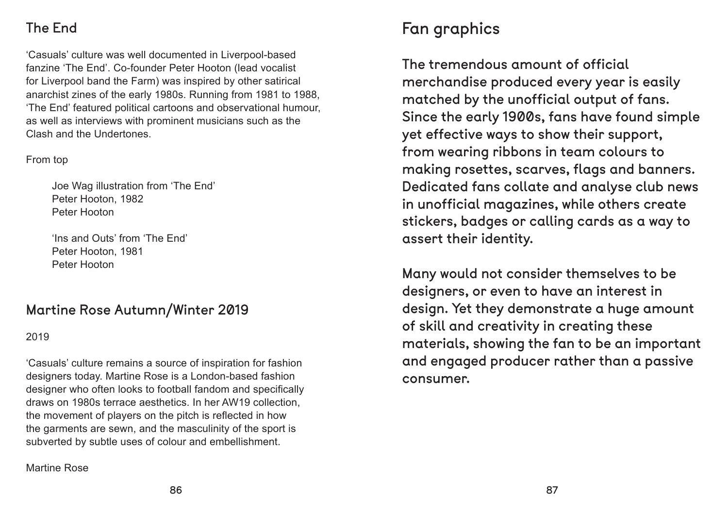## The End

'Casuals' culture was well documented in Liverpool-based fanzine 'The End'. Co-founder Peter Hooton (lead vocalist for Liverpool band the Farm) was inspired by other satirical anarchist zines of the early 1980s. Running from 1981 to 1988, 'The End' featured political cartoons and observational humour, as well as interviews with prominent musicians such as the Clash and the Undertones.

From top

Joe Wag illustration from 'The End'
Peter Hooton, 1982
Peter Hooton

'Ins and Outs' from 'The End'
Peter Hooton, 1981
Peter Hooton

## Martine Rose Autumn/Winter 2019

2019

'Casuals' culture remains a source of inspiration for fashion designers today. Martine Rose is a London-based fashion designer who often looks to football fandom and specifically draws on 1980s terrace aesthetics. In her AW19 collection, the movement of players on the pitch is reflected in how the garments are sewn, and the masculinity of the sport is subverted by subtle uses of colour and embellishment.

Martine Rose

# Fan graphics

The tremendous amount of official merchandise produced every year is easily matched by the unofficial output of fans. Since the early 1900s, fans have found simple yet effective ways to show their support, from wearing ribbons in team colours to making rosettes, scarves, flags and banners. Dedicated fans collate and analyse club news in unofficial magazines, while others create stickers, badges or calling cards as a way to assert their identity.

Many would not consider themselves to be designers, or even to have an interest in design. Yet they demonstrate a huge amount of skill and creativity in creating these materials, showing the fan to be an important and engaged producer rather than a passive consumer.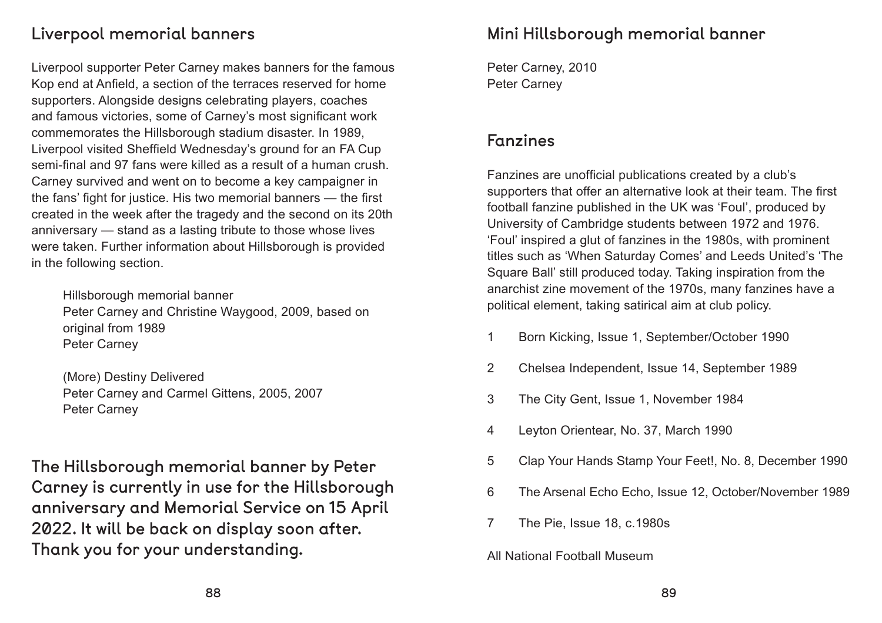## Liverpool memorial banners

Liverpool supporter Peter Carney makes banners for the famous Kop end at Anfield, a section of the terraces reserved for home supporters. Alongside designs celebrating players, coaches and famous victories, some of Carney's most significant work commemorates the Hillsborough stadium disaster. In 1989, Liverpool visited Sheffield Wednesday's ground for an FA Cup semi-final and 97 fans were killed as a result of a human crush. Carney survived and went on to become a key campaigner in the fans' fight for justice. His two memorial banners — the first created in the week after the tragedy and the second on its 20th anniversary — stand as a lasting tribute to those whose lives were taken. Further information about Hillsborough is provided in the following section.

Hillsborough memorial banner
Peter Carney and Christine Waygood, 2009, based on original from 1989
Peter Carney

(More) Destiny Delivered
Peter Carney and Carmel Gittens, 2005, 2007
Peter Carney

**The Hillsborough memorial banner by Peter Carney is currently in use for the Hillsborough anniversary and Memorial Service on 15 April 2022. It will be back on display soon after. Thank you for your understanding.**

## Mini Hillsborough memorial banner

Peter Carney, 2010
Peter Carney

## Fanzines

Fanzines are unofficial publications created by a club's supporters that offer an alternative look at their team. The first football fanzine published in the UK was 'Foul', produced by University of Cambridge students between 1972 and 1976. 'Foul' inspired a glut of fanzines in the 1980s, with prominent titles such as 'When Saturday Comes' and Leeds United's 'The Square Ball' still produced today. Taking inspiration from the anarchist zine movement of the 1970s, many fanzines have a political element, taking satirical aim at club policy.

1. Born Kicking, Issue 1, September/October 1990
2. Chelsea Independent, Issue 14, September 1989
3. The City Gent, Issue 1, November 1984
4. Leyton Orientear, No. 37, March 1990
5. Clap Your Hands Stamp Your Feet!, No. 8, December 1990
6. The Arsenal Echo Echo, Issue 12, October/November 1989
7. The Pie, Issue 18, c.1980s

All National Football Museum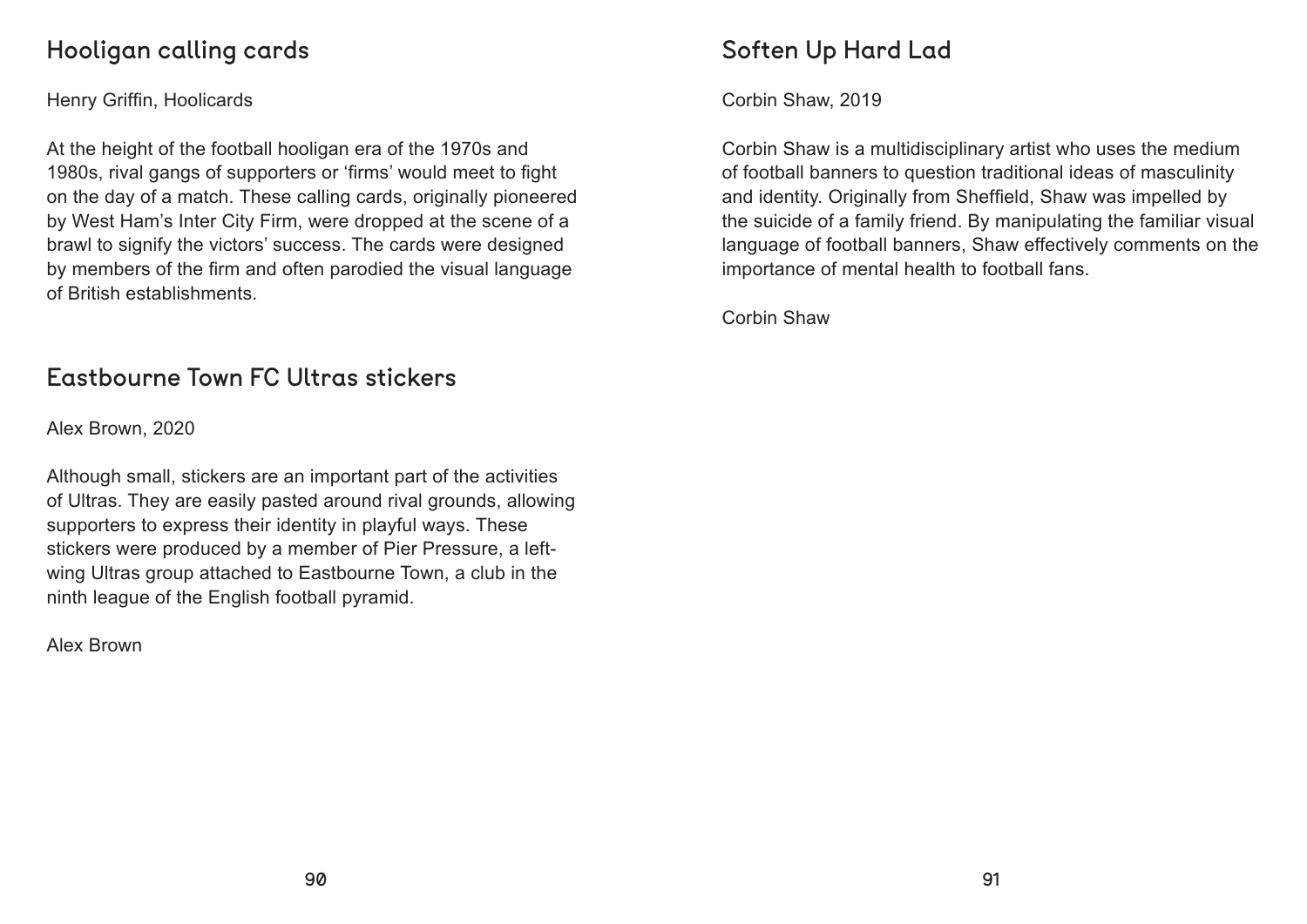## Hooligan calling cards

Henry Griffin, Hoolicards

At the height of the football hooligan era of the 1970s and 1980s, rival gangs of supporters or 'firms' would meet to fight on the day of a match. These calling cards, originally pioneered by West Ham's Inter City Firm, were dropped at the scene of a brawl to signify the victors' success. The cards were designed by members of the firm and often parodied the visual language of British establishments.

## Eastbourne Town FC Ultras stickers

Alex Brown, 2020

Although small, stickers are an important part of the activities of Ultras. They are easily pasted around rival grounds, allowing supporters to express their identity in playful ways. These stickers were produced by a member of Pier Pressure, a left-wing Ultras group attached to Eastbourne Town, a club in the ninth league of the English football pyramid.

Alex Brown

## Soften Up Hard Lad

Corbin Shaw, 2019

Corbin Shaw is a multidisciplinary artist who uses the medium of football banners to question traditional ideas of masculinity and identity. Originally from Sheffield, Shaw was impelled by the suicide of a family friend. By manipulating the familiar visual language of football banners, Shaw effectively comments on the importance of mental health to football fans.

Corbin Shaw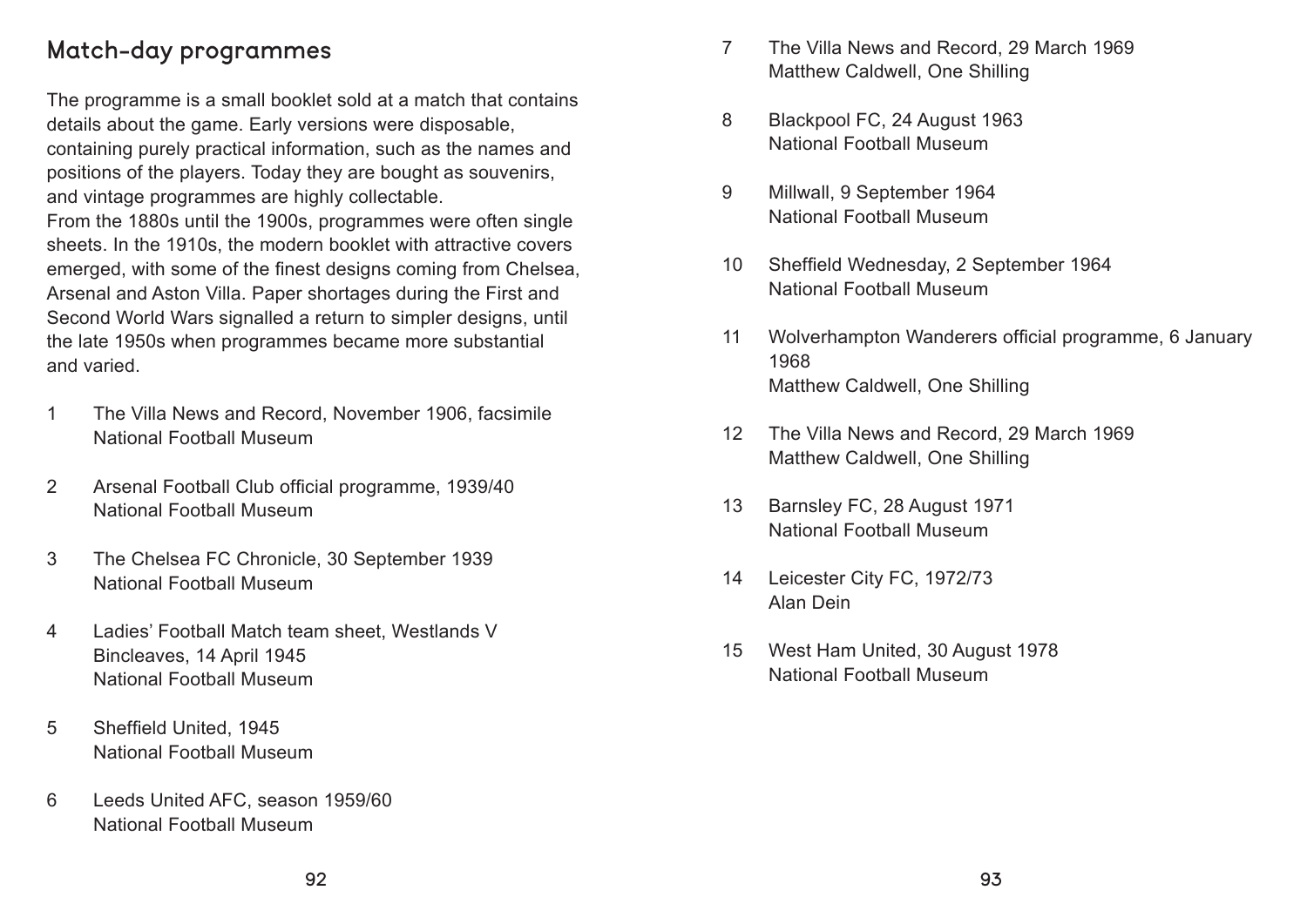## Match-day programmes

The programme is a small booklet sold at a match that contains details about the game. Early versions were disposable, containing purely practical information, such as the names and positions of the players. Today they are bought as souvenirs, and vintage programmes are highly collectable.
From the 1880s until the 1900s, programmes were often single sheets. In the 1910s, the modern booklet with attractive covers emerged, with some of the finest designs coming from Chelsea, Arsenal and Aston Villa. Paper shortages during the First and Second World Wars signalled a return to simpler designs, until the late 1950s when programmes became more substantial and varied.

1. The Villa News and Record, November 1906, facsimile
   National Football Museum

2. Arsenal Football Club official programme, 1939/40
   National Football Museum

3. The Chelsea FC Chronicle, 30 September 1939
   National Football Museum

4. Ladies' Football Match team sheet, Westlands V Bincleaves, 14 April 1945
   National Football Museum

5. Sheffield United, 1945
   National Football Museum

6. Leeds United AFC, season 1959/60
   National Football Museum

7. The Villa News and Record, 29 March 1969
   Matthew Caldwell, One Shilling

8. Blackpool FC, 24 August 1963
   National Football Museum

9. Millwall, 9 September 1964
   National Football Museum

10. Sheffield Wednesday, 2 September 1964
    National Football Museum

11. Wolverhampton Wanderers official programme, 6 January 1968
    Matthew Caldwell, One Shilling

12. The Villa News and Record, 29 March 1969
    Matthew Caldwell, One Shilling

13. Barnsley FC, 28 August 1971
    National Football Museum

14. Leicester City FC, 1972/73
    Alan Dein

15. West Ham United, 30 August 1978
    National Football Museum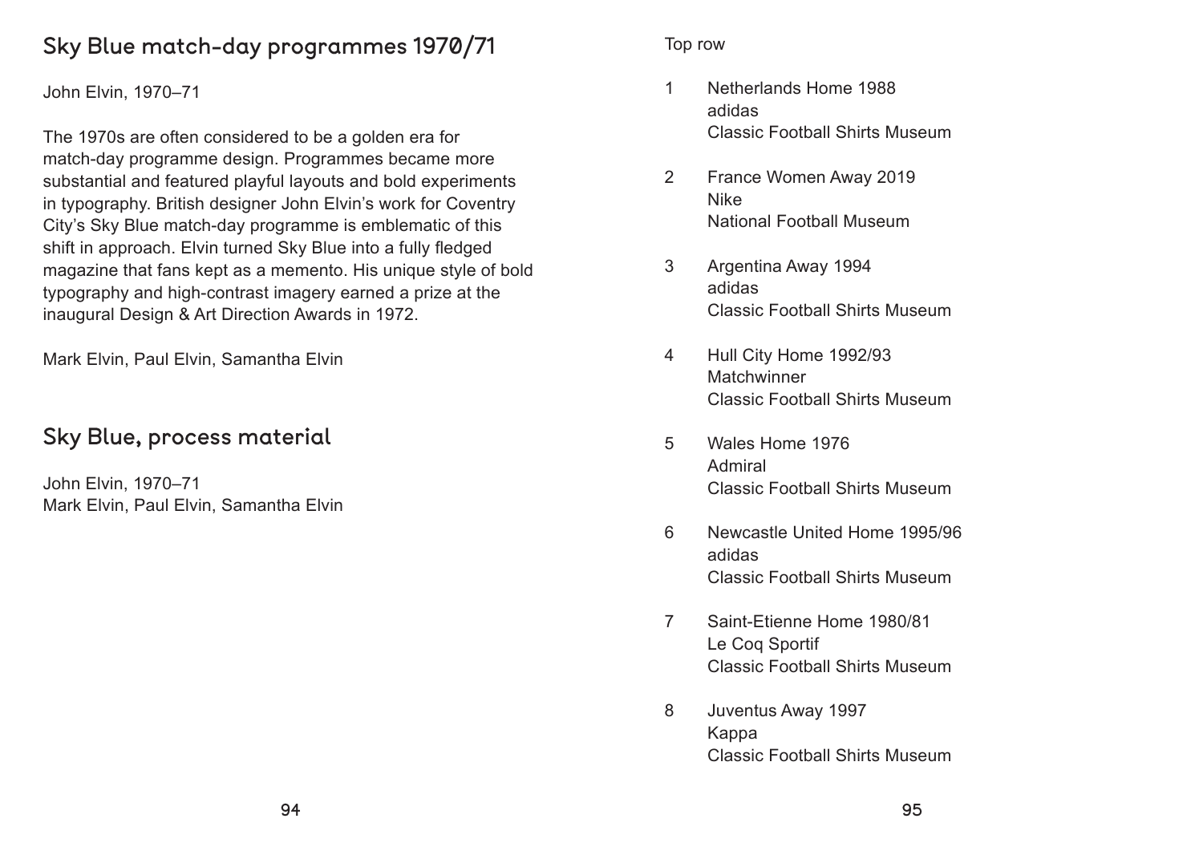## Sky Blue match-day programmes 1970/71

John Elvin, 1970–71

The 1970s are often considered to be a golden era for match-day programme design. Programmes became more substantial and featured playful layouts and bold experiments in typography. British designer John Elvin's work for Coventry City's Sky Blue match-day programme is emblematic of this shift in approach. Elvin turned Sky Blue into a fully fledged magazine that fans kept as a memento. His unique style of bold typography and high-contrast imagery earned a prize at the inaugural Design & Art Direction Awards in 1972.

Mark Elvin, Paul Elvin, Samantha Elvin

## Sky Blue, process material

John Elvin, 1970–71
Mark Elvin, Paul Elvin, Samantha Elvin

Top row

1. Netherlands Home 1988
   adidas
   Classic Football Shirts Museum
2. France Women Away 2019
   Nike
   National Football Museum
3. Argentina Away 1994
   adidas
   Classic Football Shirts Museum
4. Hull City Home 1992/93
   Matchwinner
   Classic Football Shirts Museum
5. Wales Home 1976
   Admiral
   Classic Football Shirts Museum
6. Newcastle United Home 1995/96
   adidas
   Classic Football Shirts Museum
7. Saint-Etienne Home 1980/81
   Le Coq Sportif
   Classic Football Shirts Museum
8. Juventus Away 1997
   Kappa
   Classic Football Shirts Museum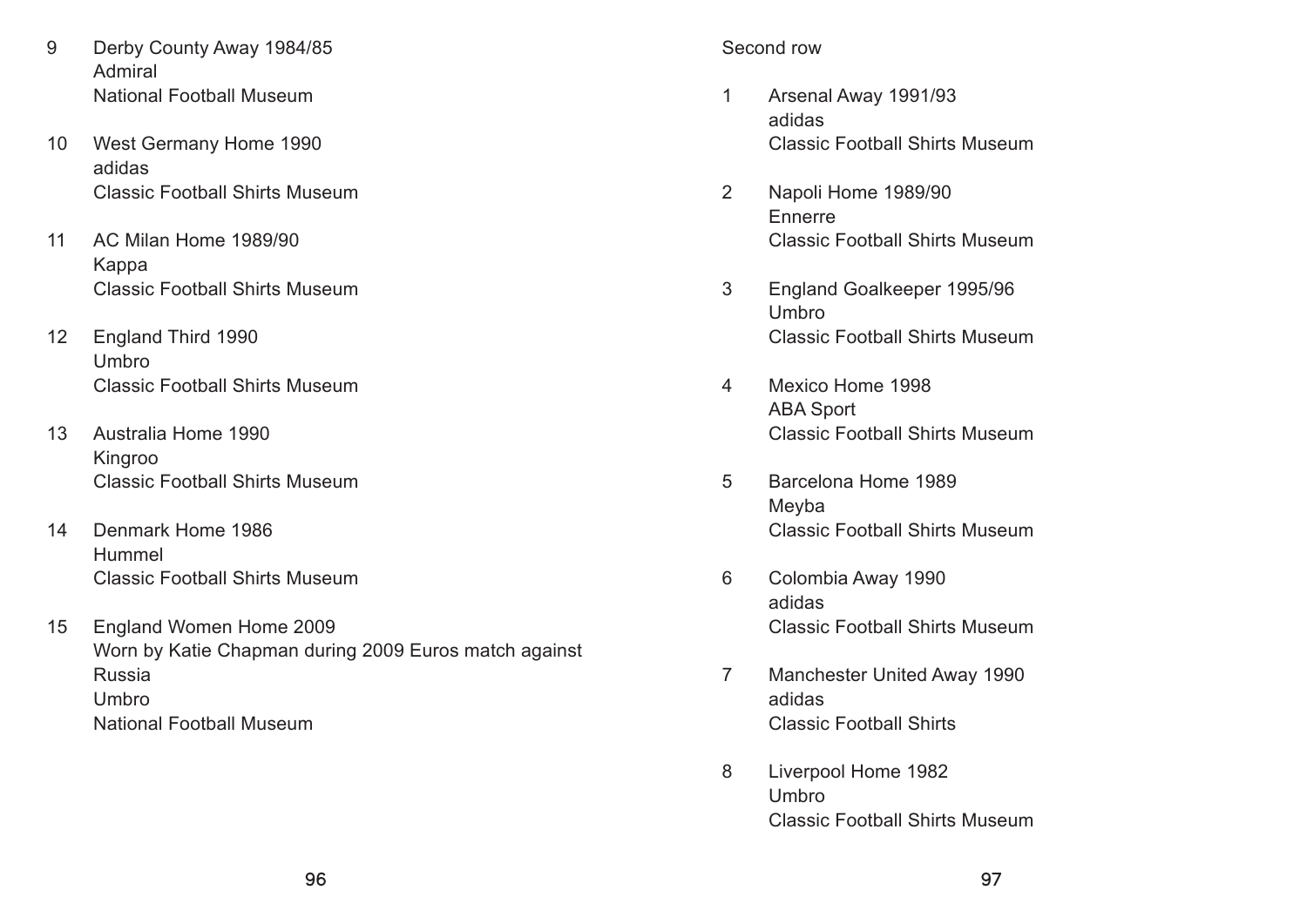9 Derby County Away 1984/85
Admiral
National Football Museum

10 West Germany Home 1990
adidas
Classic Football Shirts Museum

11 AC Milan Home 1989/90
Kappa
Classic Football Shirts Museum

12 England Third 1990
Umbro
Classic Football Shirts Museum

13 Australia Home 1990
Kingroo
Classic Football Shirts Museum

14 Denmark Home 1986
Hummel
Classic Football Shirts Museum

15 England Women Home 2009
Worn by Katie Chapman during 2009 Euros match against Russia
Umbro
National Football Museum

Second row

1 Arsenal Away 1991/93
adidas
Classic Football Shirts Museum

2 Napoli Home 1989/90
Ennerre
Classic Football Shirts Museum

3 England Goalkeeper 1995/96
Umbro
Classic Football Shirts Museum

4 Mexico Home 1998
ABA Sport
Classic Football Shirts Museum

5 Barcelona Home 1989
Meyba
Classic Football Shirts Museum

6 Colombia Away 1990
adidas
Classic Football Shirts Museum

7 Manchester United Away 1990
adidas
Classic Football Shirts

8 Liverpool Home 1982
Umbro
Classic Football Shirts Museum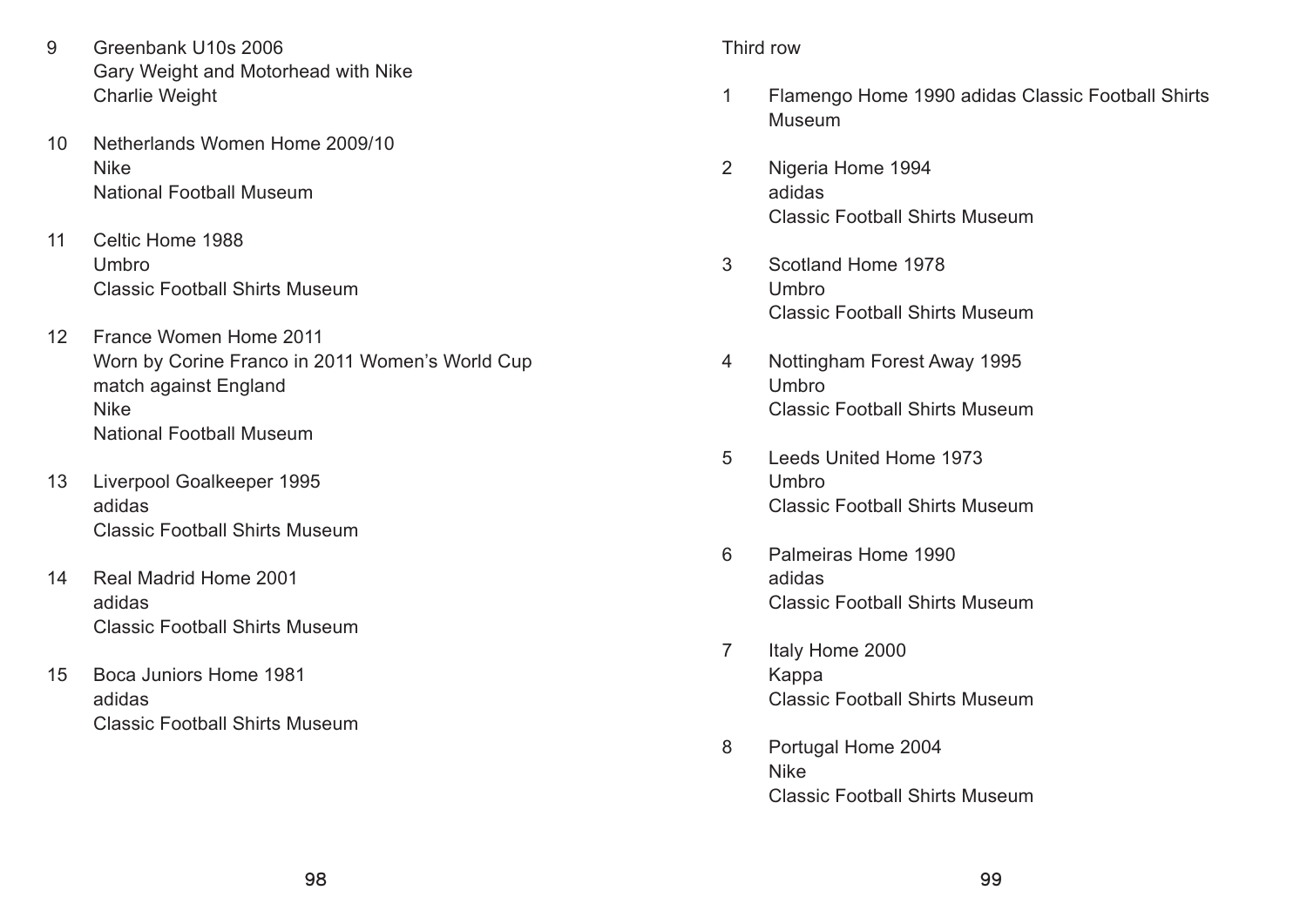9 Greenbank U10s 2006
Gary Weight and Motorhead with Nike
Charlie Weight

10 Netherlands Women Home 2009/10
Nike
National Football Museum

11 Celtic Home 1988
Umbro
Classic Football Shirts Museum

12 France Women Home 2011
Worn by Corine Franco in 2011 Women's World Cup match against England
Nike
National Football Museum

13 Liverpool Goalkeeper 1995
adidas
Classic Football Shirts Museum

14 Real Madrid Home 2001
adidas
Classic Football Shirts Museum

15 Boca Juniors Home 1981
adidas
Classic Football Shirts Museum

Third row

1 Flamengo Home 1990 adidas Classic Football Shirts Museum

2 Nigeria Home 1994
adidas
Classic Football Shirts Museum

3 Scotland Home 1978
Umbro
Classic Football Shirts Museum

4 Nottingham Forest Away 1995
Umbro
Classic Football Shirts Museum

5 Leeds United Home 1973
Umbro
Classic Football Shirts Museum

6 Palmeiras Home 1990
adidas
Classic Football Shirts Museum

7 Italy Home 2000
Kappa
Classic Football Shirts Museum

8 Portugal Home 2004
Nike
Classic Football Shirts Museum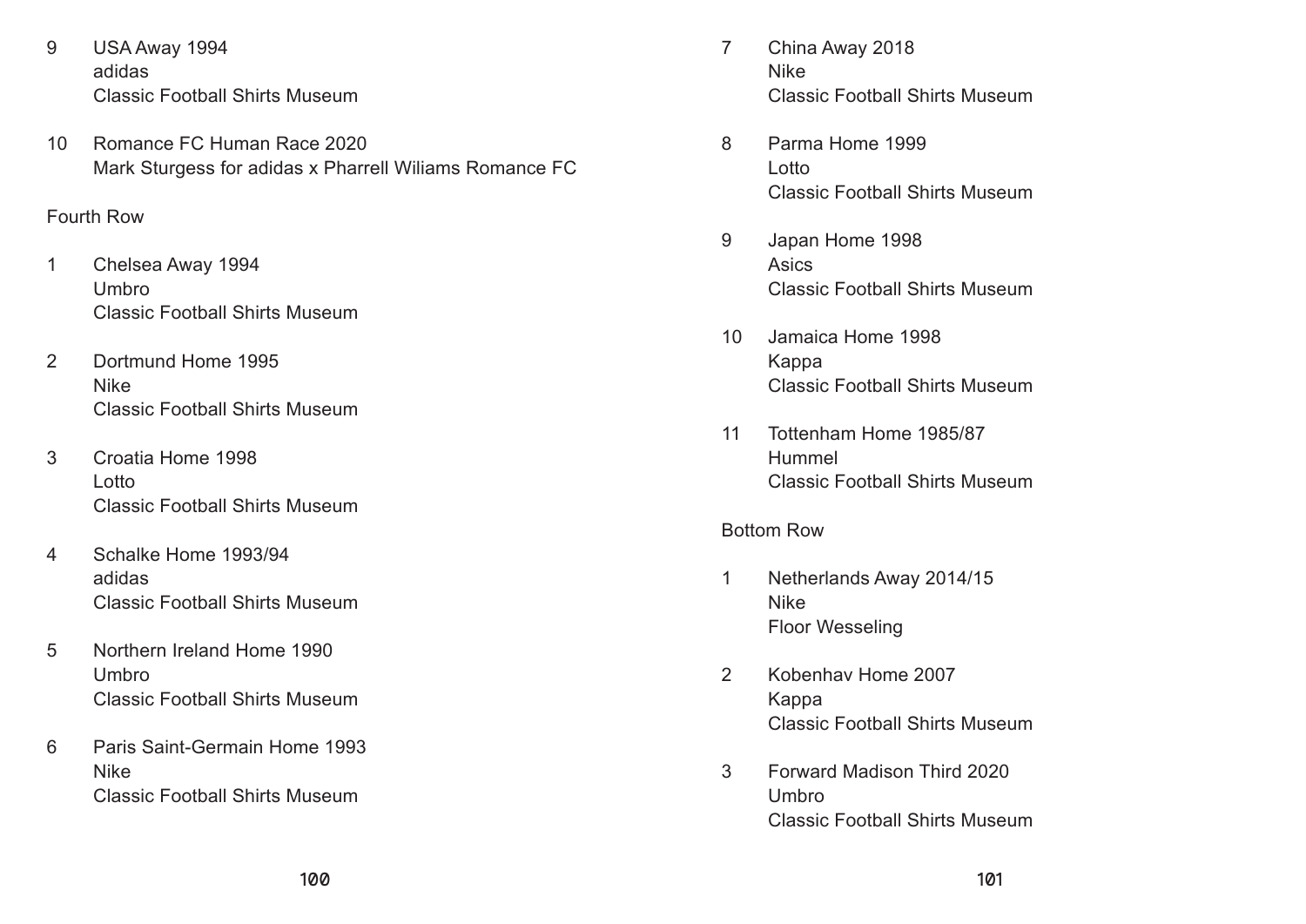9 USA Away 1994
adidas
Classic Football Shirts Museum

10 Romance FC Human Race 2020
Mark Sturgess for adidas x Pharrell Wiliams Romance FC

Fourth Row

1 Chelsea Away 1994
Umbro
Classic Football Shirts Museum

2 Dortmund Home 1995
Nike
Classic Football Shirts Museum

3 Croatia Home 1998
Lotto
Classic Football Shirts Museum

4 Schalke Home 1993/94
adidas
Classic Football Shirts Museum

5 Northern Ireland Home 1990
Umbro
Classic Football Shirts Museum

6 Paris Saint-Germain Home 1993
Nike
Classic Football Shirts Museum

7 China Away 2018
Nike
Classic Football Shirts Museum

8 Parma Home 1999
Lotto
Classic Football Shirts Museum

9 Japan Home 1998
Asics
Classic Football Shirts Museum

10 Jamaica Home 1998
Kappa
Classic Football Shirts Museum

11 Tottenham Home 1985/87
Hummel
Classic Football Shirts Museum

Bottom Row

1 Netherlands Away 2014/15
Nike
Floor Wesseling

2 Kobenhav Home 2007
Kappa
Classic Football Shirts Museum

3 Forward Madison Third 2020
Umbro
Classic Football Shirts Museum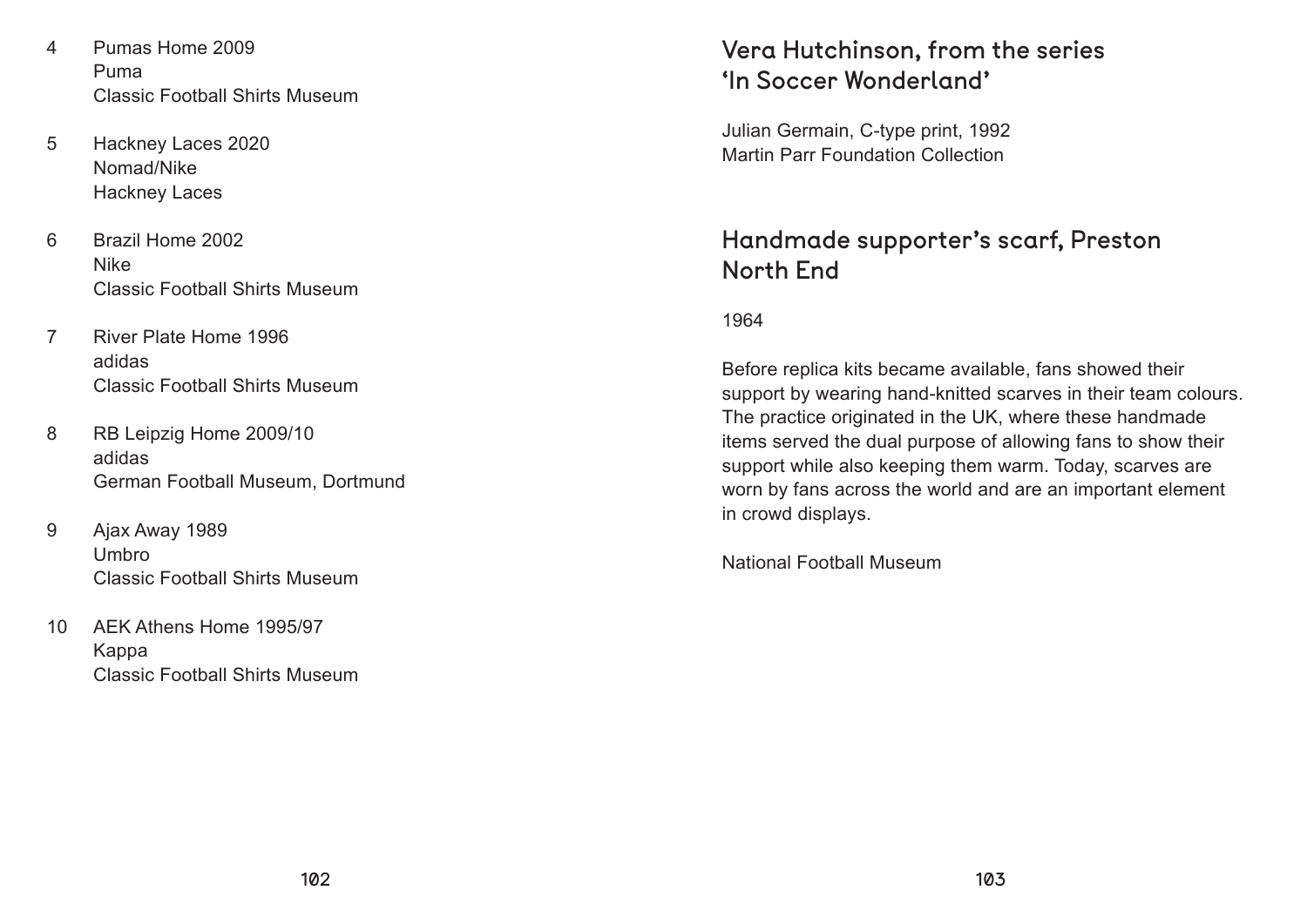4. Pumas Home 2009
   Puma
   Classic Football Shirts Museum

5. Hackney Laces 2020
   Nomad/Nike
   Hackney Laces

6. Brazil Home 2002
   Nike
   Classic Football Shirts Museum

7. River Plate Home 1996
   adidas
   Classic Football Shirts Museum

8. RB Leipzig Home 2009/10
   adidas
   German Football Museum, Dortmund

9. Ajax Away 1989
   Umbro
   Classic Football Shirts Museum

10. AEK Athens Home 1995/97
    Kappa
    Classic Football Shirts Museum

## Vera Hutchinson, from the series 'In Soccer Wonderland'

Julian Germain, C-type print, 1992
Martin Parr Foundation Collection

## Handmade supporter's scarf, Preston North End

1964

Before replica kits became available, fans showed their support by wearing hand-knitted scarves in their team colours. The practice originated in the UK, where these handmade items served the dual purpose of allowing fans to show their support while also keeping them warm. Today, scarves are worn by fans across the world and are an important element in crowd displays.

National Football Museum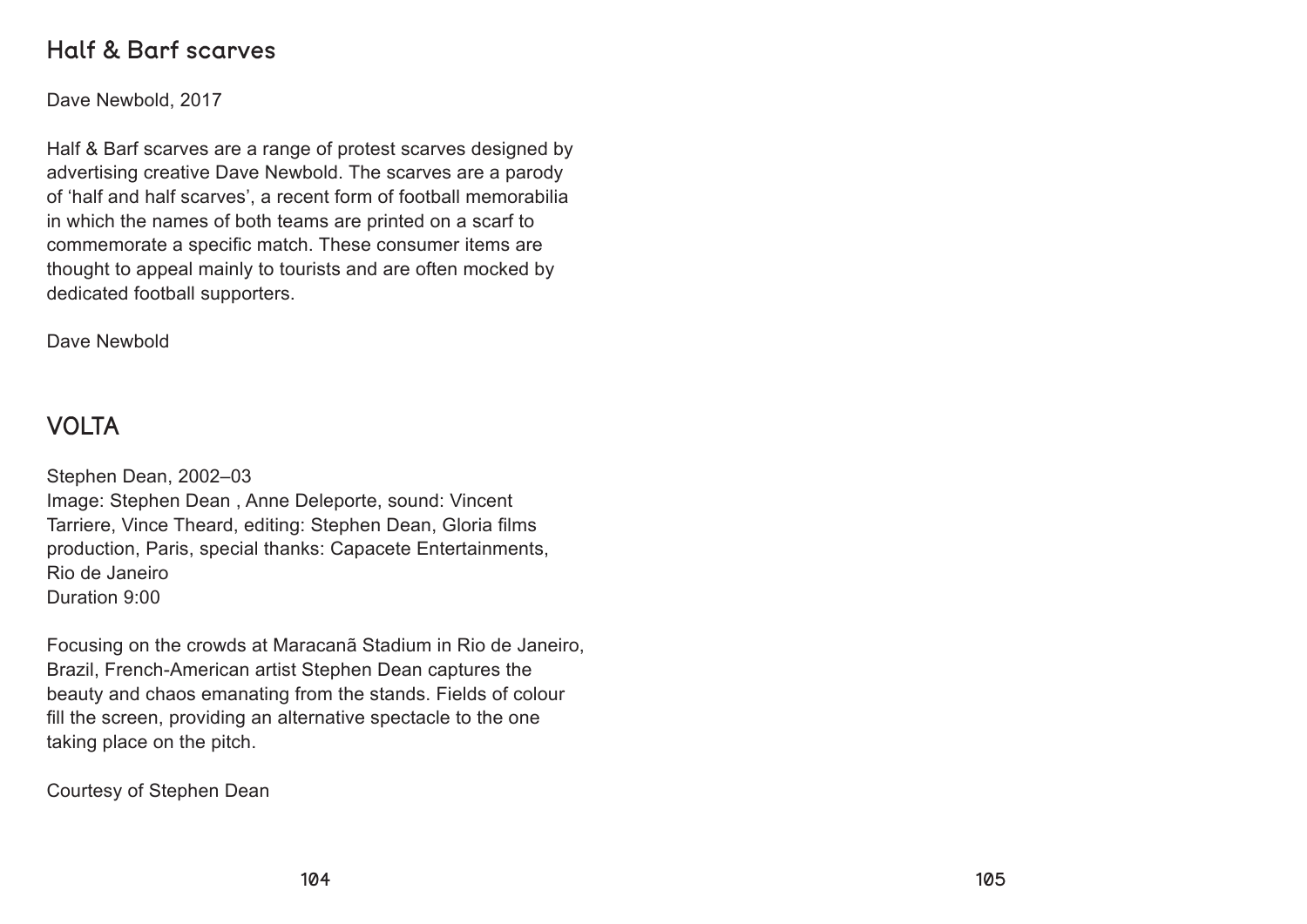## Half & Barf scarves

Dave Newbold, 2017

Half & Barf scarves are a range of protest scarves designed by advertising creative Dave Newbold. The scarves are a parody of 'half and half scarves', a recent form of football memorabilia in which the names of both teams are printed on a scarf to commemorate a specific match. These consumer items are thought to appeal mainly to tourists and are often mocked by dedicated football supporters.

Dave Newbold

## VOLTA

Stephen Dean, 2002–03
Image: Stephen Dean , Anne Deleporte, sound: Vincent Tarriere, Vince Theard, editing: Stephen Dean, Gloria films production, Paris, special thanks: Capacete Entertainments, Rio de Janeiro
Duration 9:00

Focusing on the crowds at Maracanã Stadium in Rio de Janeiro, Brazil, French-American artist Stephen Dean captures the beauty and chaos emanating from the stands. Fields of colour fill the screen, providing an alternative spectacle to the one taking place on the pitch.

Courtesy of Stephen Dean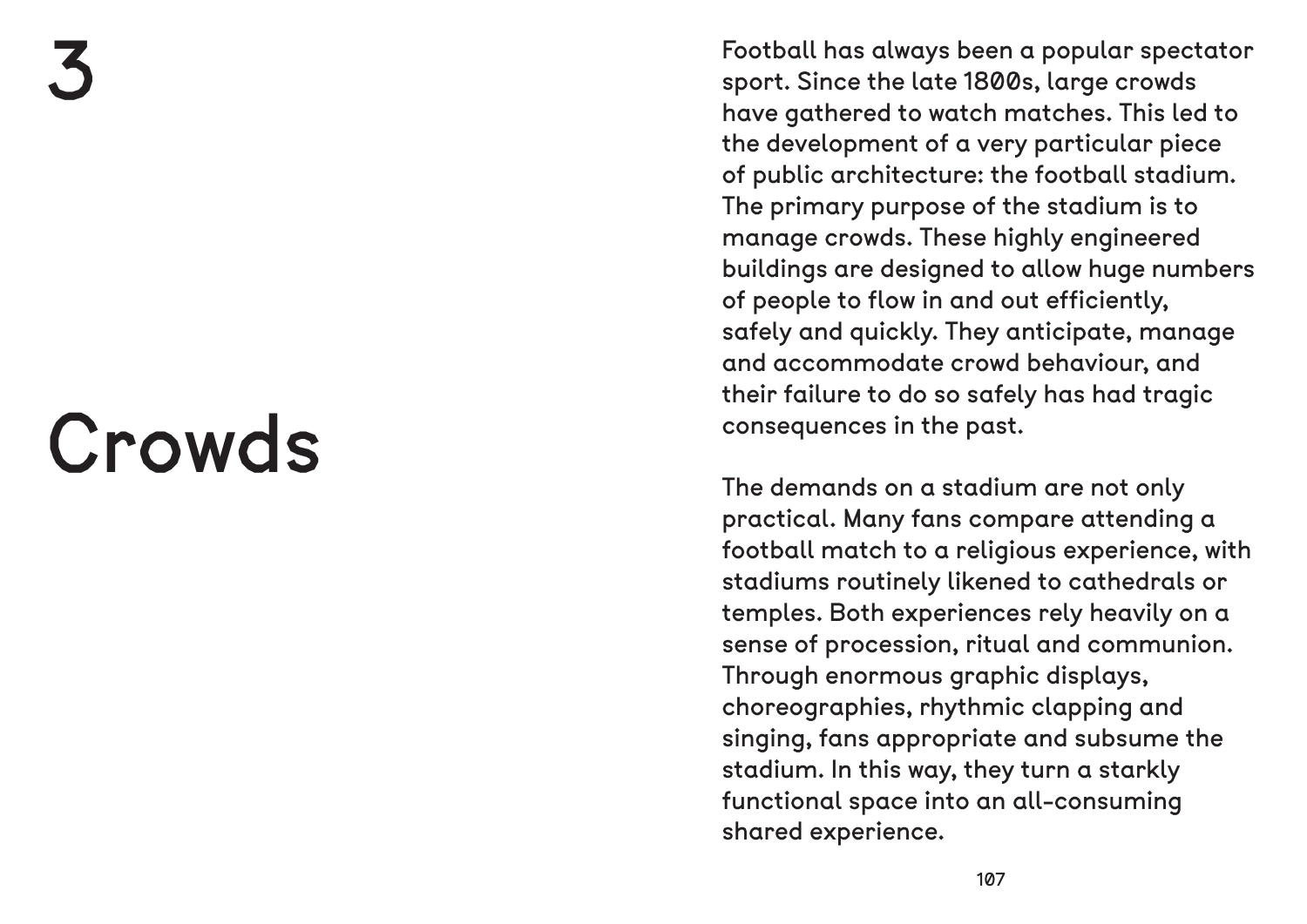# 3

# Crowds

Football has always been a popular spectator sport. Since the late 1800s, large crowds have gathered to watch matches. This led to the development of a very particular piece of public architecture: the football stadium. The primary purpose of the stadium is to manage crowds. These highly engineered buildings are designed to allow huge numbers of people to flow in and out efficiently, safely and quickly. They anticipate, manage and accommodate crowd behaviour, and their failure to do so safely has had tragic consequences in the past.

The demands on a stadium are not only practical. Many fans compare attending a football match to a religious experience, with stadiums routinely likened to cathedrals or temples. Both experiences rely heavily on a sense of procession, ritual and communion. Through enormous graphic displays, choreographies, rhythmic clapping and singing, fans appropriate and subsume the stadium. In this way, they turn a starkly functional space into an all-consuming shared experience.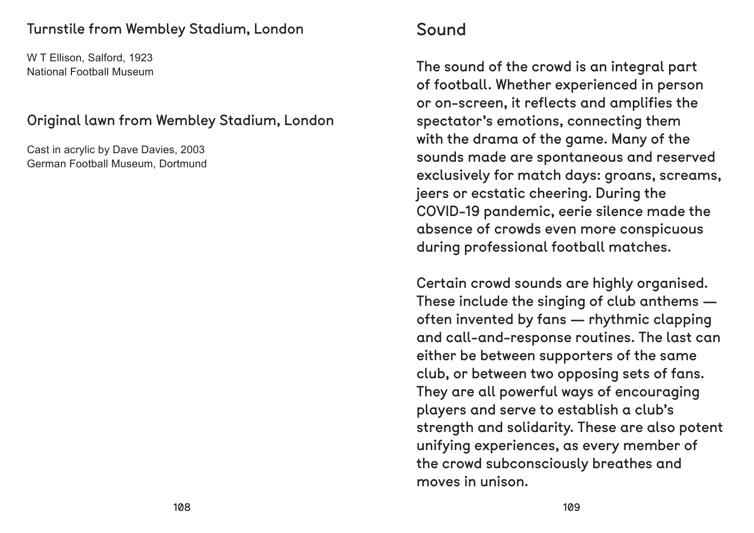### Turnstile from Wembley Stadium, London

W T Ellison, Salford, 1923
National Football Museum

### Original lawn from Wembley Stadium, London

Cast in acrylic by Dave Davies, 2003
German Football Museum, Dortmund

## Sound

The sound of the crowd is an integral part of football. Whether experienced in person or on-screen, it reflects and amplifies the spectator's emotions, connecting them with the drama of the game. Many of the sounds made are spontaneous and reserved exclusively for match days: groans, screams, jeers or ecstatic cheering. During the COVID-19 pandemic, eerie silence made the absence of crowds even more conspicuous during professional football matches.

Certain crowd sounds are highly organised. These include the singing of club anthems — often invented by fans — rhythmic clapping and call-and-response routines. The last can either be between supporters of the same club, or between two opposing sets of fans. They are all powerful ways of encouraging players and serve to establish a club's strength and solidarity. These are also potent unifying experiences, as every member of the crowd subconsciously breathes and moves in unison.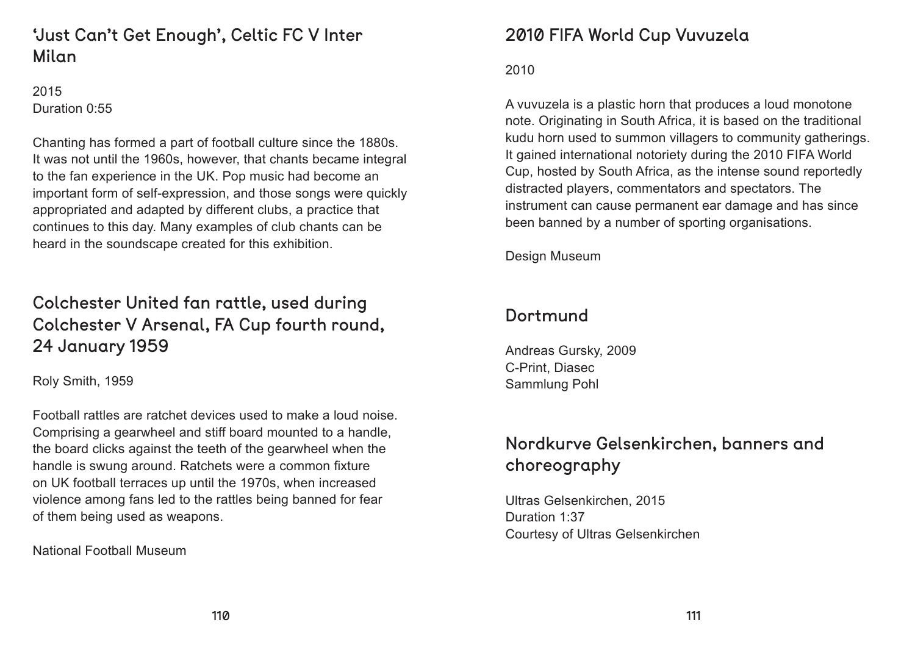## 'Just Can't Get Enough', Celtic FC V Inter Milan

2015
Duration 0:55

Chanting has formed a part of football culture since the 1880s. It was not until the 1960s, however, that chants became integral to the fan experience in the UK. Pop music had become an important form of self-expression, and those songs were quickly appropriated and adapted by different clubs, a practice that continues to this day. Many examples of club chants can be heard in the soundscape created for this exhibition.

## Colchester United fan rattle, used during Colchester V Arsenal, FA Cup fourth round, 24 January 1959

Roly Smith, 1959

Football rattles are ratchet devices used to make a loud noise. Comprising a gearwheel and stiff board mounted to a handle, the board clicks against the teeth of the gearwheel when the handle is swung around. Ratchets were a common fixture on UK football terraces up until the 1970s, when increased violence among fans led to the rattles being banned for fear of them being used as weapons.

National Football Museum

## 2010 FIFA World Cup Vuvuzela

2010

A vuvuzela is a plastic horn that produces a loud monotone note. Originating in South Africa, it is based on the traditional kudu horn used to summon villagers to community gatherings. It gained international notoriety during the 2010 FIFA World Cup, hosted by South Africa, as the intense sound reportedly distracted players, commentators and spectators. The instrument can cause permanent ear damage and has since been banned by a number of sporting organisations.

Design Museum

## Dortmund

Andreas Gursky, 2009
C-Print, Diasec
Sammlung Pohl

## Nordkurve Gelsenkirchen, banners and choreography

Ultras Gelsenkirchen, 2015
Duration 1:37
Courtesy of Ultras Gelsenkirchen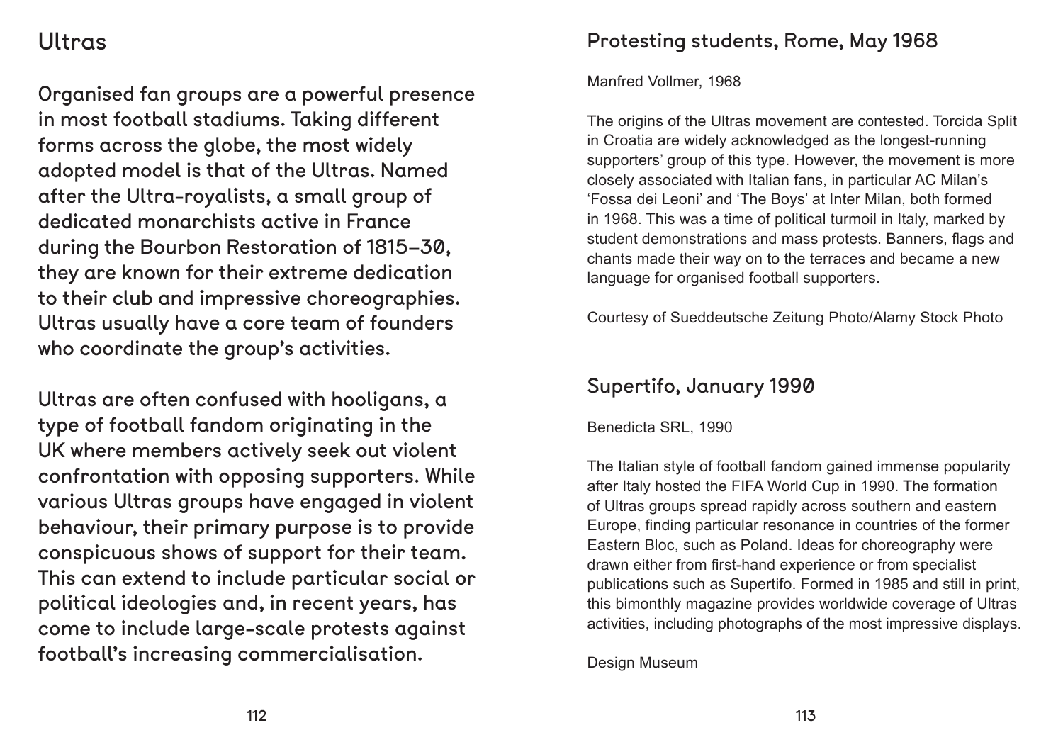## Ultras

Organised fan groups are a powerful presence in most football stadiums. Taking different forms across the globe, the most widely adopted model is that of the Ultras. Named after the Ultra-royalists, a small group of dedicated monarchists active in France during the Bourbon Restoration of 1815–30, they are known for their extreme dedication to their club and impressive choreographies. Ultras usually have a core team of founders who coordinate the group's activities.

Ultras are often confused with hooligans, a type of football fandom originating in the UK where members actively seek out violent confrontation with opposing supporters. While various Ultras groups have engaged in violent behaviour, their primary purpose is to provide conspicuous shows of support for their team. This can extend to include particular social or political ideologies and, in recent years, has come to include large-scale protests against football's increasing commercialisation.

### Protesting students, Rome, May 1968

Manfred Vollmer, 1968

The origins of the Ultras movement are contested. Torcida Split in Croatia are widely acknowledged as the longest-running supporters' group of this type. However, the movement is more closely associated with Italian fans, in particular AC Milan's 'Fossa dei Leoni' and 'The Boys' at Inter Milan, both formed in 1968. This was a time of political turmoil in Italy, marked by student demonstrations and mass protests. Banners, flags and chants made their way on to the terraces and became a new language for organised football supporters.

Courtesy of Sueddeutsche Zeitung Photo/Alamy Stock Photo

### Supertifo, January 1990

Benedicta SRL, 1990

The Italian style of football fandom gained immense popularity after Italy hosted the FIFA World Cup in 1990. The formation of Ultras groups spread rapidly across southern and eastern Europe, finding particular resonance in countries of the former Eastern Bloc, such as Poland. Ideas for choreography were drawn either from first-hand experience or from specialist publications such as Supertifo. Formed in 1985 and still in print, this bimonthly magazine provides worldwide coverage of Ultras activities, including photographs of the most impressive displays.

Design Museum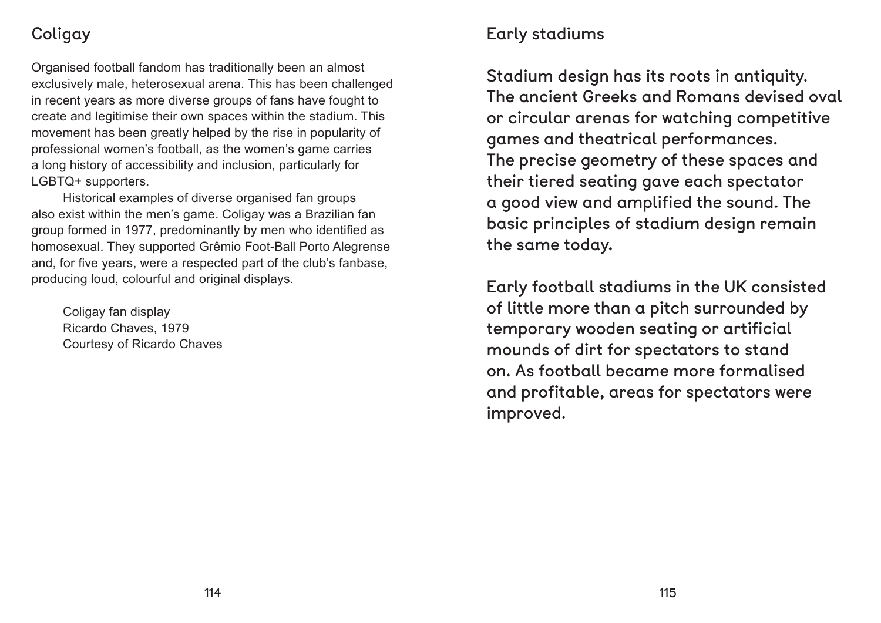## Coligay

Organised football fandom has traditionally been an almost exclusively male, heterosexual arena. This has been challenged in recent years as more diverse groups of fans have fought to create and legitimise their own spaces within the stadium. This movement has been greatly helped by the rise in popularity of professional women's football, as the women's game carries a long history of accessibility and inclusion, particularly for LGBTQ+ supporters.

Historical examples of diverse organised fan groups also exist within the men's game. Coligay was a Brazilian fan group formed in 1977, predominantly by men who identified as homosexual. They supported Grêmio Foot-Ball Porto Alegrense and, for five years, were a respected part of the club's fanbase, producing loud, colourful and original displays.

Coligay fan display
Ricardo Chaves, 1979
Courtesy of Ricardo Chaves

## Early stadiums

Stadium design has its roots in antiquity. The ancient Greeks and Romans devised oval or circular arenas for watching competitive games and theatrical performances. The precise geometry of these spaces and their tiered seating gave each spectator a good view and amplified the sound. The basic principles of stadium design remain the same today.

Early football stadiums in the UK consisted of little more than a pitch surrounded by temporary wooden seating or artificial mounds of dirt for spectators to stand on. As football became more formalised and profitable, areas for spectators were improved.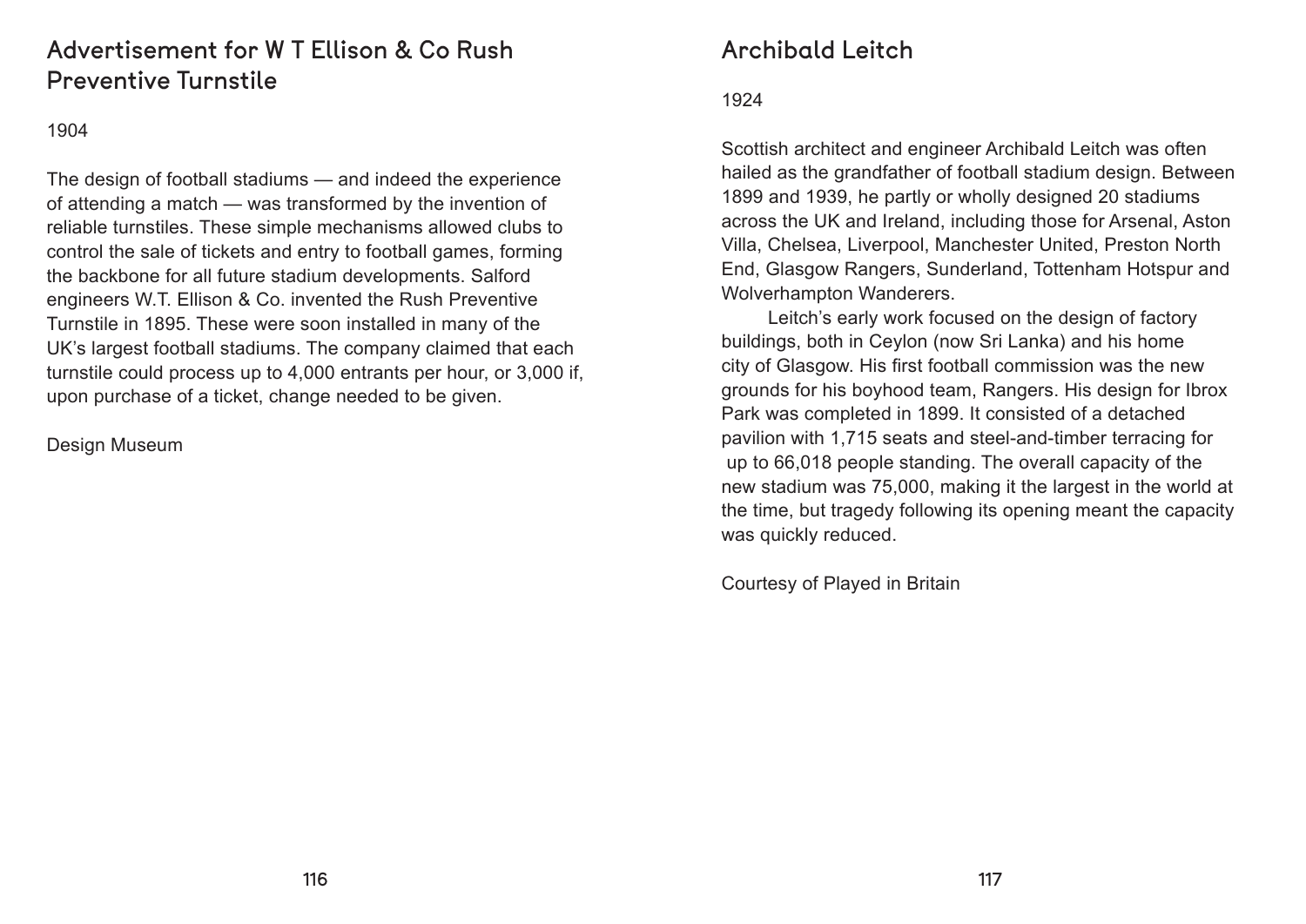## Advertisement for W T Ellison & Co Rush Preventive Turnstile

1904

The design of football stadiums — and indeed the experience of attending a match — was transformed by the invention of reliable turnstiles. These simple mechanisms allowed clubs to control the sale of tickets and entry to football games, forming the backbone for all future stadium developments. Salford engineers W.T. Ellison & Co. invented the Rush Preventive Turnstile in 1895. These were soon installed in many of the UK's largest football stadiums. The company claimed that each turnstile could process up to 4,000 entrants per hour, or 3,000 if, upon purchase of a ticket, change needed to be given.

Design Museum

## Archibald Leitch

1924

Scottish architect and engineer Archibald Leitch was often hailed as the grandfather of football stadium design. Between 1899 and 1939, he partly or wholly designed 20 stadiums across the UK and Ireland, including those for Arsenal, Aston Villa, Chelsea, Liverpool, Manchester United, Preston North End, Glasgow Rangers, Sunderland, Tottenham Hotspur and Wolverhampton Wanderers.

Leitch's early work focused on the design of factory buildings, both in Ceylon (now Sri Lanka) and his home city of Glasgow. His first football commission was the new grounds for his boyhood team, Rangers. His design for Ibrox Park was completed in 1899. It consisted of a detached pavilion with 1,715 seats and steel-and-timber terracing for up to 66,018 people standing. The overall capacity of the new stadium was 75,000, making it the largest in the world at the time, but tragedy following its opening meant the capacity was quickly reduced.

Courtesy of Played in Britain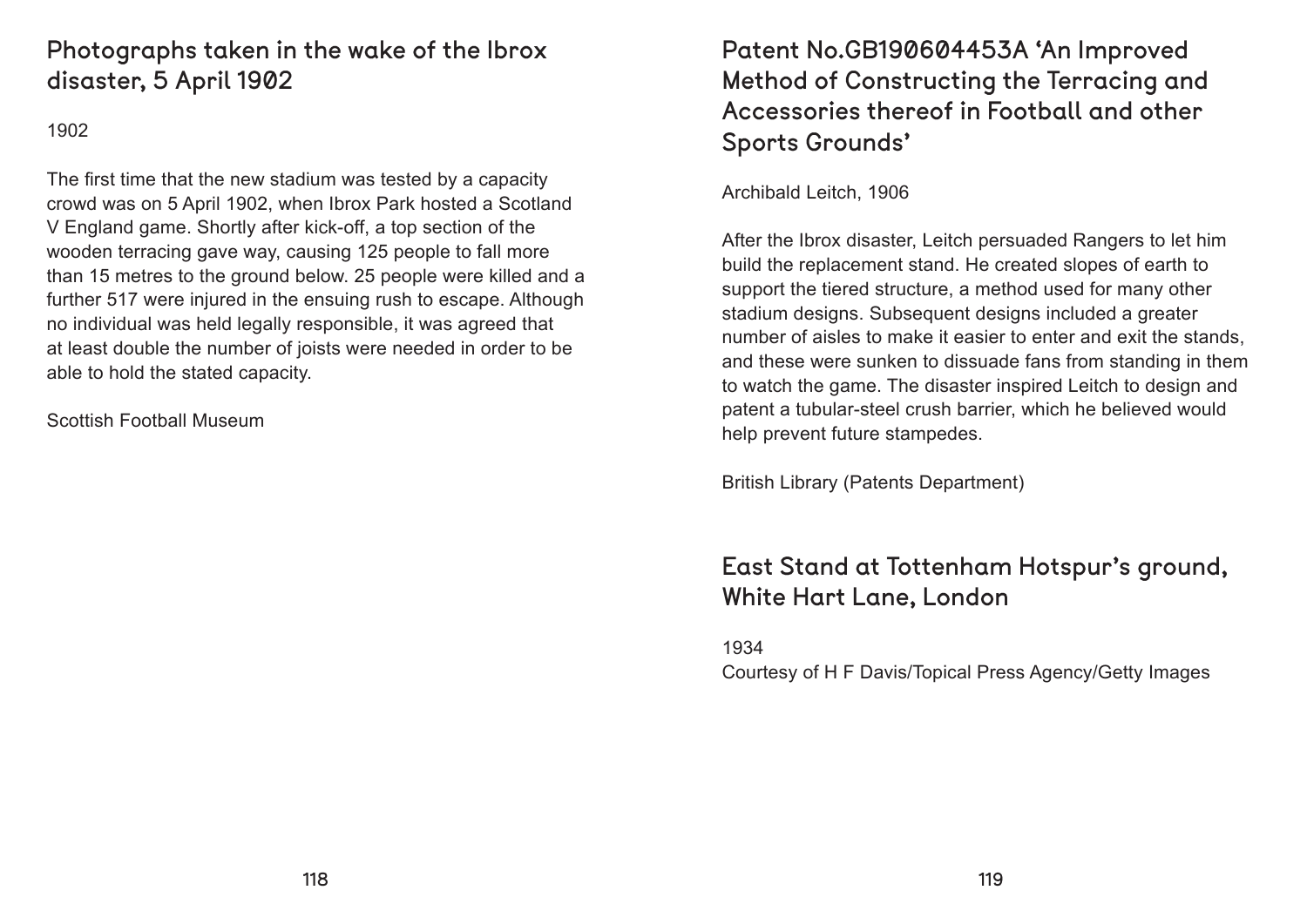## Photographs taken in the wake of the Ibrox disaster, 5 April 1902

1902

The first time that the new stadium was tested by a capacity crowd was on 5 April 1902, when Ibrox Park hosted a Scotland V England game. Shortly after kick-off, a top section of the wooden terracing gave way, causing 125 people to fall more than 15 metres to the ground below. 25 people were killed and a further 517 were injured in the ensuing rush to escape. Although no individual was held legally responsible, it was agreed that at least double the number of joists were needed in order to be able to hold the stated capacity.

Scottish Football Museum

## Patent No.GB190604453A 'An Improved Method of Constructing the Terracing and Accessories thereof in Football and other Sports Grounds'

Archibald Leitch, 1906

After the Ibrox disaster, Leitch persuaded Rangers to let him build the replacement stand. He created slopes of earth to support the tiered structure, a method used for many other stadium designs. Subsequent designs included a greater number of aisles to make it easier to enter and exit the stands, and these were sunken to dissuade fans from standing in them to watch the game. The disaster inspired Leitch to design and patent a tubular-steel crush barrier, which he believed would help prevent future stampedes.

British Library (Patents Department)

## East Stand at Tottenham Hotspur's ground, White Hart Lane, London

1934
Courtesy of H F Davis/Topical Press Agency/Getty Images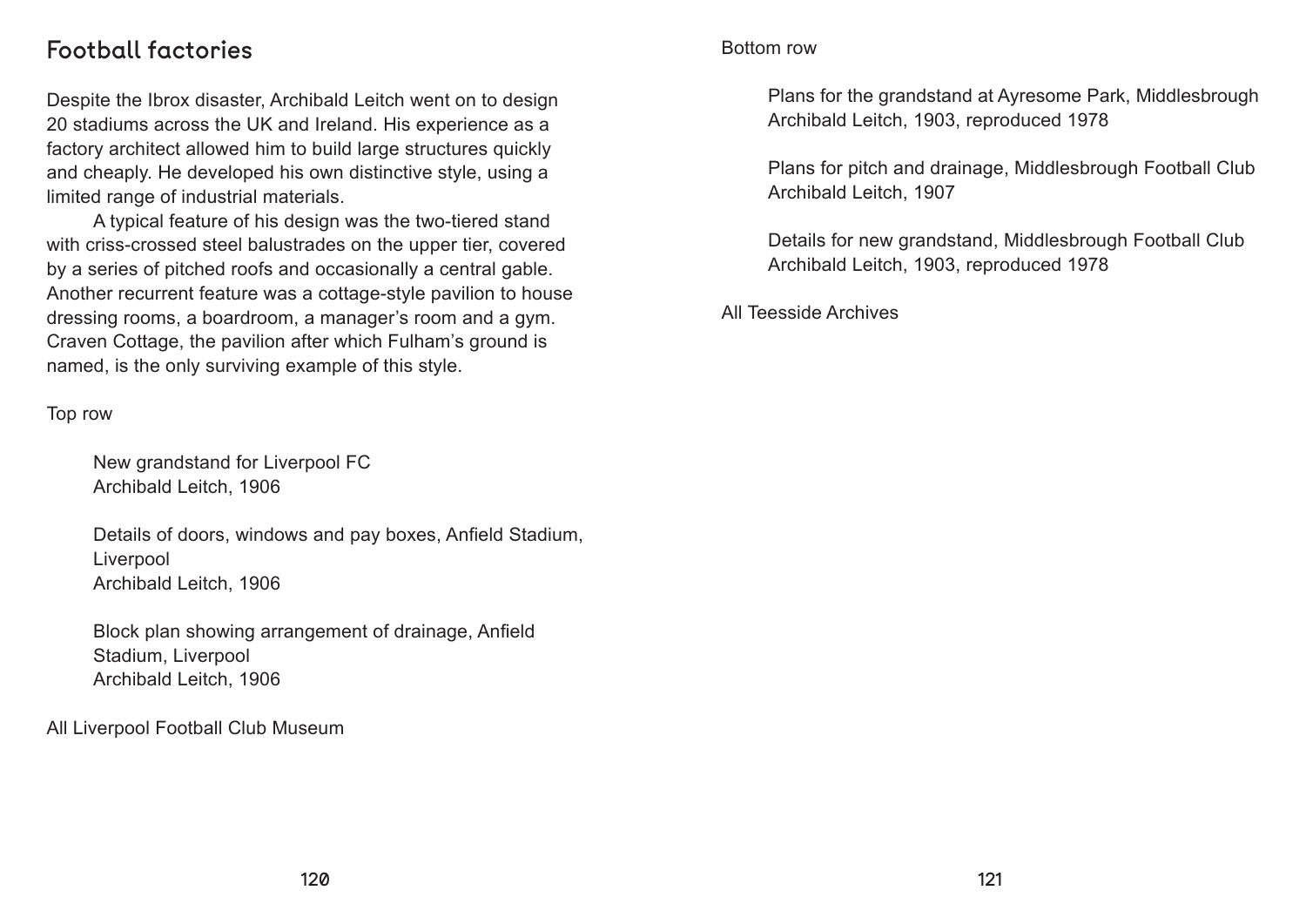## Football factories

Despite the Ibrox disaster, Archibald Leitch went on to design 20 stadiums across the UK and Ireland. His experience as a factory architect allowed him to build large structures quickly and cheaply. He developed his own distinctive style, using a limited range of industrial materials.

A typical feature of his design was the two-tiered stand with criss-crossed steel balustrades on the upper tier, covered by a series of pitched roofs and occasionally a central gable. Another recurrent feature was a cottage-style pavilion to house dressing rooms, a boardroom, a manager's room and a gym. Craven Cottage, the pavilion after which Fulham's ground is named, is the only surviving example of this style.

Top row

New grandstand for Liverpool FC
Archibald Leitch, 1906

Details of doors, windows and pay boxes, Anfield Stadium, Liverpool
Archibald Leitch, 1906

Block plan showing arrangement of drainage, Anfield Stadium, Liverpool
Archibald Leitch, 1906

All Liverpool Football Club Museum

Bottom row

Plans for the grandstand at Ayresome Park, Middlesbrough
Archibald Leitch, 1903, reproduced 1978

Plans for pitch and drainage, Middlesbrough Football Club
Archibald Leitch, 1907

Details for new grandstand, Middlesbrough Football Club
Archibald Leitch, 1903, reproduced 1978

All Teesside Archives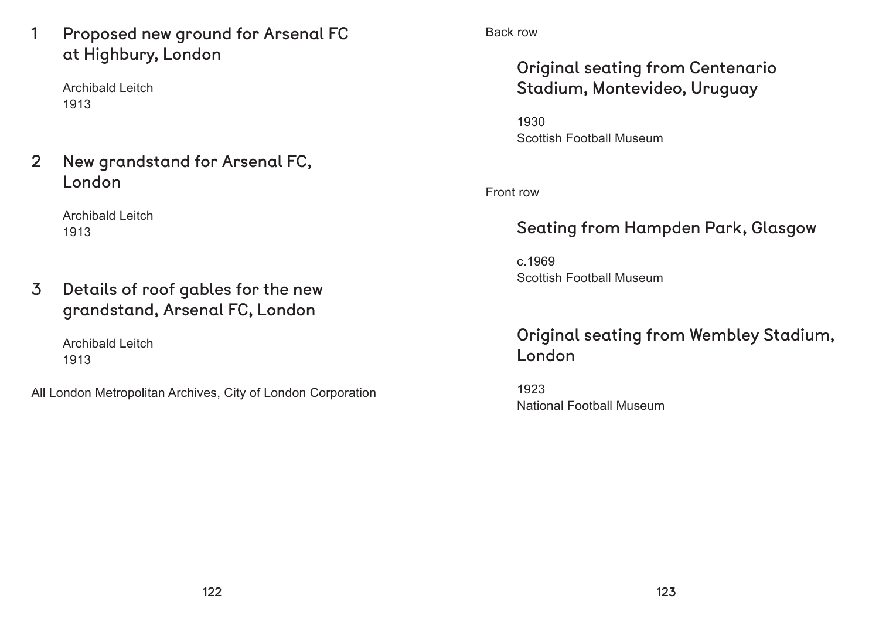### 1 Proposed new ground for Arsenal FC at Highbury, London

Archibald Leitch
1913

### 2 New grandstand for Arsenal FC, London

Archibald Leitch
1913

### 3 Details of roof gables for the new grandstand, Arsenal FC, London

Archibald Leitch
1913

All London Metropolitan Archives, City of London Corporation

Back row

### Original seating from Centenario Stadium, Montevideo, Uruguay

1930
Scottish Football Museum

Front row

### Seating from Hampden Park, Glasgow

c.1969
Scottish Football Museum

### Original seating from Wembley Stadium, London

1923
National Football Museum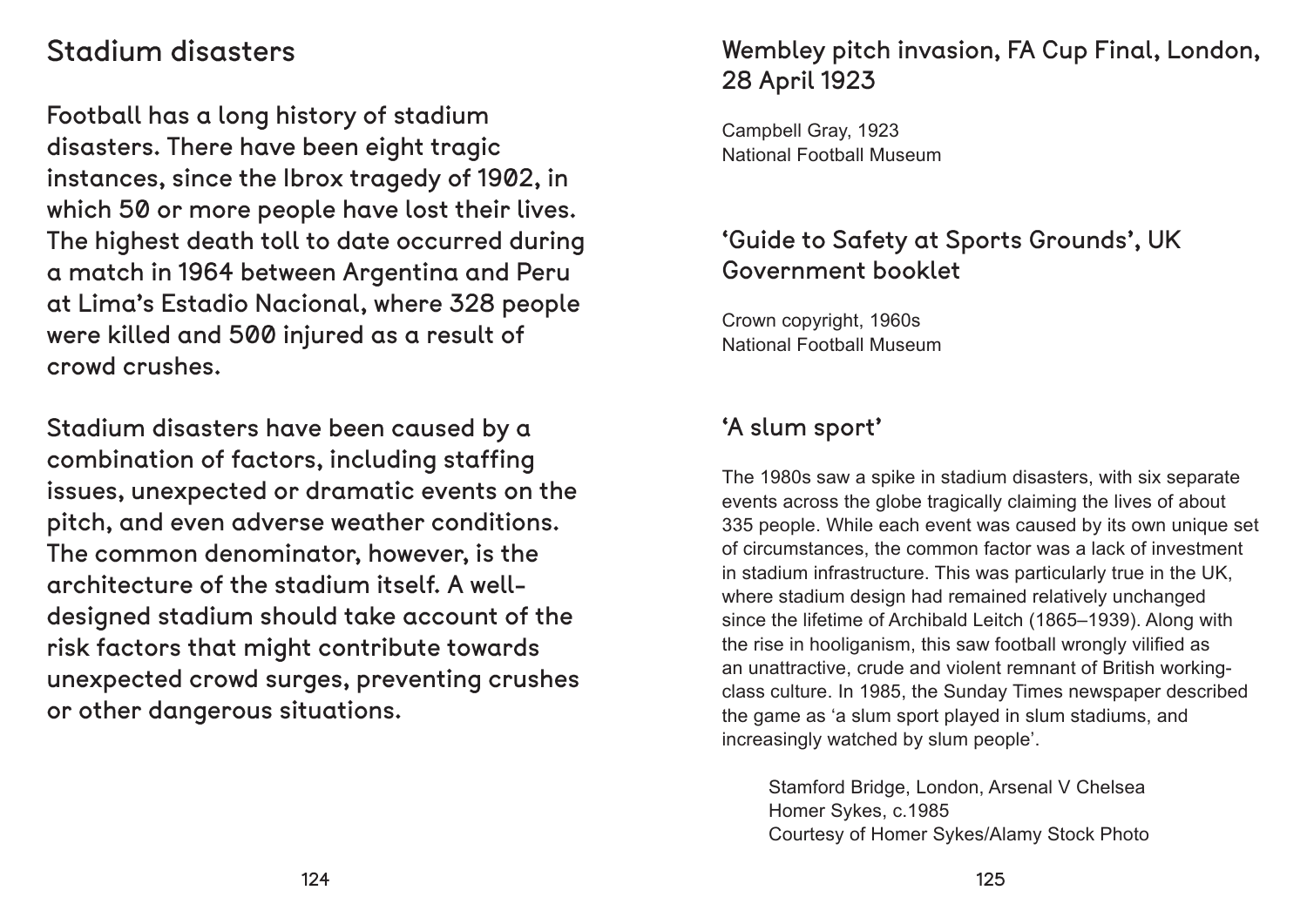## Stadium disasters

Football has a long history of stadium disasters. There have been eight tragic instances, since the Ibrox tragedy of 1902, in which 50 or more people have lost their lives. The highest death toll to date occurred during a match in 1964 between Argentina and Peru at Lima's Estadio Nacional, where 328 people were killed and 500 injured as a result of crowd crushes.

Stadium disasters have been caused by a combination of factors, including staffing issues, unexpected or dramatic events on the pitch, and even adverse weather conditions. The common denominator, however, is the architecture of the stadium itself. A well-designed stadium should take account of the risk factors that might contribute towards unexpected crowd surges, preventing crushes or other dangerous situations.

### Wembley pitch invasion, FA Cup Final, London, 28 April 1923

Campbell Gray, 1923
National Football Museum

### 'Guide to Safety at Sports Grounds', UK Government booklet

Crown copyright, 1960s
National Football Museum

### 'A slum sport'

The 1980s saw a spike in stadium disasters, with six separate events across the globe tragically claiming the lives of about 335 people. While each event was caused by its own unique set of circumstances, the common factor was a lack of investment in stadium infrastructure. This was particularly true in the UK, where stadium design had remained relatively unchanged since the lifetime of Archibald Leitch (1865–1939). Along with the rise in hooliganism, this saw football wrongly vilified as an unattractive, crude and violent remnant of British working-class culture. In 1985, the Sunday Times newspaper described the game as 'a slum sport played in slum stadiums, and increasingly watched by slum people'.

Stamford Bridge, London, Arsenal V Chelsea
Homer Sykes, c.1985
Courtesy of Homer Sykes/Alamy Stock Photo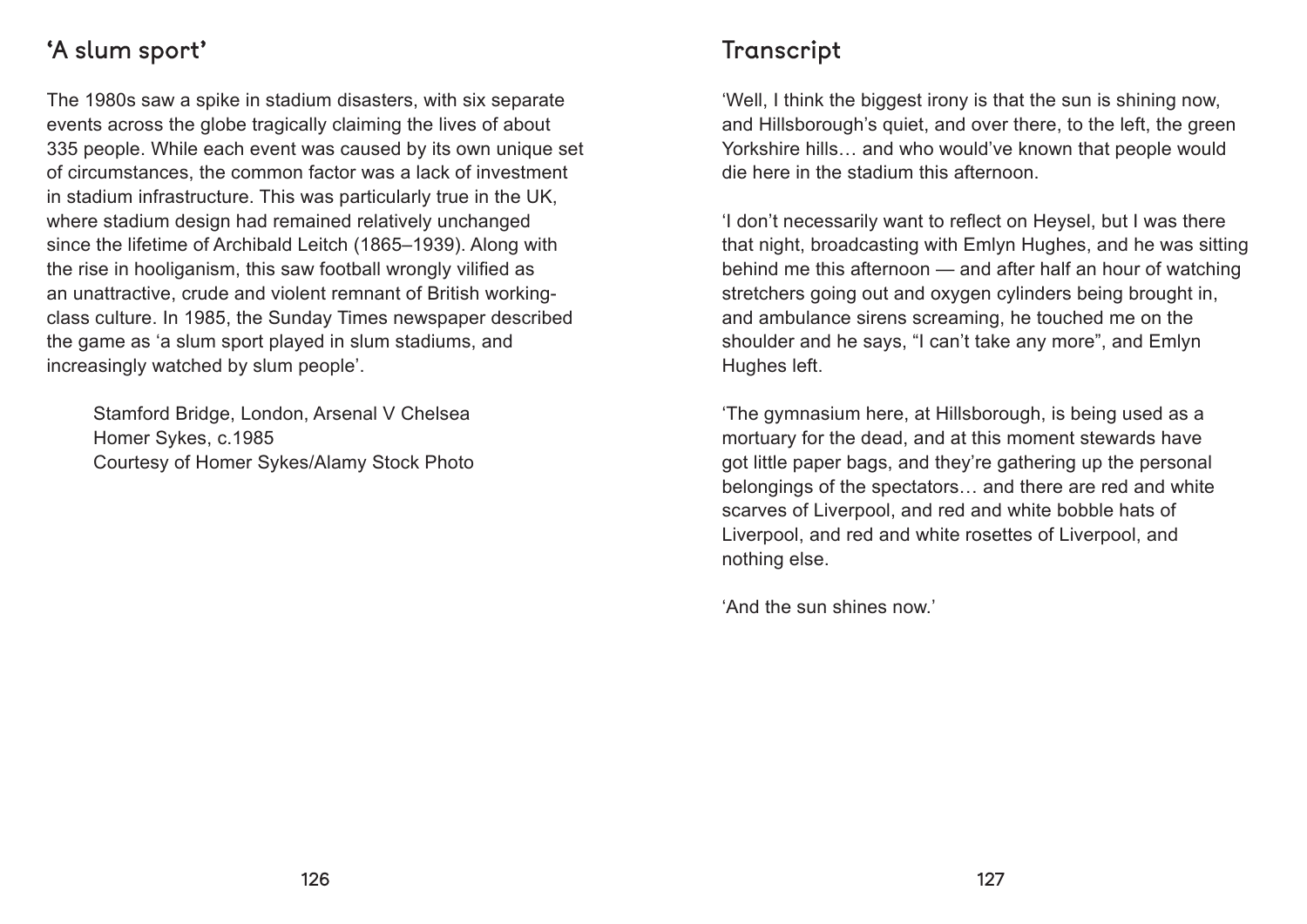## 'A slum sport'

The 1980s saw a spike in stadium disasters, with six separate events across the globe tragically claiming the lives of about 335 people. While each event was caused by its own unique set of circumstances, the common factor was a lack of investment in stadium infrastructure. This was particularly true in the UK, where stadium design had remained relatively unchanged since the lifetime of Archibald Leitch (1865–1939). Along with the rise in hooliganism, this saw football wrongly vilified as an unattractive, crude and violent remnant of British working-class culture. In 1985, the Sunday Times newspaper described the game as 'a slum sport played in slum stadiums, and increasingly watched by slum people'.

Stamford Bridge, London, Arsenal V Chelsea
Homer Sykes, c.1985
Courtesy of Homer Sykes/Alamy Stock Photo

## Transcript

'Well, I think the biggest irony is that the sun is shining now, and Hillsborough's quiet, and over there, to the left, the green Yorkshire hills… and who would've known that people would die here in the stadium this afternoon.

'I don't necessarily want to reflect on Heysel, but I was there that night, broadcasting with Emlyn Hughes, and he was sitting behind me this afternoon — and after half an hour of watching stretchers going out and oxygen cylinders being brought in, and ambulance sirens screaming, he touched me on the shoulder and he says, "I can't take any more", and Emlyn Hughes left.

'The gymnasium here, at Hillsborough, is being used as a mortuary for the dead, and at this moment stewards have got little paper bags, and they're gathering up the personal belongings of the spectators… and there are red and white scarves of Liverpool, and red and white bobble hats of Liverpool, and red and white rosettes of Liverpool, and nothing else.

'And the sun shines now.'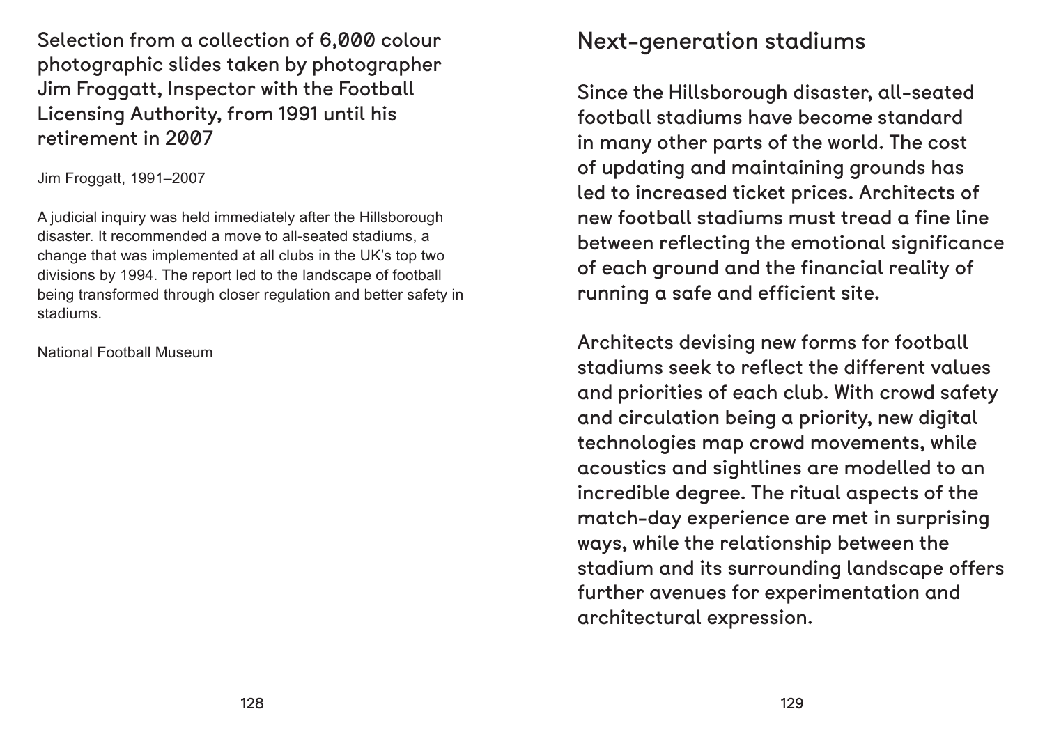Selection from a collection of 6,000 colour photographic slides taken by photographer Jim Froggatt, Inspector with the Football Licensing Authority, from 1991 until his retirement in 2007

Jim Froggatt, 1991–2007

A judicial inquiry was held immediately after the Hillsborough disaster. It recommended a move to all-seated stadiums, a change that was implemented at all clubs in the UK's top two divisions by 1994. The report led to the landscape of football being transformed through closer regulation and better safety in stadiums.

National Football Museum

## Next-generation stadiums

Since the Hillsborough disaster, all-seated football stadiums have become standard in many other parts of the world. The cost of updating and maintaining grounds has led to increased ticket prices. Architects of new football stadiums must tread a fine line between reflecting the emotional significance of each ground and the financial reality of running a safe and efficient site.

Architects devising new forms for football stadiums seek to reflect the different values and priorities of each club. With crowd safety and circulation being a priority, new digital technologies map crowd movements, while acoustics and sightlines are modelled to an incredible degree. The ritual aspects of the match-day experience are met in surprising ways, while the relationship between the stadium and its surrounding landscape offers further avenues for experimentation and architectural expression.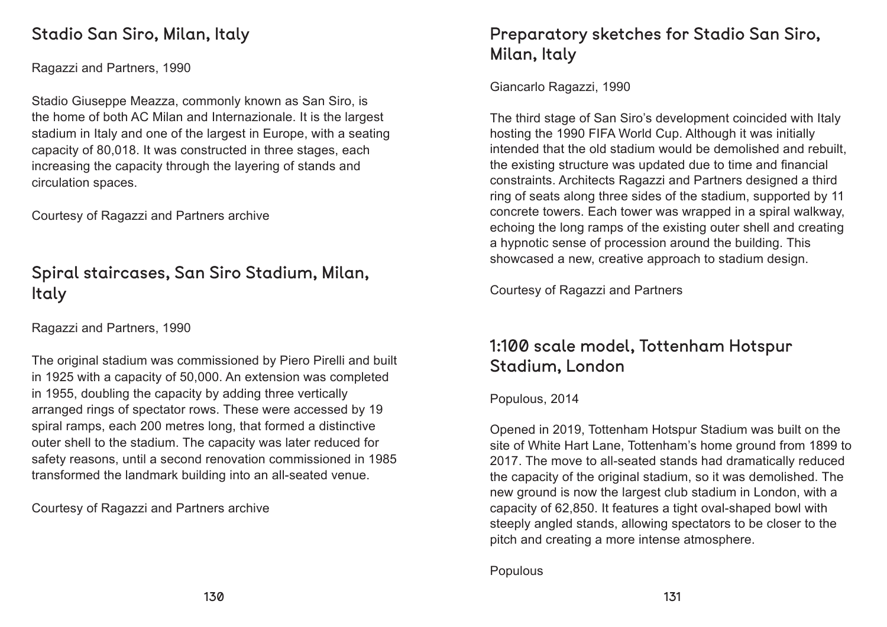## Stadio San Siro, Milan, Italy

Ragazzi and Partners, 1990

Stadio Giuseppe Meazza, commonly known as San Siro, is the home of both AC Milan and Internazionale. It is the largest stadium in Italy and one of the largest in Europe, with a seating capacity of 80,018. It was constructed in three stages, each increasing the capacity through the layering of stands and circulation spaces.

Courtesy of Ragazzi and Partners archive

## Spiral staircases, San Siro Stadium, Milan, Italy

Ragazzi and Partners, 1990

The original stadium was commissioned by Piero Pirelli and built in 1925 with a capacity of 50,000. An extension was completed in 1955, doubling the capacity by adding three vertically arranged rings of spectator rows. These were accessed by 19 spiral ramps, each 200 metres long, that formed a distinctive outer shell to the stadium. The capacity was later reduced for safety reasons, until a second renovation commissioned in 1985 transformed the landmark building into an all-seated venue.

Courtesy of Ragazzi and Partners archive

## Preparatory sketches for Stadio San Siro, Milan, Italy

Giancarlo Ragazzi, 1990

The third stage of San Siro's development coincided with Italy hosting the 1990 FIFA World Cup. Although it was initially intended that the old stadium would be demolished and rebuilt, the existing structure was updated due to time and financial constraints. Architects Ragazzi and Partners designed a third ring of seats along three sides of the stadium, supported by 11 concrete towers. Each tower was wrapped in a spiral walkway, echoing the long ramps of the existing outer shell and creating a hypnotic sense of procession around the building. This showcased a new, creative approach to stadium design.

Courtesy of Ragazzi and Partners

## 1:100 scale model, Tottenham Hotspur Stadium, London

Populous, 2014

Opened in 2019, Tottenham Hotspur Stadium was built on the site of White Hart Lane, Tottenham's home ground from 1899 to 2017. The move to all-seated stands had dramatically reduced the capacity of the original stadium, so it was demolished. The new ground is now the largest club stadium in London, with a capacity of 62,850. It features a tight oval-shaped bowl with steeply angled stands, allowing spectators to be closer to the pitch and creating a more intense atmosphere.

Populous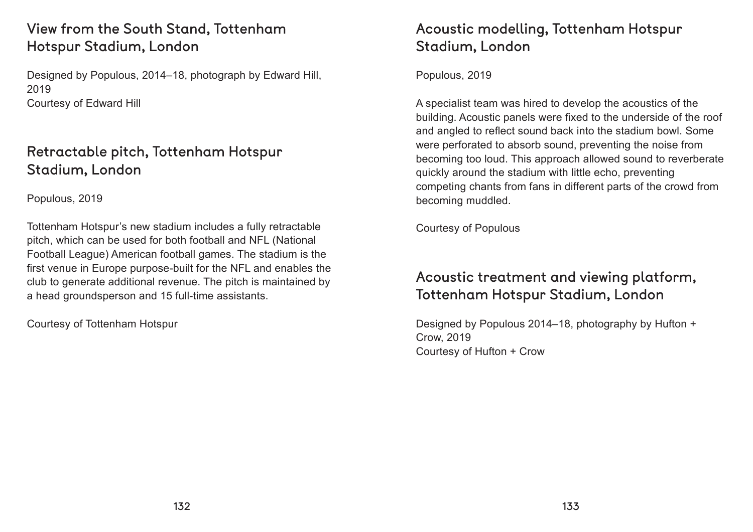## View from the South Stand, Tottenham Hotspur Stadium, London

Designed by Populous, 2014–18, photograph by Edward Hill, 2019
Courtesy of Edward Hill

## Retractable pitch, Tottenham Hotspur Stadium, London

Populous, 2019

Tottenham Hotspur's new stadium includes a fully retractable pitch, which can be used for both football and NFL (National Football League) American football games. The stadium is the first venue in Europe purpose-built for the NFL and enables the club to generate additional revenue. The pitch is maintained by a head groundsperson and 15 full-time assistants.

Courtesy of Tottenham Hotspur

## Acoustic modelling, Tottenham Hotspur Stadium, London

Populous, 2019

A specialist team was hired to develop the acoustics of the building. Acoustic panels were fixed to the underside of the roof and angled to reflect sound back into the stadium bowl. Some were perforated to absorb sound, preventing the noise from becoming too loud. This approach allowed sound to reverberate quickly around the stadium with little echo, preventing competing chants from fans in different parts of the crowd from becoming muddled.

Courtesy of Populous

## Acoustic treatment and viewing platform, Tottenham Hotspur Stadium, London

Designed by Populous 2014–18, photography by Hufton + Crow, 2019
Courtesy of Hufton + Crow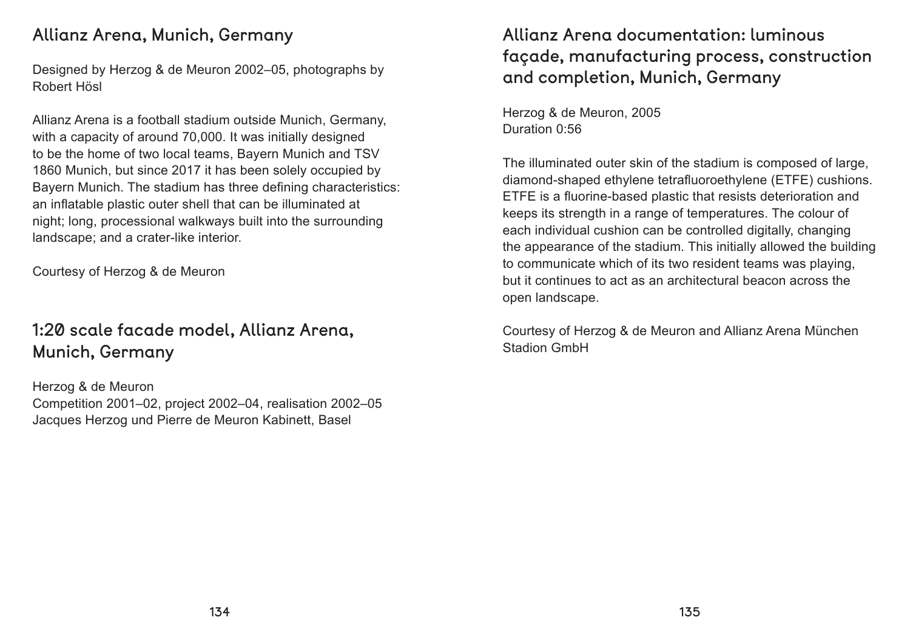## Allianz Arena, Munich, Germany

Designed by Herzog & de Meuron 2002–05, photographs by Robert Hösl

Allianz Arena is a football stadium outside Munich, Germany, with a capacity of around 70,000. It was initially designed to be the home of two local teams, Bayern Munich and TSV 1860 Munich, but since 2017 it has been solely occupied by Bayern Munich. The stadium has three defining characteristics: an inflatable plastic outer shell that can be illuminated at night; long, processional walkways built into the surrounding landscape; and a crater-like interior.

Courtesy of Herzog & de Meuron

## 1:20 scale facade model, Allianz Arena, Munich, Germany

Herzog & de Meuron
Competition 2001–02, project 2002–04, realisation 2002–05
Jacques Herzog und Pierre de Meuron Kabinett, Basel

## Allianz Arena documentation: luminous façade, manufacturing process, construction and completion, Munich, Germany

Herzog & de Meuron, 2005
Duration 0:56

The illuminated outer skin of the stadium is composed of large, diamond-shaped ethylene tetrafluoroethylene (ETFE) cushions. ETFE is a fluorine-based plastic that resists deterioration and keeps its strength in a range of temperatures. The colour of each individual cushion can be controlled digitally, changing the appearance of the stadium. This initially allowed the building to communicate which of its two resident teams was playing, but it continues to act as an architectural beacon across the open landscape.

Courtesy of Herzog & de Meuron and Allianz Arena München Stadion GmbH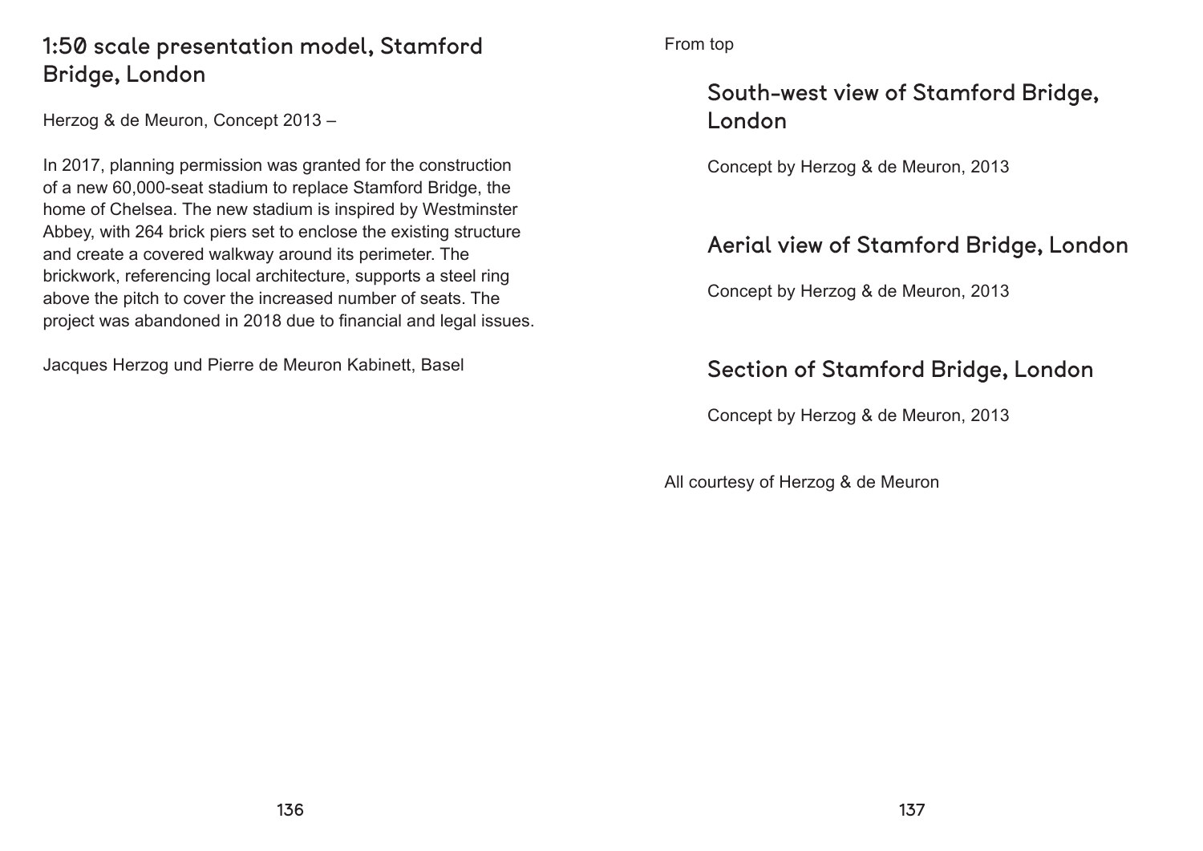## 1:50 scale presentation model, Stamford Bridge, London

Herzog & de Meuron, Concept 2013 –

In 2017, planning permission was granted for the construction of a new 60,000-seat stadium to replace Stamford Bridge, the home of Chelsea. The new stadium is inspired by Westminster Abbey, with 264 brick piers set to enclose the existing structure and create a covered walkway around its perimeter. The brickwork, referencing local architecture, supports a steel ring above the pitch to cover the increased number of seats. The project was abandoned in 2018 due to financial and legal issues.

Jacques Herzog und Pierre de Meuron Kabinett, Basel

From top

### South-west view of Stamford Bridge, London

Concept by Herzog & de Meuron, 2013

### Aerial view of Stamford Bridge, London

Concept by Herzog & de Meuron, 2013

### Section of Stamford Bridge, London

Concept by Herzog & de Meuron, 2013

All courtesy of Herzog & de Meuron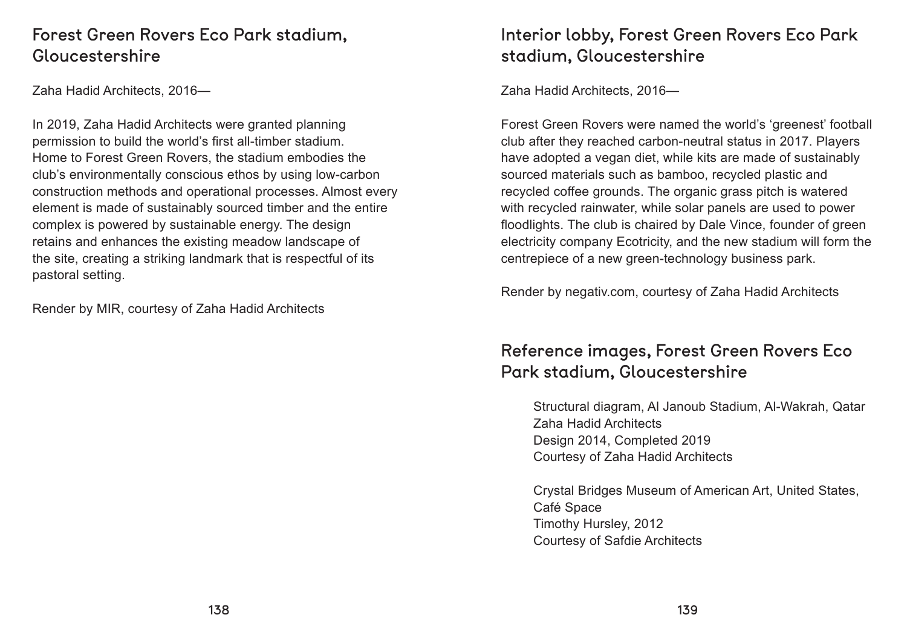## Forest Green Rovers Eco Park stadium, Gloucestershire

Zaha Hadid Architects, 2016—

In 2019, Zaha Hadid Architects were granted planning permission to build the world's first all-timber stadium. Home to Forest Green Rovers, the stadium embodies the club's environmentally conscious ethos by using low-carbon construction methods and operational processes. Almost every element is made of sustainably sourced timber and the entire complex is powered by sustainable energy. The design retains and enhances the existing meadow landscape of the site, creating a striking landmark that is respectful of its pastoral setting.

Render by MIR, courtesy of Zaha Hadid Architects

## Interior lobby, Forest Green Rovers Eco Park stadium, Gloucestershire

Zaha Hadid Architects, 2016—

Forest Green Rovers were named the world's 'greenest' football club after they reached carbon-neutral status in 2017. Players have adopted a vegan diet, while kits are made of sustainably sourced materials such as bamboo, recycled plastic and recycled coffee grounds. The organic grass pitch is watered with recycled rainwater, while solar panels are used to power floodlights. The club is chaired by Dale Vince, founder of green electricity company Ecotricity, and the new stadium will form the centrepiece of a new green-technology business park.

Render by negativ.com, courtesy of Zaha Hadid Architects

## Reference images, Forest Green Rovers Eco Park stadium, Gloucestershire

Structural diagram, Al Janoub Stadium, Al-Wakrah, Qatar
Zaha Hadid Architects
Design 2014, Completed 2019
Courtesy of Zaha Hadid Architects

Crystal Bridges Museum of American Art, United States, Café Space
Timothy Hursley, 2012
Courtesy of Safdie Architects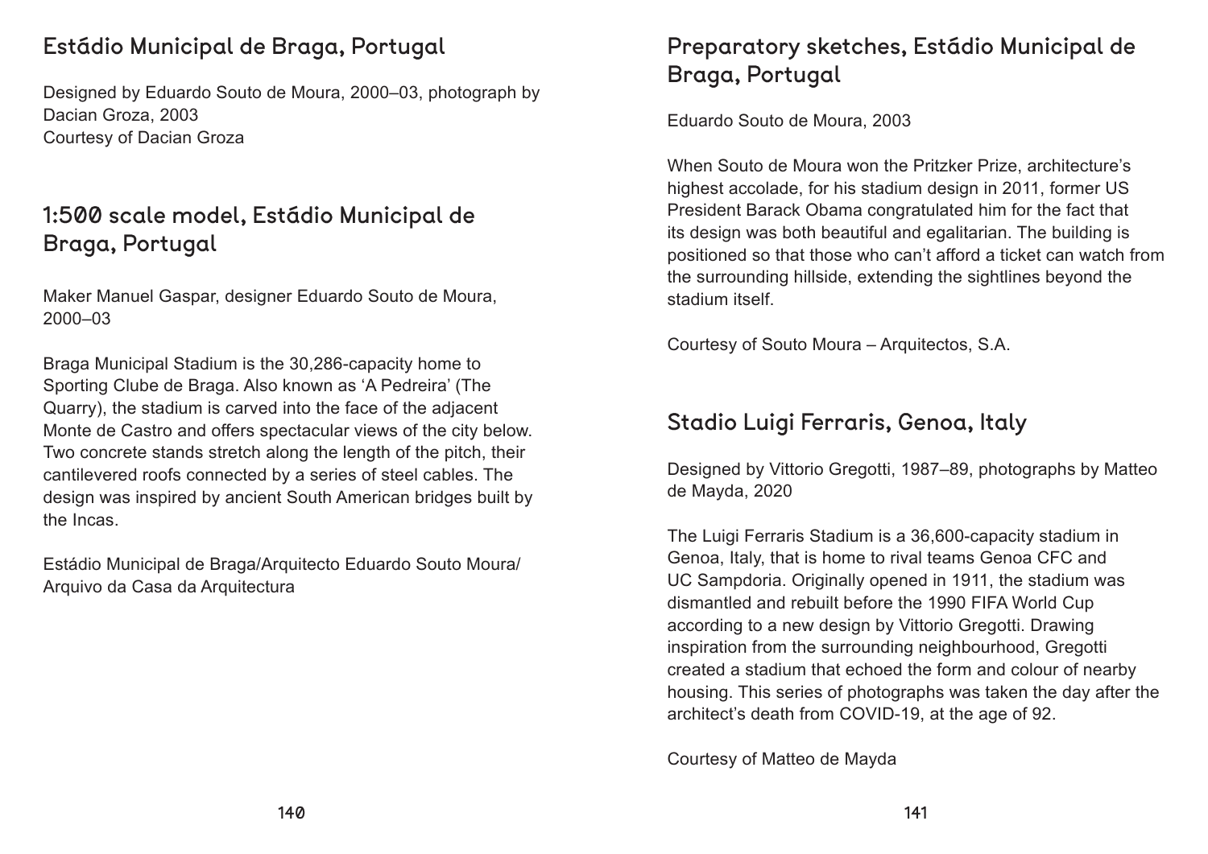## Estádio Municipal de Braga, Portugal

Designed by Eduardo Souto de Moura, 2000–03, photograph by Dacian Groza, 2003
Courtesy of Dacian Groza

## 1:500 scale model, Estádio Municipal de Braga, Portugal

Maker Manuel Gaspar, designer Eduardo Souto de Moura, 2000–03

Braga Municipal Stadium is the 30,286-capacity home to Sporting Clube de Braga. Also known as 'A Pedreira' (The Quarry), the stadium is carved into the face of the adjacent Monte de Castro and offers spectacular views of the city below. Two concrete stands stretch along the length of the pitch, their cantilevered roofs connected by a series of steel cables. The design was inspired by ancient South American bridges built by the Incas.

Estádio Municipal de Braga/Arquitecto Eduardo Souto Moura/ Arquivo da Casa da Arquitectura

## Preparatory sketches, Estádio Municipal de Braga, Portugal

Eduardo Souto de Moura, 2003

When Souto de Moura won the Pritzker Prize, architecture's highest accolade, for his stadium design in 2011, former US President Barack Obama congratulated him for the fact that its design was both beautiful and egalitarian. The building is positioned so that those who can't afford a ticket can watch from the surrounding hillside, extending the sightlines beyond the stadium itself.

Courtesy of Souto Moura – Arquitectos, S.A.

## Stadio Luigi Ferraris, Genoa, Italy

Designed by Vittorio Gregotti, 1987–89, photographs by Matteo de Mayda, 2020

The Luigi Ferraris Stadium is a 36,600-capacity stadium in Genoa, Italy, that is home to rival teams Genoa CFC and UC Sampdoria. Originally opened in 1911, the stadium was dismantled and rebuilt before the 1990 FIFA World Cup according to a new design by Vittorio Gregotti. Drawing inspiration from the surrounding neighbourhood, Gregotti created a stadium that echoed the form and colour of nearby housing. This series of photographs was taken the day after the architect's death from COVID-19, at the age of 92.

Courtesy of Matteo de Mayda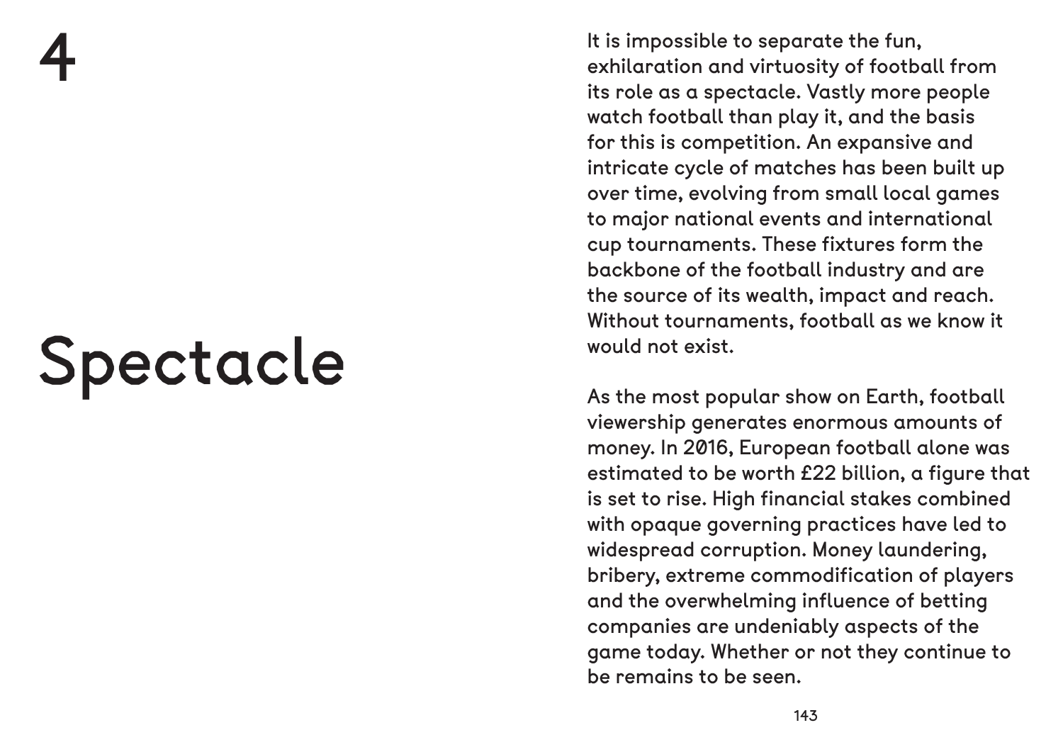# 4

# Spectacle

It is impossible to separate the fun, exhilaration and virtuosity of football from its role as a spectacle. Vastly more people watch football than play it, and the basis for this is competition. An expansive and intricate cycle of matches has been built up over time, evolving from small local games to major national events and international cup tournaments. These fixtures form the backbone of the football industry and are the source of its wealth, impact and reach. Without tournaments, football as we know it would not exist.

As the most popular show on Earth, football viewership generates enormous amounts of money. In 2016, European football alone was estimated to be worth £22 billion, a figure that is set to rise. High financial stakes combined with opaque governing practices have led to widespread corruption. Money laundering, bribery, extreme commodification of players and the overwhelming influence of betting companies are undeniably aspects of the game today. Whether or not they continue to be remains to be seen.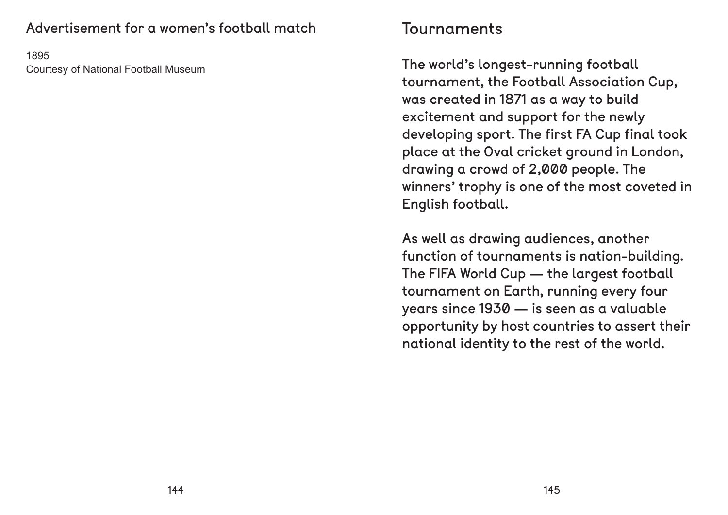Advertisement for a women's football match

1895
Courtesy of National Football Museum

## Tournaments

The world's longest-running football tournament, the Football Association Cup, was created in 1871 as a way to build excitement and support for the newly developing sport. The first FA Cup final took place at the Oval cricket ground in London, drawing a crowd of 2,000 people. The winners' trophy is one of the most coveted in English football.

As well as drawing audiences, another function of tournaments is nation-building. The FIFA World Cup — the largest football tournament on Earth, running every four years since 1930 — is seen as a valuable opportunity by host countries to assert their national identity to the rest of the world.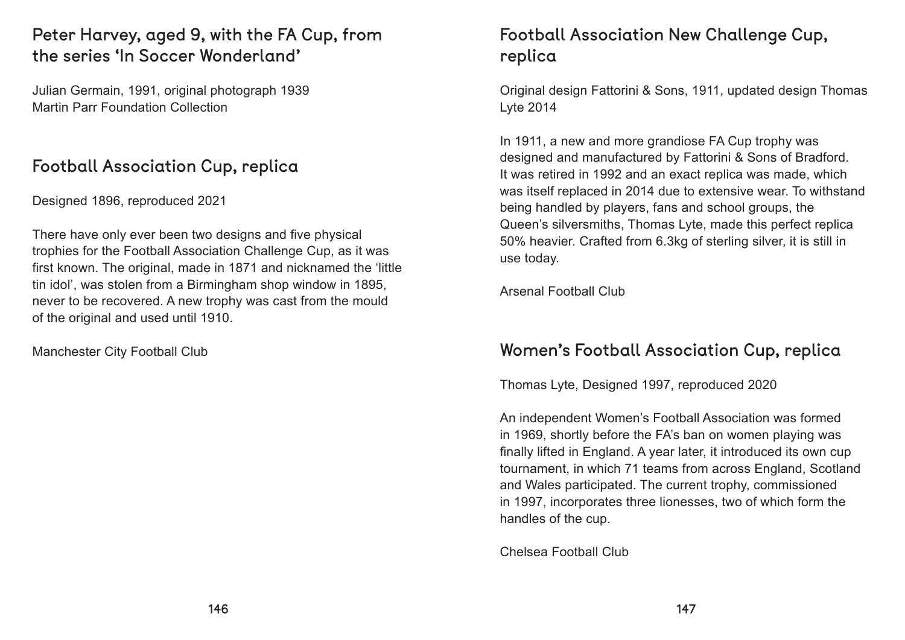## Peter Harvey, aged 9, with the FA Cup, from the series 'In Soccer Wonderland'

Julian Germain, 1991, original photograph 1939
Martin Parr Foundation Collection

## Football Association Cup, replica

Designed 1896, reproduced 2021

There have only ever been two designs and five physical trophies for the Football Association Challenge Cup, as it was first known. The original, made in 1871 and nicknamed the 'little tin idol', was stolen from a Birmingham shop window in 1895, never to be recovered. A new trophy was cast from the mould of the original and used until 1910.

Manchester City Football Club

## Football Association New Challenge Cup, replica

Original design Fattorini & Sons, 1911, updated design Thomas Lyte 2014

In 1911, a new and more grandiose FA Cup trophy was designed and manufactured by Fattorini & Sons of Bradford. It was retired in 1992 and an exact replica was made, which was itself replaced in 2014 due to extensive wear. To withstand being handled by players, fans and school groups, the Queen's silversmiths, Thomas Lyte, made this perfect replica 50% heavier. Crafted from 6.3kg of sterling silver, it is still in use today.

Arsenal Football Club

## Women's Football Association Cup, replica

Thomas Lyte, Designed 1997, reproduced 2020

An independent Women's Football Association was formed in 1969, shortly before the FA's ban on women playing was finally lifted in England. A year later, it introduced its own cup tournament, in which 71 teams from across England, Scotland and Wales participated. The current trophy, commissioned in 1997, incorporates three lionesses, two of which form the handles of the cup.

Chelsea Football Club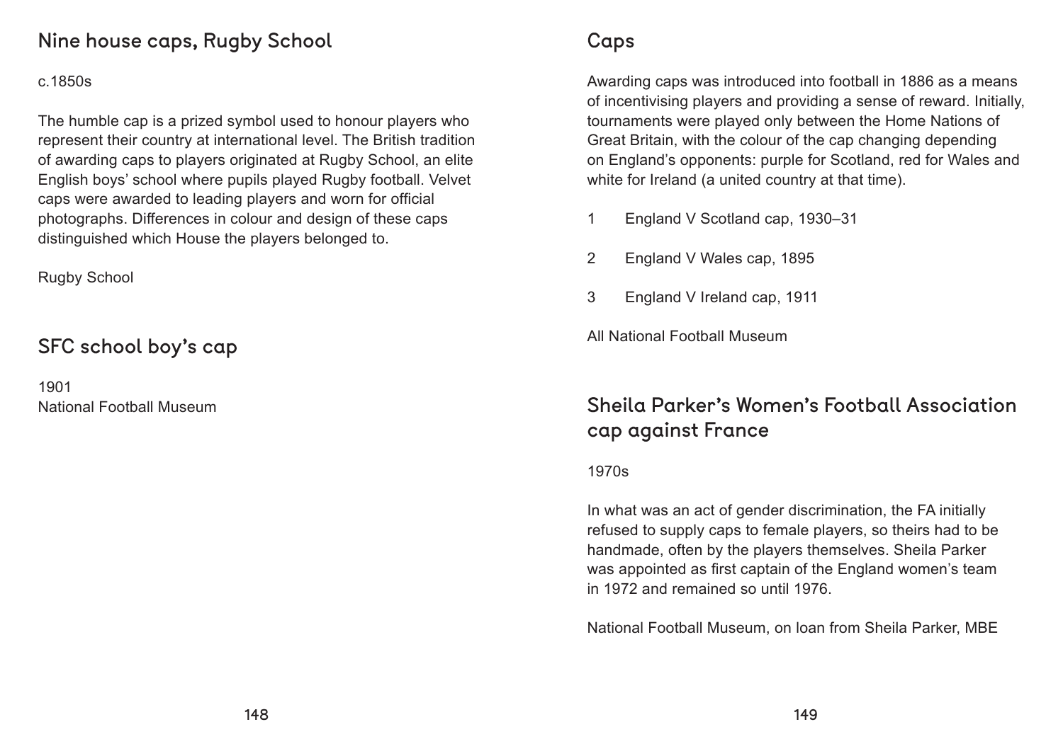## Nine house caps, Rugby School

c.1850s

The humble cap is a prized symbol used to honour players who represent their country at international level. The British tradition of awarding caps to players originated at Rugby School, an elite English boys' school where pupils played Rugby football. Velvet caps were awarded to leading players and worn for official photographs. Differences in colour and design of these caps distinguished which House the players belonged to.

Rugby School

## SFC school boy's cap

1901
National Football Museum

## Caps

Awarding caps was introduced into football in 1886 as a means of incentivising players and providing a sense of reward. Initially, tournaments were played only between the Home Nations of Great Britain, with the colour of the cap changing depending on England's opponents: purple for Scotland, red for Wales and white for Ireland (a united country at that time).

1. England V Scotland cap, 1930–31
2. England V Wales cap, 1895
3. England V Ireland cap, 1911

All National Football Museum

## Sheila Parker's Women's Football Association cap against France

1970s

In what was an act of gender discrimination, the FA initially refused to supply caps to female players, so theirs had to be handmade, often by the players themselves. Sheila Parker was appointed as first captain of the England women's team in 1972 and remained so until 1976.

National Football Museum, on loan from Sheila Parker, MBE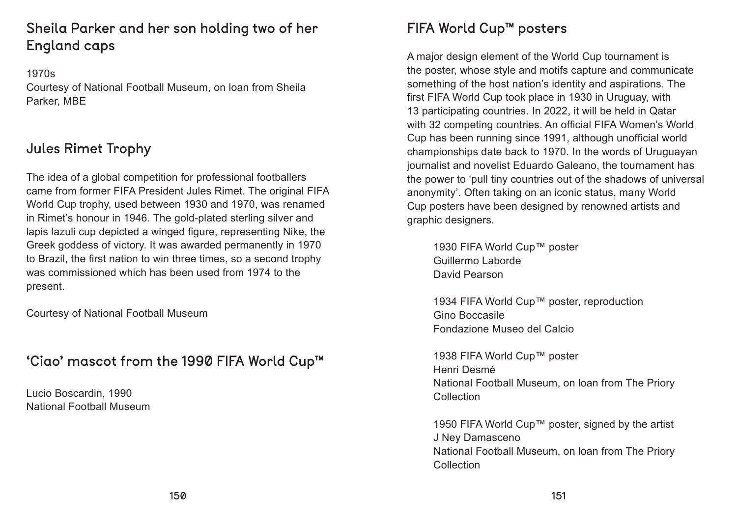## Sheila Parker and her son holding two of her England caps

1970s
Courtesy of National Football Museum, on loan from Sheila Parker, MBE

## Jules Rimet Trophy

The idea of a global competition for professional footballers came from former FIFA President Jules Rimet. The original FIFA World Cup trophy, used between 1930 and 1970, was renamed in Rimet's honour in 1946. The gold-plated sterling silver and lapis lazuli cup depicted a winged figure, representing Nike, the Greek goddess of victory. It was awarded permanently in 1970 to Brazil, the first nation to win three times, so a second trophy was commissioned which has been used from 1974 to the present.

Courtesy of National Football Museum

## 'Ciao' mascot from the 1990 FIFA World Cup™

Lucio Boscardin, 1990
National Football Museum

## FIFA World Cup™ posters

A major design element of the World Cup tournament is the poster, whose style and motifs capture and communicate something of the host nation's identity and aspirations. The first FIFA World Cup took place in 1930 in Uruguay, with 13 participating countries. In 2022, it will be held in Qatar with 32 competing countries. An official FIFA Women's World Cup has been running since 1991, although unofficial world championships date back to 1970. In the words of Uruguayan journalist and novelist Eduardo Galeano, the tournament has the power to 'pull tiny countries out of the shadows of universal anonymity'. Often taking on an iconic status, many World Cup posters have been designed by renowned artists and graphic designers.

1930 FIFA World Cup™ poster
Guillermo Laborde
David Pearson

1934 FIFA World Cup™ poster, reproduction
Gino Boccasile
Fondazione Museo del Calcio

1938 FIFA World Cup™ poster
Henri Desmé
National Football Museum, on loan from The Priory Collection

1950 FIFA World Cup™ poster, signed by the artist
J Ney Damasceno
National Football Museum, on loan from The Priory Collection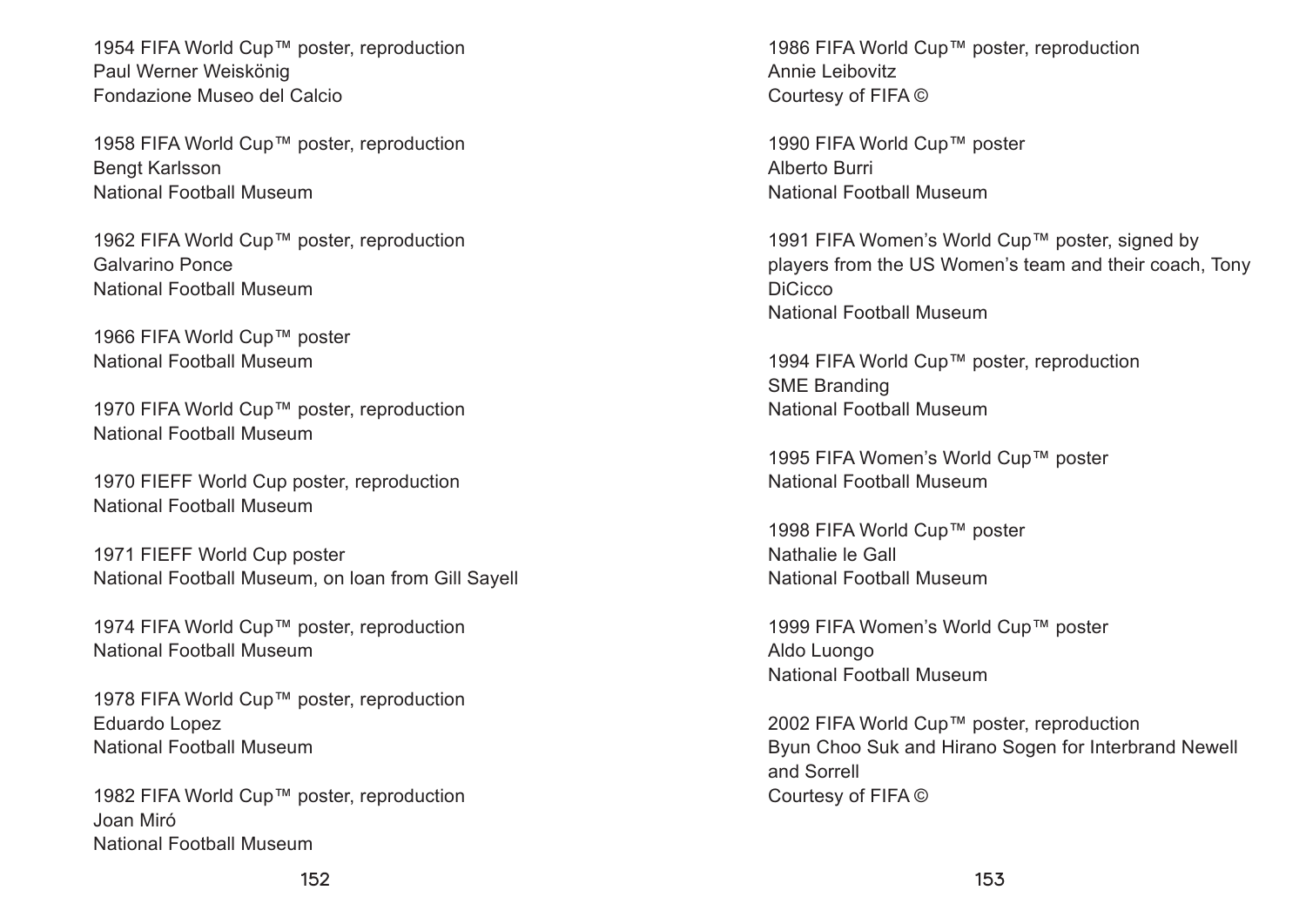1954 FIFA World Cup™ poster, reproduction
Paul Werner Weiskönig
Fondazione Museo del Calcio

1958 FIFA World Cup™ poster, reproduction
Bengt Karlsson
National Football Museum

1962 FIFA World Cup™ poster, reproduction
Galvarino Ponce
National Football Museum

1966 FIFA World Cup™ poster
National Football Museum

1970 FIFA World Cup™ poster, reproduction
National Football Museum

1970 FIEFF World Cup poster, reproduction
National Football Museum

1971 FIEFF World Cup poster
National Football Museum, on loan from Gill Sayell

1974 FIFA World Cup™ poster, reproduction
National Football Museum

1978 FIFA World Cup™ poster, reproduction
Eduardo Lopez
National Football Museum

1982 FIFA World Cup™ poster, reproduction
Joan Miró
National Football Museum

1986 FIFA World Cup™ poster, reproduction
Annie Leibovitz
Courtesy of FIFA ©

1990 FIFA World Cup™ poster
Alberto Burri
National Football Museum

1991 FIFA Women's World Cup™ poster, signed by players from the US Women's team and their coach, Tony DiCicco
National Football Museum

1994 FIFA World Cup™ poster, reproduction
SME Branding
National Football Museum

1995 FIFA Women's World Cup™ poster
National Football Museum

1998 FIFA World Cup™ poster
Nathalie le Gall
National Football Museum

1999 FIFA Women's World Cup™ poster
Aldo Luongo
National Football Museum

2002 FIFA World Cup™ poster, reproduction
Byun Choo Suk and Hirano Sogen for Interbrand Newell and Sorrell
Courtesy of FIFA ©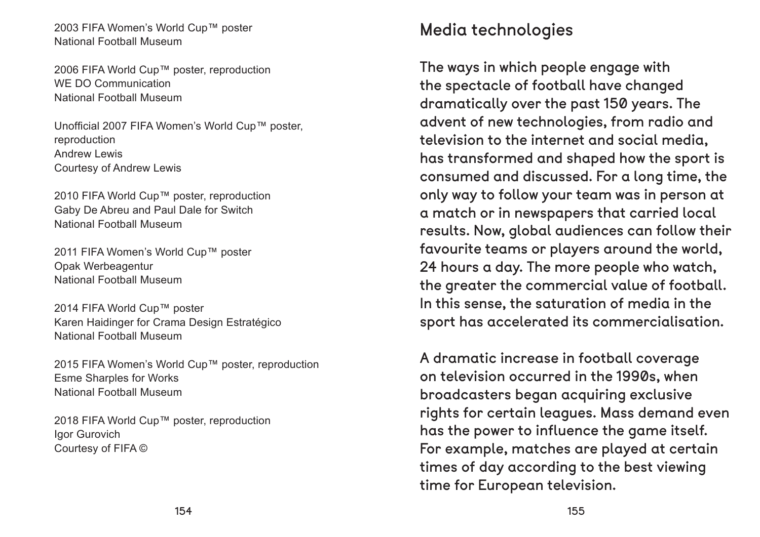2003 FIFA Women's World Cup™ poster
National Football Museum

2006 FIFA World Cup™ poster, reproduction
WE DO Communication
National Football Museum

Unofficial 2007 FIFA Women's World Cup™ poster, reproduction
Andrew Lewis
Courtesy of Andrew Lewis

2010 FIFA World Cup™ poster, reproduction
Gaby De Abreu and Paul Dale for Switch
National Football Museum

2011 FIFA Women's World Cup™ poster
Opak Werbeagentur
National Football Museum

2014 FIFA World Cup™ poster
Karen Haidinger for Crama Design Estratégico
National Football Museum

2015 FIFA Women's World Cup™ poster, reproduction
Esme Sharples for Works
National Football Museum

2018 FIFA World Cup™ poster, reproduction
Igor Gurovich
Courtesy of FIFA ©

## Media technologies

The ways in which people engage with the spectacle of football have changed dramatically over the past 150 years. The advent of new technologies, from radio and television to the internet and social media, has transformed and shaped how the sport is consumed and discussed. For a long time, the only way to follow your team was in person at a match or in newspapers that carried local results. Now, global audiences can follow their favourite teams or players around the world, 24 hours a day. The more people who watch, the greater the commercial value of football. In this sense, the saturation of media in the sport has accelerated its commercialisation.

A dramatic increase in football coverage on television occurred in the 1990s, when broadcasters began acquiring exclusive rights for certain leagues. Mass demand even has the power to influence the game itself. For example, matches are played at certain times of day according to the best viewing time for European television.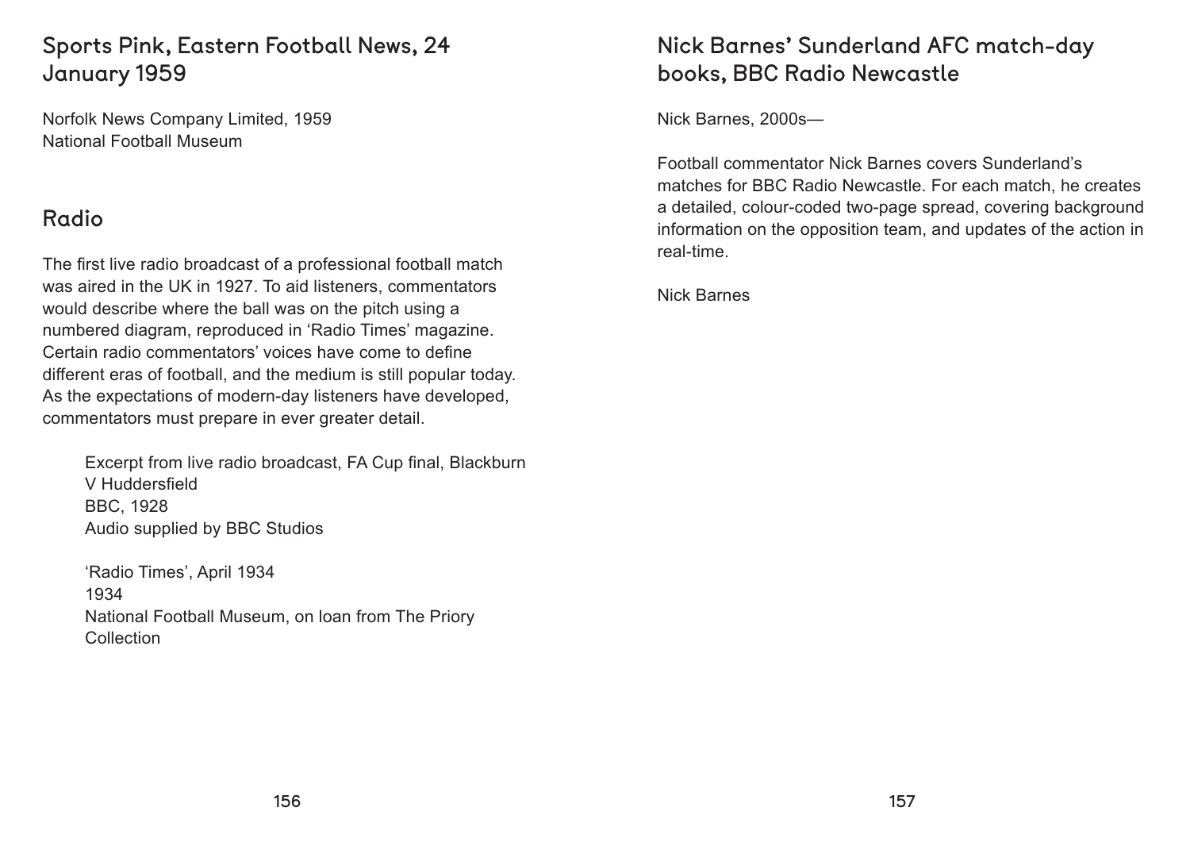## Sports Pink, Eastern Football News, 24 January 1959

Norfolk News Company Limited, 1959
National Football Museum

## Radio

The first live radio broadcast of a professional football match was aired in the UK in 1927. To aid listeners, commentators would describe where the ball was on the pitch using a numbered diagram, reproduced in 'Radio Times' magazine. Certain radio commentators' voices have come to define different eras of football, and the medium is still popular today. As the expectations of modern-day listeners have developed, commentators must prepare in ever greater detail.

> Excerpt from live radio broadcast, FA Cup final, Blackburn V Huddersfield
> BBC, 1928
> Audio supplied by BBC Studios
>
> 'Radio Times', April 1934
> 1934
> National Football Museum, on loan from The Priory Collection

## Nick Barnes' Sunderland AFC match-day books, BBC Radio Newcastle

Nick Barnes, 2000s—

Football commentator Nick Barnes covers Sunderland's matches for BBC Radio Newcastle. For each match, he creates a detailed, colour-coded two-page spread, covering background information on the opposition team, and updates of the action in real-time.

Nick Barnes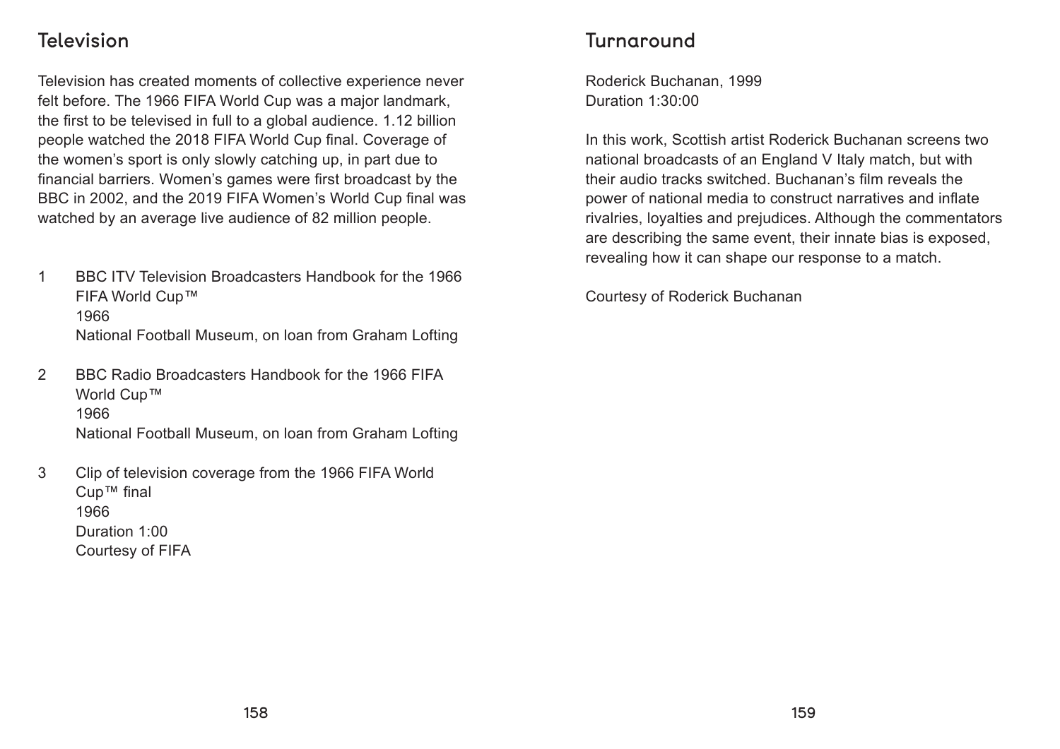## Television

Television has created moments of collective experience never felt before. The 1966 FIFA World Cup was a major landmark, the first to be televised in full to a global audience. 1.12 billion people watched the 2018 FIFA World Cup final. Coverage of the women's sport is only slowly catching up, in part due to financial barriers. Women's games were first broadcast by the BBC in 2002, and the 2019 FIFA Women's World Cup final was watched by an average live audience of 82 million people.

1. BBC ITV Television Broadcasters Handbook for the 1966 FIFA World Cup™
   1966
   National Football Museum, on loan from Graham Lofting

2. BBC Radio Broadcasters Handbook for the 1966 FIFA World Cup™
   1966
   National Football Museum, on loan from Graham Lofting

3. Clip of television coverage from the 1966 FIFA World Cup™ final
   1966
   Duration 1:00
   Courtesy of FIFA

## Turnaround

Roderick Buchanan, 1999
Duration 1:30:00

In this work, Scottish artist Roderick Buchanan screens two national broadcasts of an England V Italy match, but with their audio tracks switched. Buchanan's film reveals the power of national media to construct narratives and inflate rivalries, loyalties and prejudices. Although the commentators are describing the same event, their innate bias is exposed, revealing how it can shape our response to a match.

Courtesy of Roderick Buchanan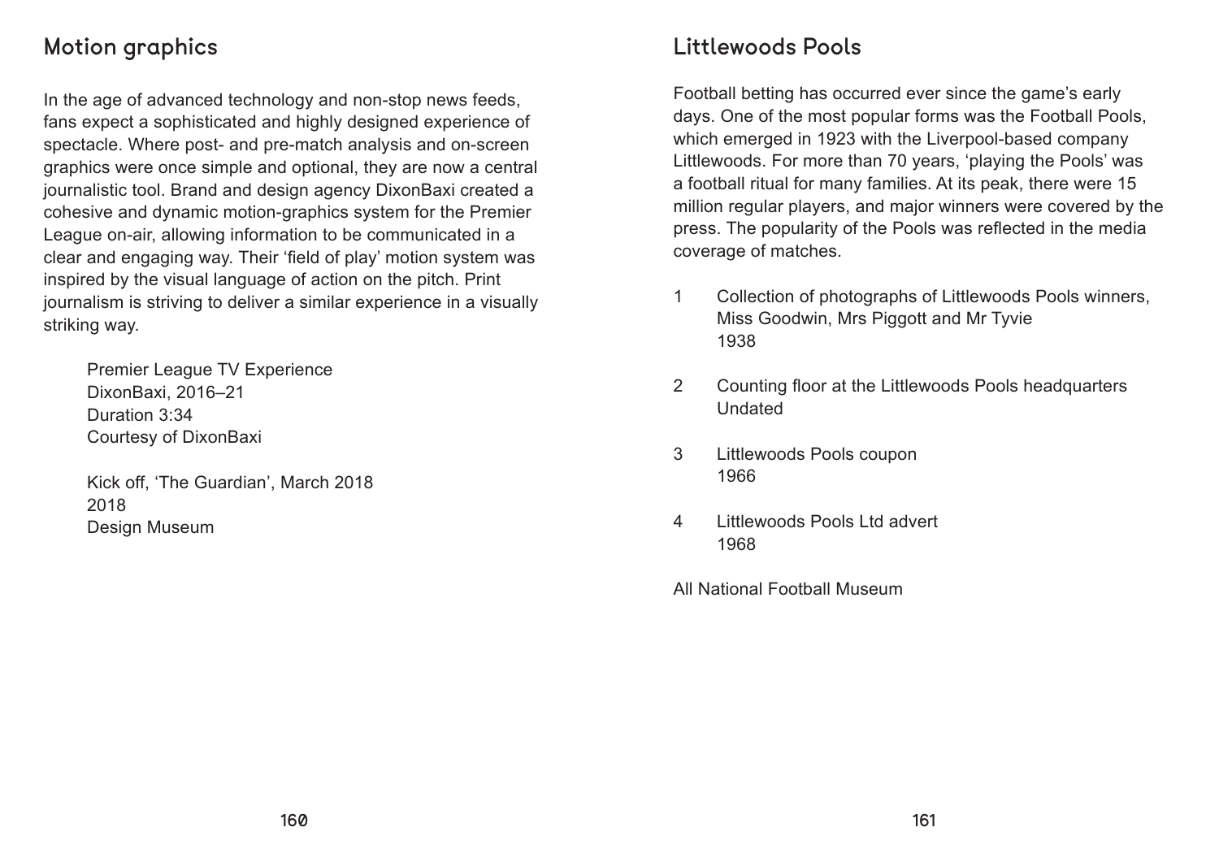## Motion graphics

In the age of advanced technology and non-stop news feeds, fans expect a sophisticated and highly designed experience of spectacle. Where post- and pre-match analysis and on-screen graphics were once simple and optional, they are now a central journalistic tool. Brand and design agency DixonBaxi created a cohesive and dynamic motion-graphics system for the Premier League on-air, allowing information to be communicated in a clear and engaging way. Their 'field of play' motion system was inspired by the visual language of action on the pitch. Print journalism is striving to deliver a similar experience in a visually striking way.

Premier League TV Experience
DixonBaxi, 2016–21
Duration 3:34
Courtesy of DixonBaxi

Kick off, 'The Guardian', March 2018
2018
Design Museum

## Littlewoods Pools

Football betting has occurred ever since the game's early days. One of the most popular forms was the Football Pools, which emerged in 1923 with the Liverpool-based company Littlewoods. For more than 70 years, 'playing the Pools' was a football ritual for many families. At its peak, there were 15 million regular players, and major winners were covered by the press. The popularity of the Pools was reflected in the media coverage of matches.

1. Collection of photographs of Littlewoods Pools winners, Miss Goodwin, Mrs Piggott and Mr Tyvie
   1938

2. Counting floor at the Littlewoods Pools headquarters
   Undated

3. Littlewoods Pools coupon
   1966

4. Littlewoods Pools Ltd advert
   1968

All National Football Museum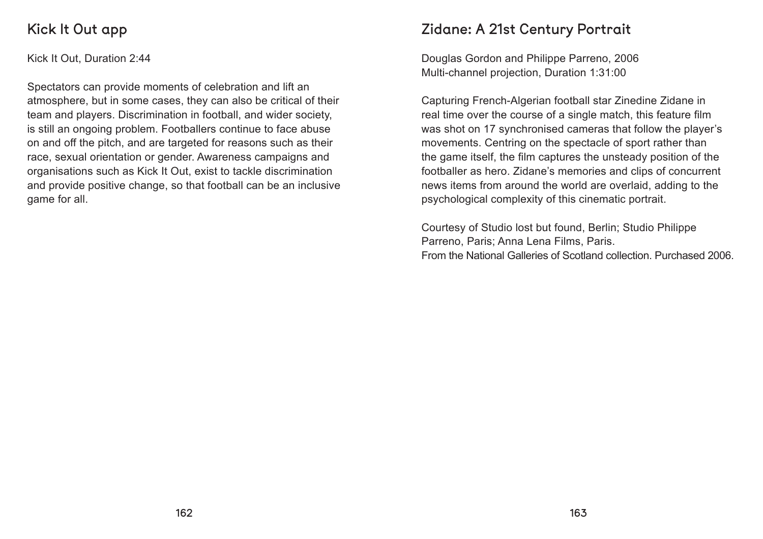## Kick It Out app

Kick It Out, Duration 2:44

Spectators can provide moments of celebration and lift an atmosphere, but in some cases, they can also be critical of their team and players. Discrimination in football, and wider society, is still an ongoing problem. Footballers continue to face abuse on and off the pitch, and are targeted for reasons such as their race, sexual orientation or gender. Awareness campaigns and organisations such as Kick It Out, exist to tackle discrimination and provide positive change, so that football can be an inclusive game for all.

## Zidane: A 21st Century Portrait

Douglas Gordon and Philippe Parreno, 2006
Multi-channel projection, Duration 1:31:00

Capturing French-Algerian football star Zinedine Zidane in real time over the course of a single match, this feature film was shot on 17 synchronised cameras that follow the player's movements. Centring on the spectacle of sport rather than the game itself, the film captures the unsteady position of the footballer as hero. Zidane's memories and clips of concurrent news items from around the world are overlaid, adding to the psychological complexity of this cinematic portrait.

Courtesy of Studio lost but found, Berlin; Studio Philippe Parreno, Paris; Anna Lena Films, Paris.
From the National Galleries of Scotland collection. Purchased 2006.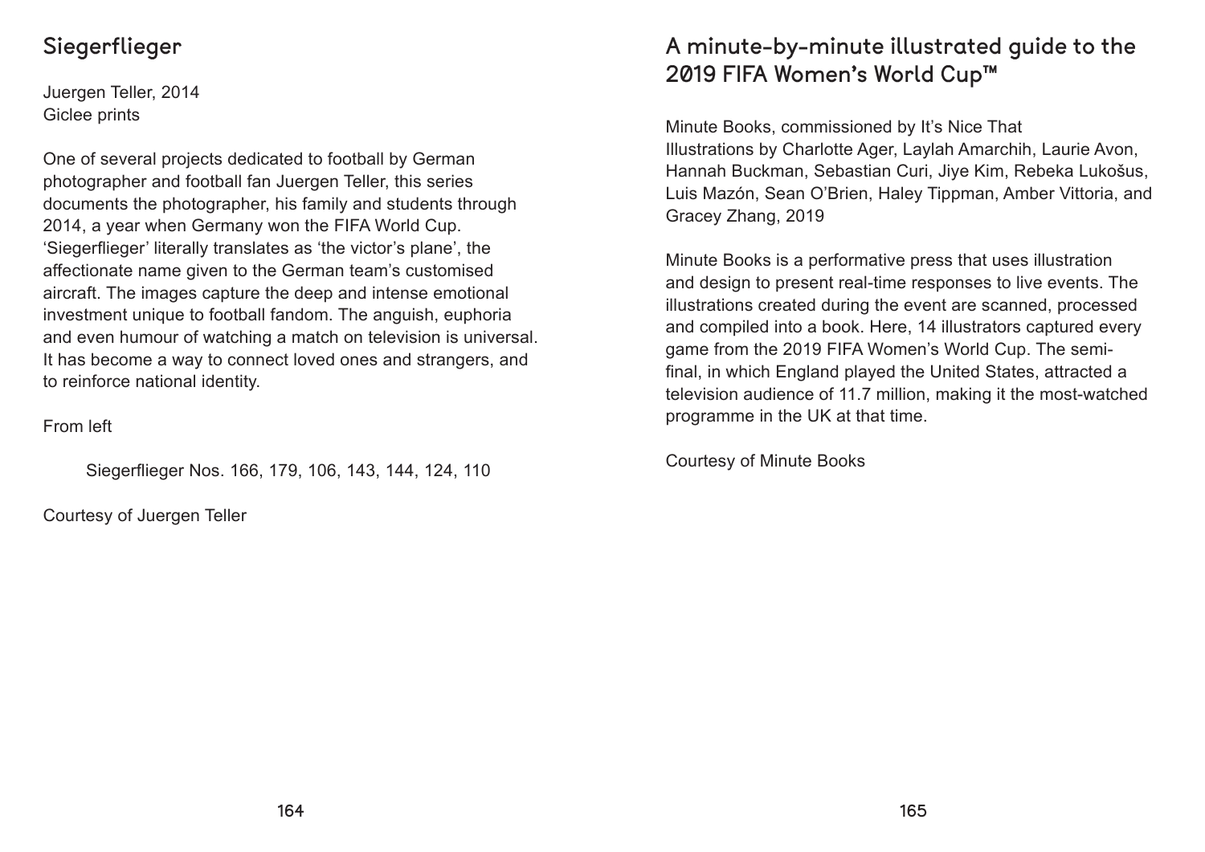## Siegerflieger

Juergen Teller, 2014
Giclee prints

One of several projects dedicated to football by German photographer and football fan Juergen Teller, this series documents the photographer, his family and students through 2014, a year when Germany won the FIFA World Cup. 'Siegerflieger' literally translates as 'the victor's plane', the affectionate name given to the German team's customised aircraft. The images capture the deep and intense emotional investment unique to football fandom. The anguish, euphoria and even humour of watching a match on television is universal. It has become a way to connect loved ones and strangers, and to reinforce national identity.

From left

Siegerflieger Nos. 166, 179, 106, 143, 144, 124, 110

Courtesy of Juergen Teller

## A minute-by-minute illustrated guide to the 2019 FIFA Women's World Cup™

Minute Books, commissioned by It's Nice That
Illustrations by Charlotte Ager, Laylah Amarchih, Laurie Avon, Hannah Buckman, Sebastian Curi, Jiye Kim, Rebeka Lukošus, Luis Mazón, Sean O'Brien, Haley Tippman, Amber Vittoria, and Gracey Zhang, 2019

Minute Books is a performative press that uses illustration and design to present real-time responses to live events. The illustrations created during the event are scanned, processed and compiled into a book. Here, 14 illustrators captured every game from the 2019 FIFA Women's World Cup. The semi-final, in which England played the United States, attracted a television audience of 11.7 million, making it the most-watched programme in the UK at that time.

Courtesy of Minute Books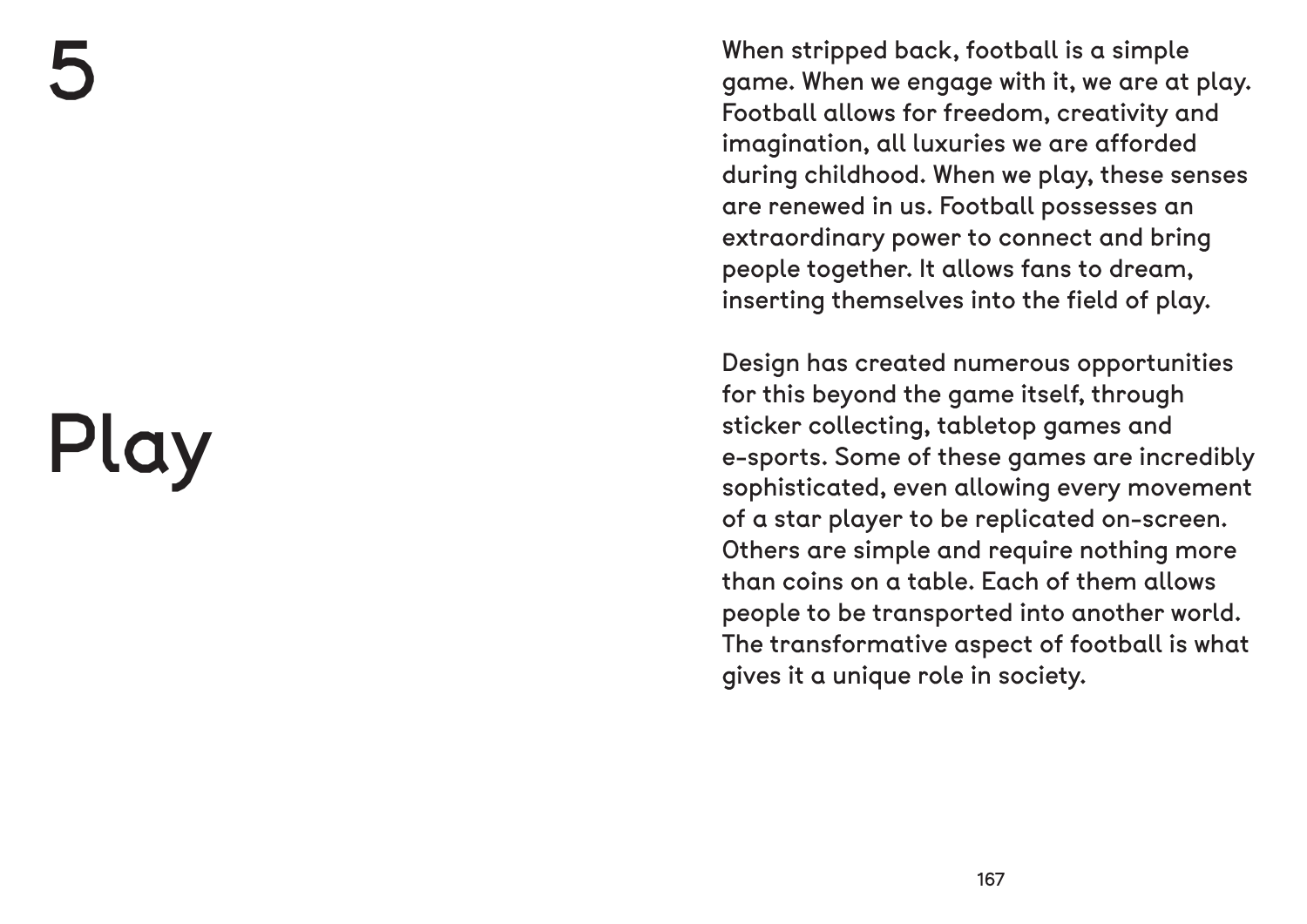# 5

# Play

When stripped back, football is a simple game. When we engage with it, we are at play. Football allows for freedom, creativity and imagination, all luxuries we are afforded during childhood. When we play, these senses are renewed in us. Football possesses an extraordinary power to connect and bring people together. It allows fans to dream, inserting themselves into the field of play.

Design has created numerous opportunities for this beyond the game itself, through sticker collecting, tabletop games and e-sports. Some of these games are incredibly sophisticated, even allowing every movement of a star player to be replicated on-screen. Others are simple and require nothing more than coins on a table. Each of them allows people to be transported into another world. The transformative aspect of football is what gives it a unique role in society.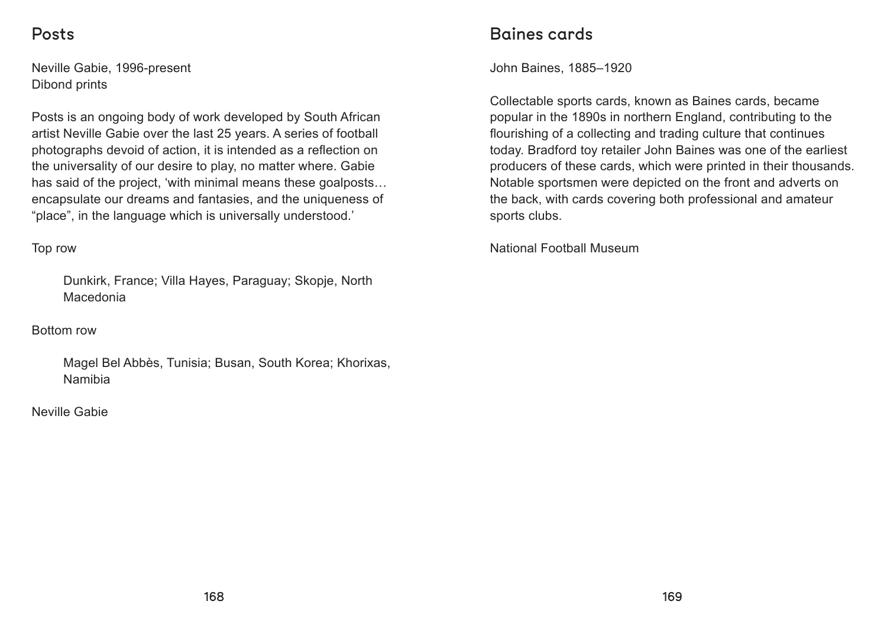## Posts

Neville Gabie, 1996-present
Dibond prints

Posts is an ongoing body of work developed by South African artist Neville Gabie over the last 25 years. A series of football photographs devoid of action, it is intended as a reflection on the universality of our desire to play, no matter where. Gabie has said of the project, 'with minimal means these goalposts… encapsulate our dreams and fantasies, and the uniqueness of "place", in the language which is universally understood.'

Top row

> Dunkirk, France; Villa Hayes, Paraguay; Skopje, North Macedonia

Bottom row

> Magel Bel Abbès, Tunisia; Busan, South Korea; Khorixas, Namibia

Neville Gabie

## Baines cards

John Baines, 1885–1920

Collectable sports cards, known as Baines cards, became popular in the 1890s in northern England, contributing to the flourishing of a collecting and trading culture that continues today. Bradford toy retailer John Baines was one of the earliest producers of these cards, which were printed in their thousands. Notable sportsmen were depicted on the front and adverts on the back, with cards covering both professional and amateur sports clubs.

National Football Museum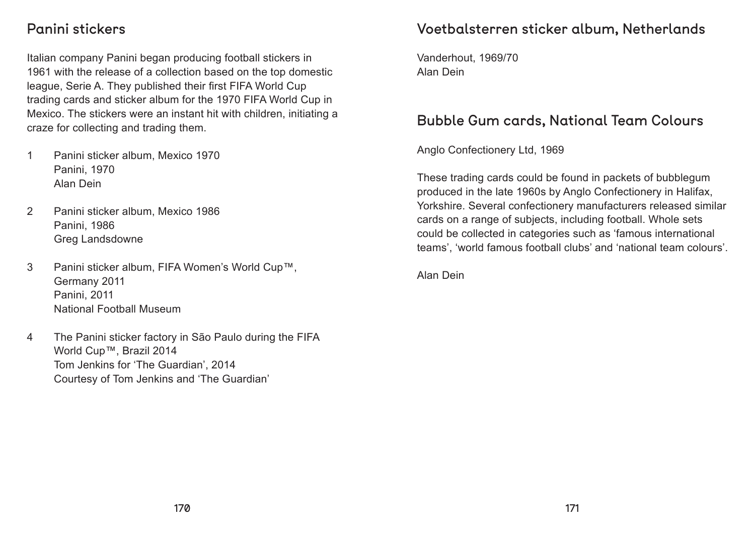## Panini stickers

Italian company Panini began producing football stickers in 1961 with the release of a collection based on the top domestic league, Serie A. They published their first FIFA World Cup trading cards and sticker album for the 1970 FIFA World Cup in Mexico. The stickers were an instant hit with children, initiating a craze for collecting and trading them.

1 Panini sticker album, Mexico 1970
Panini, 1970
Alan Dein

2 Panini sticker album, Mexico 1986
Panini, 1986
Greg Landsdowne

3 Panini sticker album, FIFA Women's World Cup™, Germany 2011
Panini, 2011
National Football Museum

4 The Panini sticker factory in São Paulo during the FIFA World Cup™, Brazil 2014
Tom Jenkins for 'The Guardian', 2014
Courtesy of Tom Jenkins and 'The Guardian'

## Voetbalsterren sticker album, Netherlands

Vanderhout, 1969/70
Alan Dein

## Bubble Gum cards, National Team Colours

Anglo Confectionery Ltd, 1969

These trading cards could be found in packets of bubblegum produced in the late 1960s by Anglo Confectionery in Halifax, Yorkshire. Several confectionery manufacturers released similar cards on a range of subjects, including football. Whole sets could be collected in categories such as 'famous international teams', 'world famous football clubs' and 'national team colours'.

Alan Dein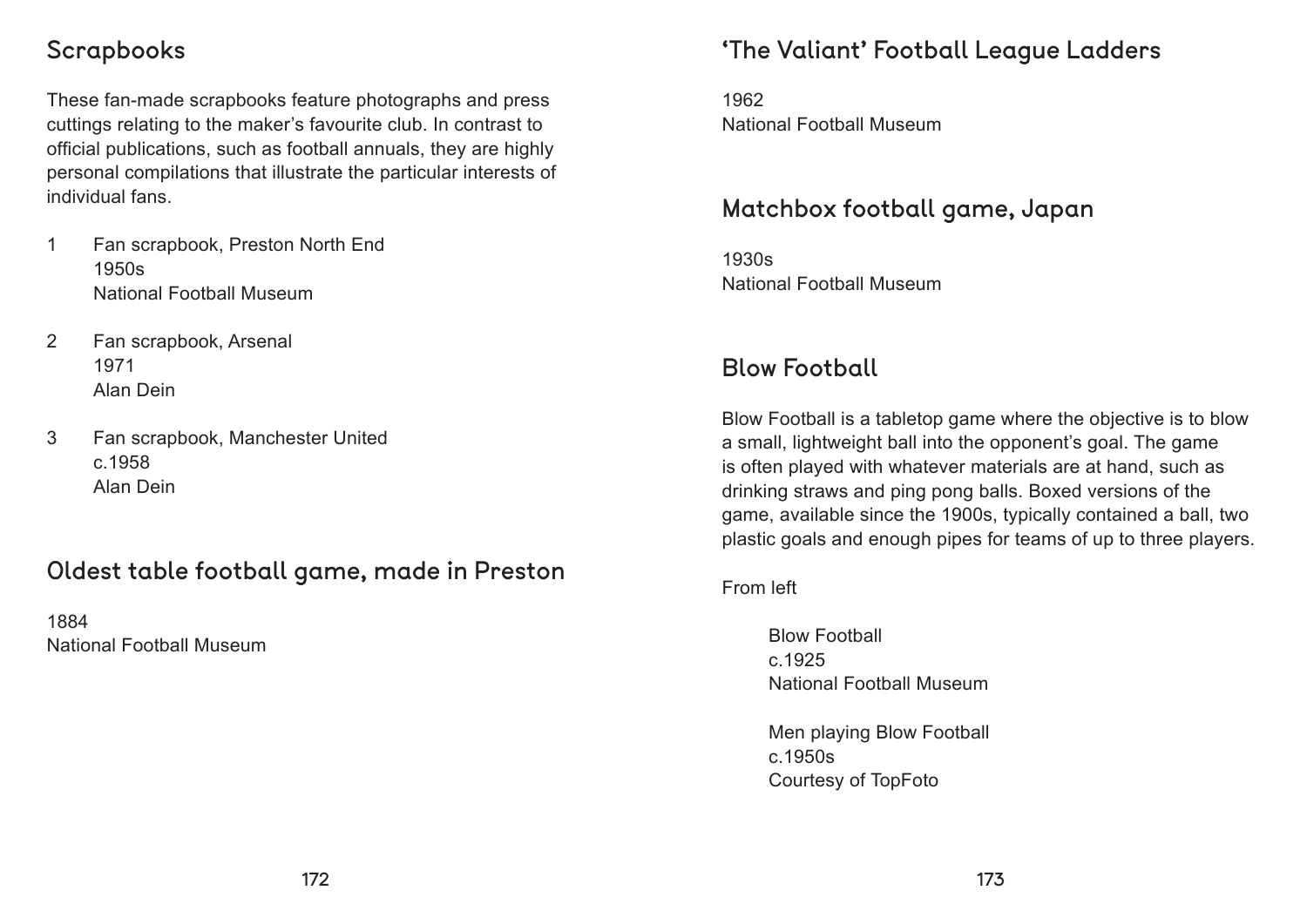## Scrapbooks

These fan-made scrapbooks feature photographs and press cuttings relating to the maker's favourite club. In contrast to official publications, such as football annuals, they are highly personal compilations that illustrate the particular interests of individual fans.

1. Fan scrapbook, Preston North End
   1950s
   National Football Museum

2. Fan scrapbook, Arsenal
   1971
   Alan Dein

3. Fan scrapbook, Manchester United
   c.1958
   Alan Dein

## Oldest table football game, made in Preston

1884
National Football Museum

## 'The Valiant' Football League Ladders

1962
National Football Museum

## Matchbox football game, Japan

1930s
National Football Museum

## Blow Football

Blow Football is a tabletop game where the objective is to blow a small, lightweight ball into the opponent's goal. The game is often played with whatever materials are at hand, such as drinking straws and ping pong balls. Boxed versions of the game, available since the 1900s, typically contained a ball, two plastic goals and enough pipes for teams of up to three players.

From left

Blow Football
c.1925
National Football Museum

Men playing Blow Football
c.1950s
Courtesy of TopFoto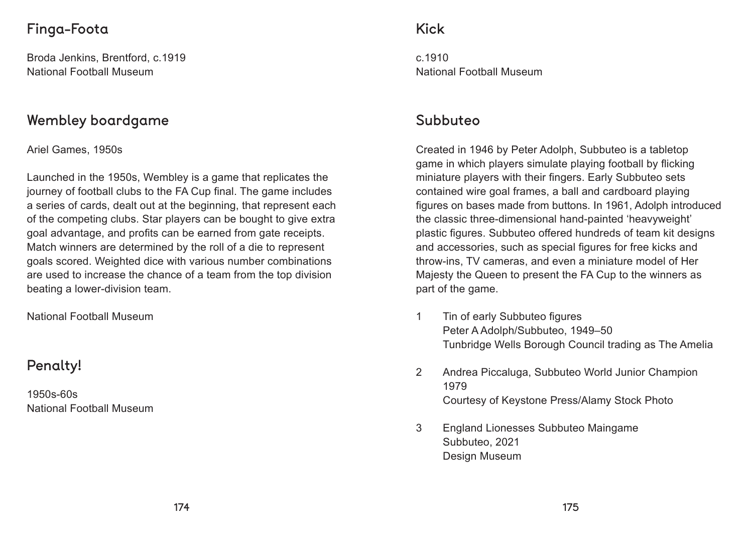## Finga-Foota

Broda Jenkins, Brentford, c.1919
National Football Museum

## Wembley boardgame

Ariel Games, 1950s

Launched in the 1950s, Wembley is a game that replicates the journey of football clubs to the FA Cup final. The game includes a series of cards, dealt out at the beginning, that represent each of the competing clubs. Star players can be bought to give extra goal advantage, and profits can be earned from gate receipts. Match winners are determined by the roll of a die to represent goals scored. Weighted dice with various number combinations are used to increase the chance of a team from the top division beating a lower-division team.

National Football Museum

## Penalty!

1950s-60s
National Football Museum

## Kick

c.1910
National Football Museum

## Subbuteo

Created in 1946 by Peter Adolph, Subbuteo is a tabletop game in which players simulate playing football by flicking miniature players with their fingers. Early Subbuteo sets contained wire goal frames, a ball and cardboard playing figures on bases made from buttons. In 1961, Adolph introduced the classic three-dimensional hand-painted 'heavyweight' plastic figures. Subbuteo offered hundreds of team kit designs and accessories, such as special figures for free kicks and throw-ins, TV cameras, and even a miniature model of Her Majesty the Queen to present the FA Cup to the winners as part of the game.

1. Tin of early Subbuteo figures
   Peter A Adolph/Subbuteo, 1949–50
   Tunbridge Wells Borough Council trading as The Amelia

2. Andrea Piccaluga, Subbuteo World Junior Champion 1979
   Courtesy of Keystone Press/Alamy Stock Photo

3. England Lionesses Subbuteo Maingame
   Subbuteo, 2021
   Design Museum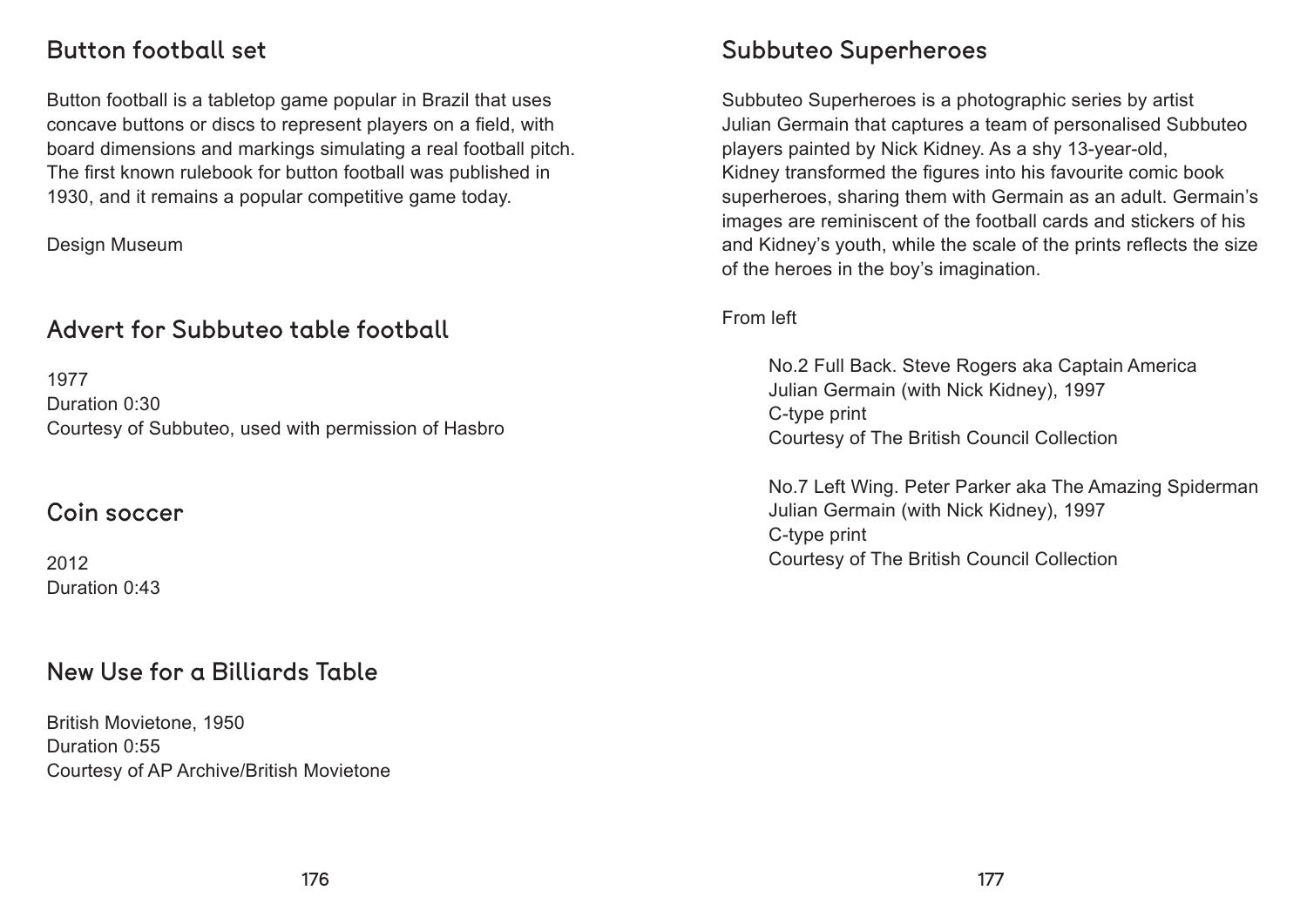## Button football set

Button football is a tabletop game popular in Brazil that uses concave buttons or discs to represent players on a field, with board dimensions and markings simulating a real football pitch. The first known rulebook for button football was published in 1930, and it remains a popular competitive game today.

Design Museum

## Advert for Subbuteo table football

1977
Duration 0:30
Courtesy of Subbuteo, used with permission of Hasbro

## Coin soccer

2012
Duration 0:43

## New Use for a Billiards Table

British Movietone, 1950
Duration 0:55
Courtesy of AP Archive/British Movietone

## Subbuteo Superheroes

Subbuteo Superheroes is a photographic series by artist Julian Germain that captures a team of personalised Subbuteo players painted by Nick Kidney. As a shy 13-year-old, Kidney transformed the figures into his favourite comic book superheroes, sharing them with Germain as an adult. Germain's images are reminiscent of the football cards and stickers of his and Kidney's youth, while the scale of the prints reflects the size of the heroes in the boy's imagination.

From left

No.2 Full Back. Steve Rogers aka Captain America
Julian Germain (with Nick Kidney), 1997
C-type print
Courtesy of The British Council Collection

No.7 Left Wing. Peter Parker aka The Amazing Spiderman
Julian Germain (with Nick Kidney), 1997
C-type print
Courtesy of The British Council Collection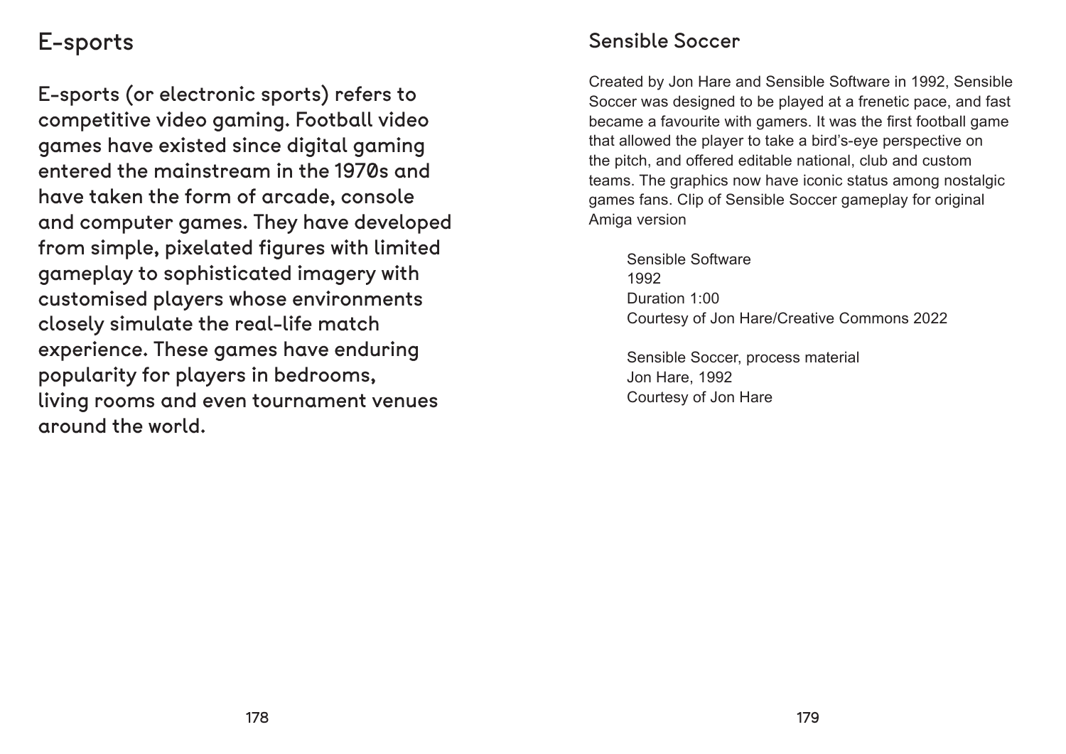## E-sports

E-sports (or electronic sports) refers to competitive video gaming. Football video games have existed since digital gaming entered the mainstream in the 1970s and have taken the form of arcade, console and computer games. They have developed from simple, pixelated figures with limited gameplay to sophisticated imagery with customised players whose environments closely simulate the real-life match experience. These games have enduring popularity for players in bedrooms, living rooms and even tournament venues around the world.

## Sensible Soccer

Created by Jon Hare and Sensible Software in 1992, Sensible Soccer was designed to be played at a frenetic pace, and fast became a favourite with gamers. It was the first football game that allowed the player to take a bird's-eye perspective on the pitch, and offered editable national, club and custom teams. The graphics now have iconic status among nostalgic games fans. Clip of Sensible Soccer gameplay for original Amiga version

Sensible Software
1992
Duration 1:00
Courtesy of Jon Hare/Creative Commons 2022

Sensible Soccer, process material
Jon Hare, 1992
Courtesy of Jon Hare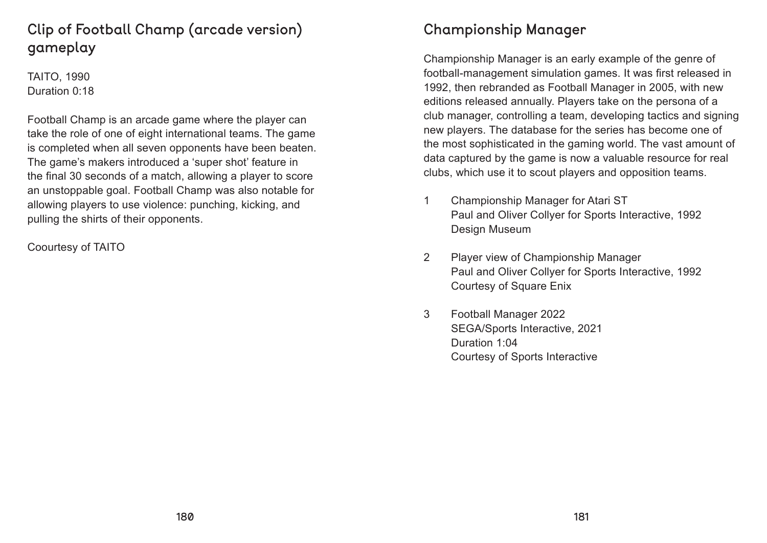## Clip of Football Champ (arcade version) gameplay

TAITO, 1990
Duration 0:18

Football Champ is an arcade game where the player can take the role of one of eight international teams. The game is completed when all seven opponents have been beaten. The game's makers introduced a 'super shot' feature in the final 30 seconds of a match, allowing a player to score an unstoppable goal. Football Champ was also notable for allowing players to use violence: punching, kicking, and pulling the shirts of their opponents.

Coourtesy of TAITO

## Championship Manager

Championship Manager is an early example of the genre of football-management simulation games. It was first released in 1992, then rebranded as Football Manager in 2005, with new editions released annually. Players take on the persona of a club manager, controlling a team, developing tactics and signing new players. The database for the series has become one of the most sophisticated in the gaming world. The vast amount of data captured by the game is now a valuable resource for real clubs, which use it to scout players and opposition teams.

1. Championship Manager for Atari ST
   Paul and Oliver Collyer for Sports Interactive, 1992
   Design Museum

2. Player view of Championship Manager
   Paul and Oliver Collyer for Sports Interactive, 1992
   Courtesy of Square Enix

3. Football Manager 2022
   SEGA/Sports Interactive, 2021
   Duration 1:04
   Courtesy of Sports Interactive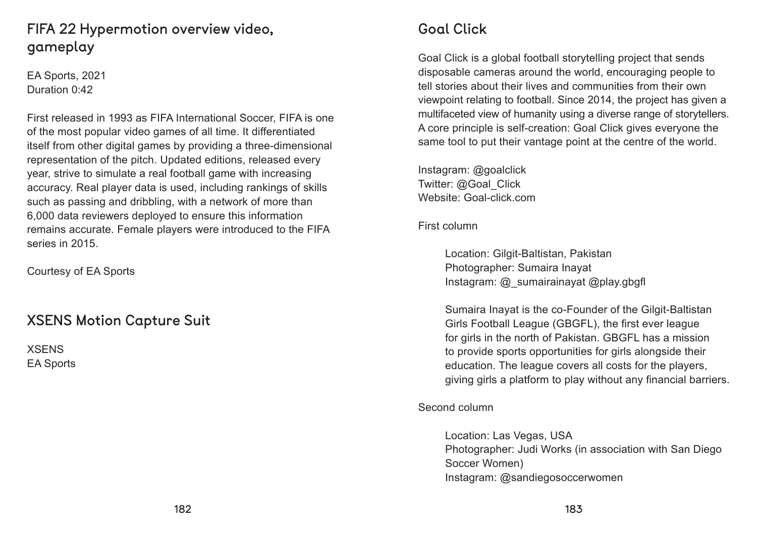## FIFA 22 Hypermotion overview video, gameplay

EA Sports, 2021
Duration 0:42

First released in 1993 as FIFA International Soccer, FIFA is one of the most popular video games of all time. It differentiated itself from other digital games by providing a three-dimensional representation of the pitch. Updated editions, released every year, strive to simulate a real football game with increasing accuracy. Real player data is used, including rankings of skills such as passing and dribbling, with a network of more than 6,000 data reviewers deployed to ensure this information remains accurate. Female players were introduced to the FIFA series in 2015.

Courtesy of EA Sports

## XSENS Motion Capture Suit

XSENS
EA Sports

## Goal Click

Goal Click is a global football storytelling project that sends disposable cameras around the world, encouraging people to tell stories about their lives and communities from their own viewpoint relating to football. Since 2014, the project has given a multifaceted view of humanity using a diverse range of storytellers. A core principle is self-creation: Goal Click gives everyone the same tool to put their vantage point at the centre of the world.

Instagram: @goalclick
Twitter: @Goal_Click
Website: Goal-click.com

First column

Location: Gilgit-Baltistan, Pakistan
Photographer: Sumaira Inayat
Instagram: @_sumairainayat @play.gbgfl

Sumaira Inayat is the co-Founder of the Gilgit-Baltistan Girls Football League (GBGFL), the first ever league for girls in the north of Pakistan. GBGFL has a mission to provide sports opportunities for girls alongside their education. The league covers all costs for the players, giving girls a platform to play without any financial barriers.

Second column

Location: Las Vegas, USA
Photographer: Judi Works (in association with San Diego Soccer Women)
Instagram: @sandiegosoccerwomen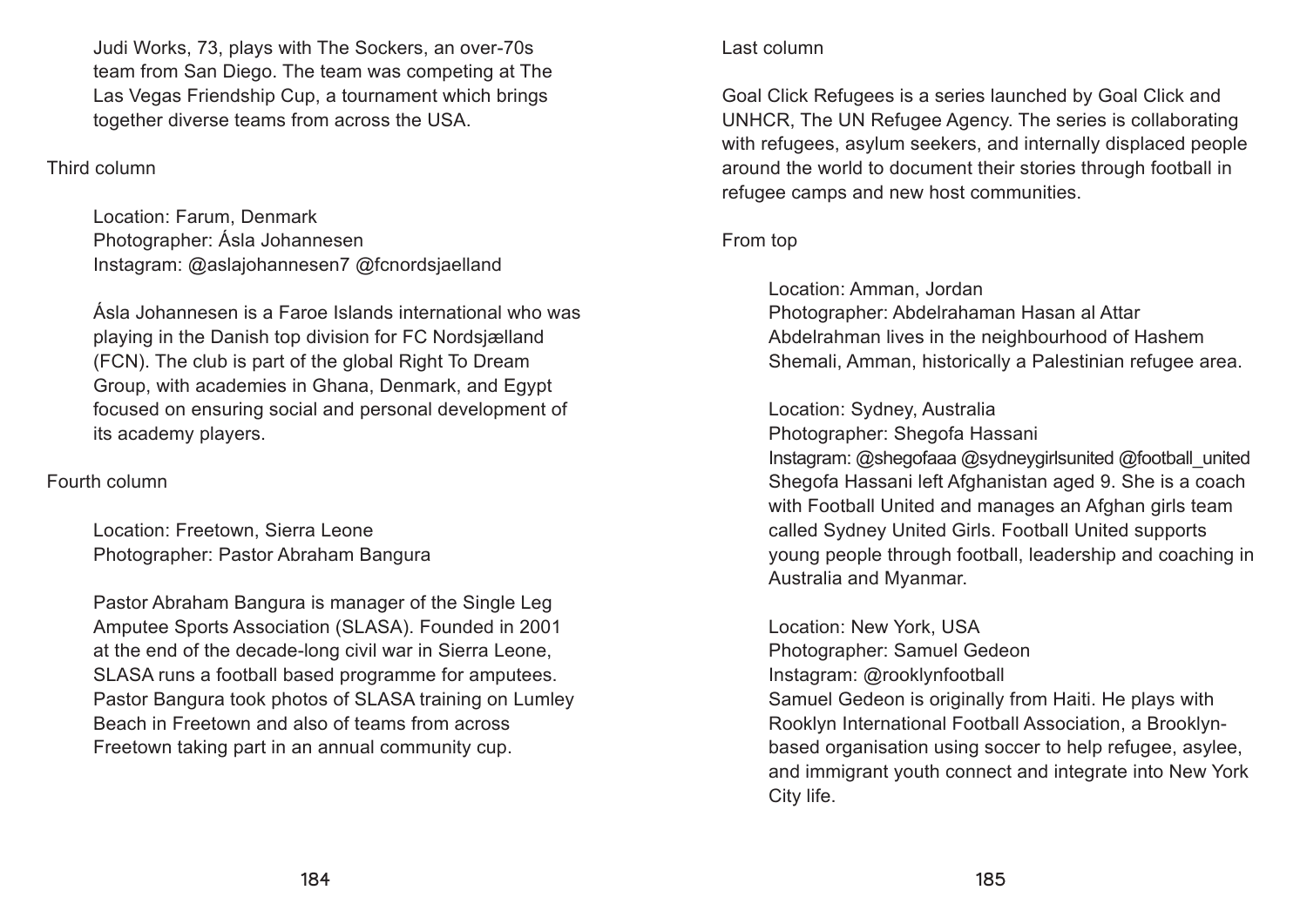Judi Works, 73, plays with The Sockers, an over-70s team from San Diego. The team was competing at The Las Vegas Friendship Cup, a tournament which brings together diverse teams from across the USA.

Third column

Location: Farum, Denmark
Photographer: Ásla Johannesen
Instagram: @aslajohannesen7 @fcnordsjaelland

Ásla Johannesen is a Faroe Islands international who was playing in the Danish top division for FC Nordsjælland (FCN). The club is part of the global Right To Dream Group, with academies in Ghana, Denmark, and Egypt focused on ensuring social and personal development of its academy players.

Fourth column

Location: Freetown, Sierra Leone
Photographer: Pastor Abraham Bangura

Pastor Abraham Bangura is manager of the Single Leg Amputee Sports Association (SLASA). Founded in 2001 at the end of the decade-long civil war in Sierra Leone, SLASA runs a football based programme for amputees. Pastor Bangura took photos of SLASA training on Lumley Beach in Freetown and also of teams from across Freetown taking part in an annual community cup.

Last column

Goal Click Refugees is a series launched by Goal Click and UNHCR, The UN Refugee Agency. The series is collaborating with refugees, asylum seekers, and internally displaced people around the world to document their stories through football in refugee camps and new host communities.

From top

Location: Amman, Jordan
Photographer: Abdelrahaman Hasan al Attar
Abdelrahman lives in the neighbourhood of Hashem Shemali, Amman, historically a Palestinian refugee area.

Location: Sydney, Australia
Photographer: Shegofa Hassani
Instagram: @shegofaaa @sydneygirlsunited @football_united
Shegofa Hassani left Afghanistan aged 9. She is a coach with Football United and manages an Afghan girls team called Sydney United Girls. Football United supports young people through football, leadership and coaching in Australia and Myanmar.

Location: New York, USA
Photographer: Samuel Gedeon
Instagram: @rooklynfootball
Samuel Gedeon is originally from Haiti. He plays with Rooklyn International Football Association, a Brooklyn-based organisation using soccer to help refugee, asylee, and immigrant youth connect and integrate into New York City life.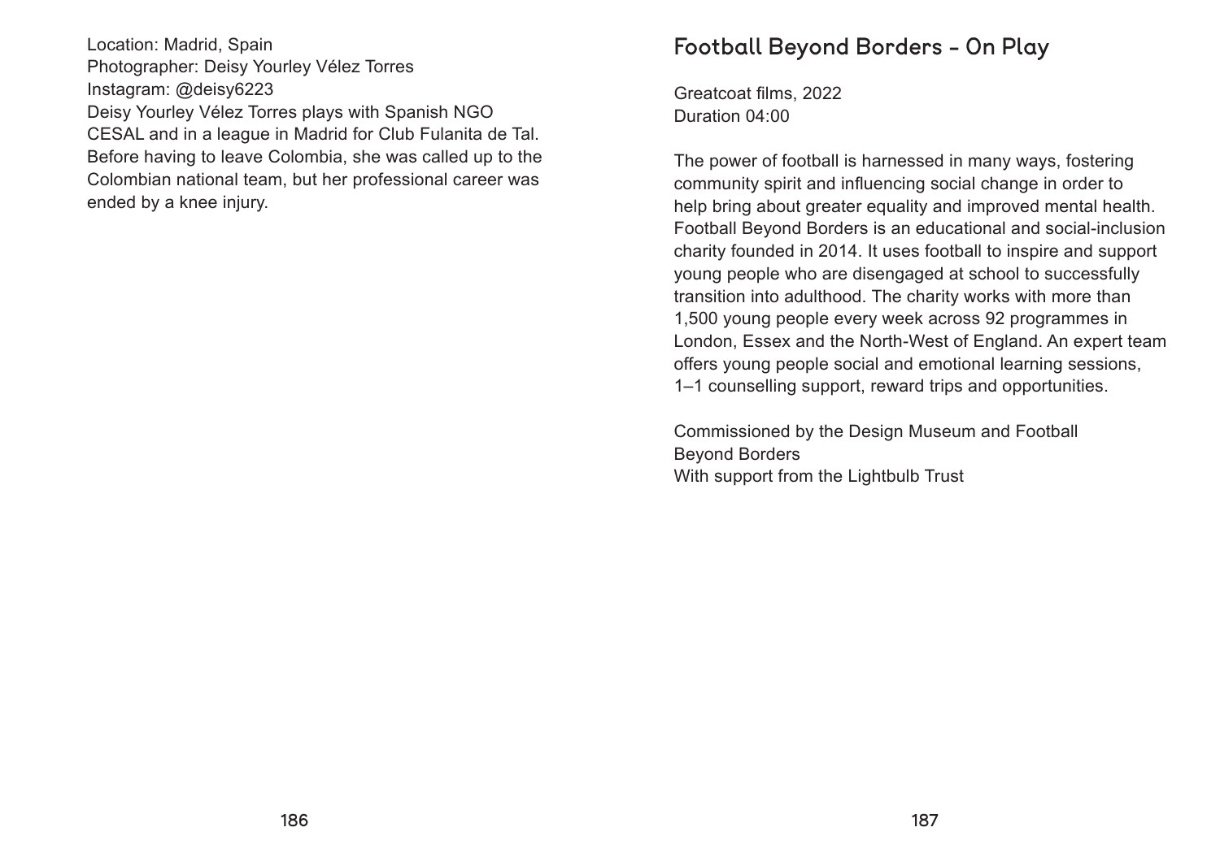Location: Madrid, Spain
Photographer: Deisy Yourley Vélez Torres
Instagram: @deisy6223
Deisy Yourley Vélez Torres plays with Spanish NGO CESAL and in a league in Madrid for Club Fulanita de Tal. Before having to leave Colombia, she was called up to the Colombian national team, but her professional career was ended by a knee injury.

## Football Beyond Borders - On Play

Greatcoat films, 2022
Duration 04:00

The power of football is harnessed in many ways, fostering community spirit and influencing social change in order to help bring about greater equality and improved mental health. Football Beyond Borders is an educational and social-inclusion charity founded in 2014. It uses football to inspire and support young people who are disengaged at school to successfully transition into adulthood. The charity works with more than 1,500 young people every week across 92 programmes in London, Essex and the North-West of England. An expert team offers young people social and emotional learning sessions, 1–1 counselling support, reward trips and opportunities.

Commissioned by the Design Museum and Football Beyond Borders
With support from the Lightbulb Trust